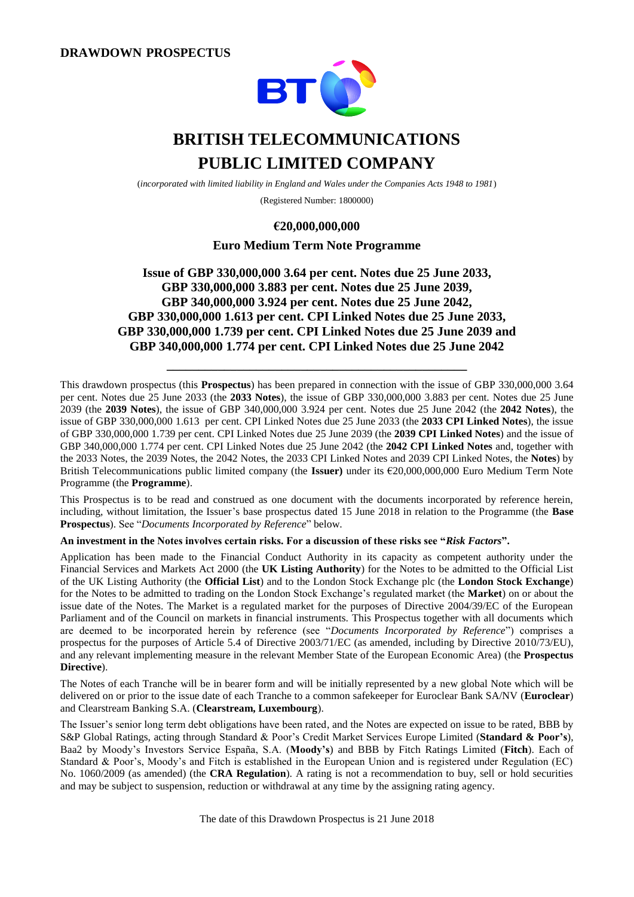**DRAWDOWN PROSPECTUS**

# BRITISH TELECOMMUNICATIONS PUBLIC LIMITED COMPANY

(*incorporated with limited liability in England and Wales under the Companies Acts 1948 to 1981*)

(Registered Number: 1800000)

**€20,000,000,000**

**Euro Medium Term Note Programme**

## Issue of GBP 330,000,000 3.64 per cent. Notes due 25 June 2033, GBP 330,000,000 3.883 per cent. Notes due 25 June 2039, GBP 340,000,000 3.924 per cent. Notes due 25 June 2042, GBP 330,000,000 1.613 per cent. CPI Linked Notes due 25 June 2033, GBP 330,000,000 1.739 per cent. CPI Linked Notes due 25 June 2039 and GBP 340,000,000 1.774 per cent. CPI Linked Notes due 25 June 2042

---

This drawdown prospectus (this **Prospectus**) has been prepared in connection with the issue of GBP 330,000,000 3.64 per cent. Notes due 25 June 2033 (the **2033 Notes**), the issue of GBP 330,000,000 3.883 per cent. Notes due 25 June 2039 (the **2039 Notes**), the issue of GBP 340,000,000 3.924 per cent. Notes due 25 June 2042 (the **2042 Notes**), the issue of GBP 330,000,000 1.613 per cent. CPI Linked Notes due 25 June 2033 (the **2033 CPI Linked Notes**), the issue of GBP 330,000,000 1.739 per cent. CPI Linked Notes due 25 June 2039 (the **2039 CPI Linked Notes**) and the issue of GBP 340,000,000 1.774 per cent. CPI Linked Notes due 25 June 2042 (the **2042 CPI Linked Notes** and, together with the 2033 Notes, the 2039 Notes, the 2042 Notes, the 2033 CPI Linked Notes and 2039 CPI Linked Notes, the **Notes**) by British Telecommunications public limited company (the **Issuer)** under its €20,000,000,000 Euro Medium Term Note Programme (the **Programme**).

This Prospectus is to be read and construed as one document with the documents incorporated by reference herein, including, without limitation, the Issuer's base prospectus dated 15 June 2018 in relation to the Programme (the **Base Prospectus**). See "*Documents Incorporated by Reference*" below.

**An investment in the Notes involves certain risks. For a discussion of these risks see "*Risk Factors*".**

Application has been made to the Financial Conduct Authority in its capacity as competent authority under the Financial Services and Markets Act 2000 (the **UK Listing Authority**) for the Notes to be admitted to the Official List of the UK Listing Authority (the **Official List**) and to the London Stock Exchange plc (the **London Stock Exchange**) for the Notes to be admitted to trading on the London Stock Exchange's regulated market (the **Market**) on or about the issue date of the Notes. The Market is a regulated market for the purposes of Directive 2004/39/EC of the European Parliament and of the Council on markets in financial instruments. This Prospectus together with all documents which are deemed to be incorporated herein by reference (see "*Documents Incorporated by Reference*") comprises a prospectus for the purposes of Article 5.4 of Directive 2003/71/EC (as amended, including by Directive 2010/73/EU), and any relevant implementing measure in the relevant Member State of the European Economic Area) (the **Prospectus Directive**).

The Notes of each Tranche will be in bearer form and will be initially represented by a new global Note which will be delivered on or prior to the issue date of each Tranche to a common safekeeper for Euroclear Bank SA/NV (**Euroclear**) and Clearstream Banking S.A. (**Clearstream, Luxembourg**).

The Issuer's senior long term debt obligations have been rated, and the Notes are expected on issue to be rated, BBB by S&P Global Ratings, acting through Standard & Poor's Credit Market Services Europe Limited (**Standard & Poor's**), Baa2 by Moody's Investors Service España, S.A. (**Moody's**) and BBB by Fitch Ratings Limited (**Fitch**). Each of Standard & Poor's, Moody's and Fitch is established in the European Union and is registered under Regulation (EC) No. 1060/2009 (as amended) (the **CRA Regulation**). A rating is not a recommendation to buy, sell or hold securities and may be subject to suspension, reduction or withdrawal at any time by the assigning rating agency.

The date of this Drawdown Prospectus is 21 June 2018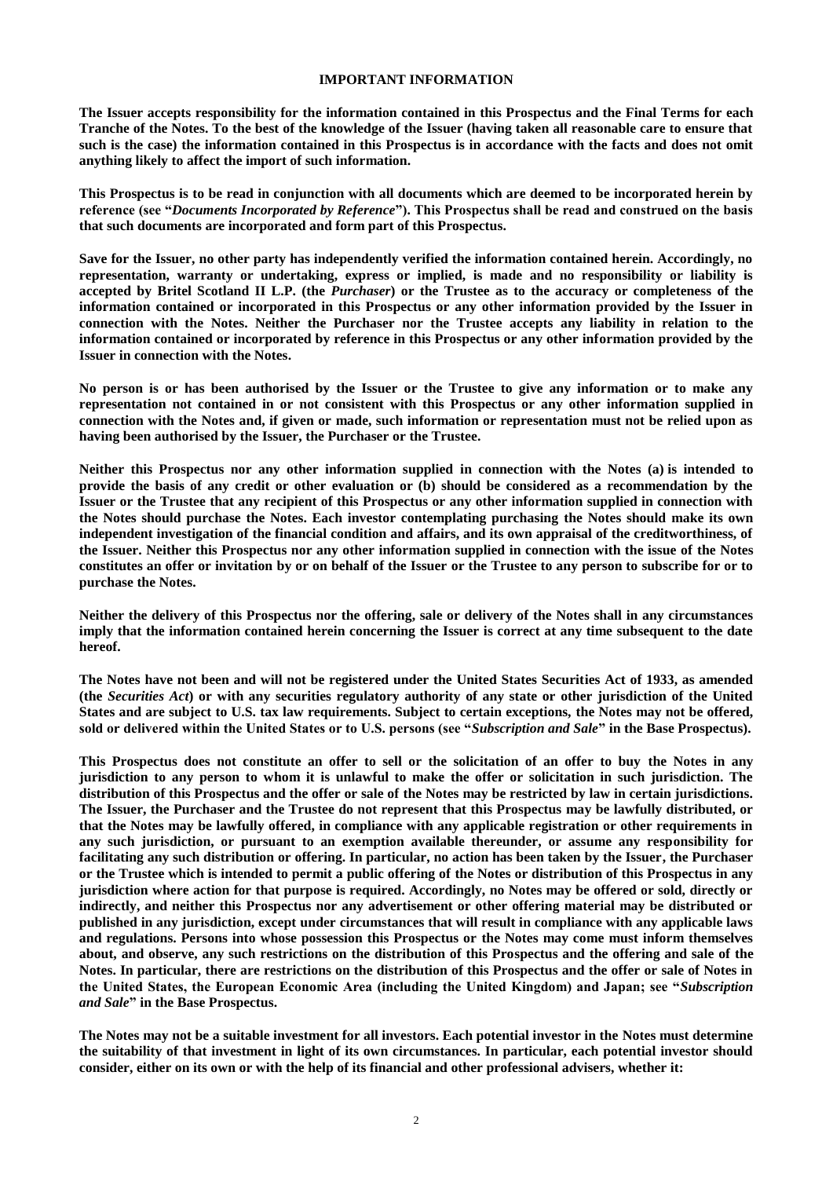## IMPORTANT INFORMATION

**The Issuer accepts responsibility for the information contained in this Prospectus and the Final Terms for each Tranche of the Notes. To the best of the knowledge of the Issuer (having taken all reasonable care to ensure that such is the case) the information contained in this Prospectus is in accordance with the facts and does not omit anything likely to affect the import of such information.**

**This Prospectus is to be read in conjunction with all documents which are deemed to be incorporated herein by reference (see "*Documents Incorporated by Reference*"). This Prospectus shall be read and construed on the basis that such documents are incorporated and form part of this Prospectus.**

**Save for the Issuer, no other party has independently verified the information contained herein. Accordingly, no representation, warranty or undertaking, express or implied, is made and no responsibility or liability is accepted by Britel Scotland II L.P. (the *Purchaser*) or the Trustee as to the accuracy or completeness of the information contained or incorporated in this Prospectus or any other information provided by the Issuer in connection with the Notes. Neither the Purchaser nor the Trustee accepts any liability in relation to the information contained or incorporated by reference in this Prospectus or any other information provided by the Issuer in connection with the Notes.**

**No person is or has been authorised by the Issuer or the Trustee to give any information or to make any representation not contained in or not consistent with this Prospectus or any other information supplied in connection with the Notes and, if given or made, such information or representation must not be relied upon as having been authorised by the Issuer, the Purchaser or the Trustee.**

**Neither this Prospectus nor any other information supplied in connection with the Notes (a) is intended to provide the basis of any credit or other evaluation or (b) should be considered as a recommendation by the Issuer or the Trustee that any recipient of this Prospectus or any other information supplied in connection with the Notes should purchase the Notes. Each investor contemplating purchasing the Notes should make its own independent investigation of the financial condition and affairs, and its own appraisal of the creditworthiness, of the Issuer. Neither this Prospectus nor any other information supplied in connection with the issue of the Notes constitutes an offer or invitation by or on behalf of the Issuer or the Trustee to any person to subscribe for or to purchase the Notes.**

**Neither the delivery of this Prospectus nor the offering, sale or delivery of the Notes shall in any circumstances imply that the information contained herein concerning the Issuer is correct at any time subsequent to the date hereof.**

**The Notes have not been and will not be registered under the United States Securities Act of 1933, as amended (the *Securities Act*) or with any securities regulatory authority of any state or other jurisdiction of the United States and are subject to U.S. tax law requirements. Subject to certain exceptions, the Notes may not be offered, sold or delivered within the United States or to U.S. persons (see "*Subscription and Sale*" in the Base Prospectus).**

**This Prospectus does not constitute an offer to sell or the solicitation of an offer to buy the Notes in any jurisdiction to any person to whom it is unlawful to make the offer or solicitation in such jurisdiction. The distribution of this Prospectus and the offer or sale of the Notes may be restricted by law in certain jurisdictions. The Issuer, the Purchaser and the Trustee do not represent that this Prospectus may be lawfully distributed, or that the Notes may be lawfully offered, in compliance with any applicable registration or other requirements in any such jurisdiction, or pursuant to an exemption available thereunder, or assume any responsibility for facilitating any such distribution or offering. In particular, no action has been taken by the Issuer, the Purchaser or the Trustee which is intended to permit a public offering of the Notes or distribution of this Prospectus in any jurisdiction where action for that purpose is required. Accordingly, no Notes may be offered or sold, directly or indirectly, and neither this Prospectus nor any advertisement or other offering material may be distributed or published in any jurisdiction, except under circumstances that will result in compliance with any applicable laws and regulations. Persons into whose possession this Prospectus or the Notes may come must inform themselves about, and observe, any such restrictions on the distribution of this Prospectus and the offering and sale of the Notes. In particular, there are restrictions on the distribution of this Prospectus and the offer or sale of Notes in the United States, the European Economic Area (including the United Kingdom) and Japan; see "*Subscription and Sale*" in the Base Prospectus.**

**The Notes may not be a suitable investment for all investors. Each potential investor in the Notes must determine the suitability of that investment in light of its own circumstances. In particular, each potential investor should consider, either on its own or with the help of its financial and other professional advisers, whether it:**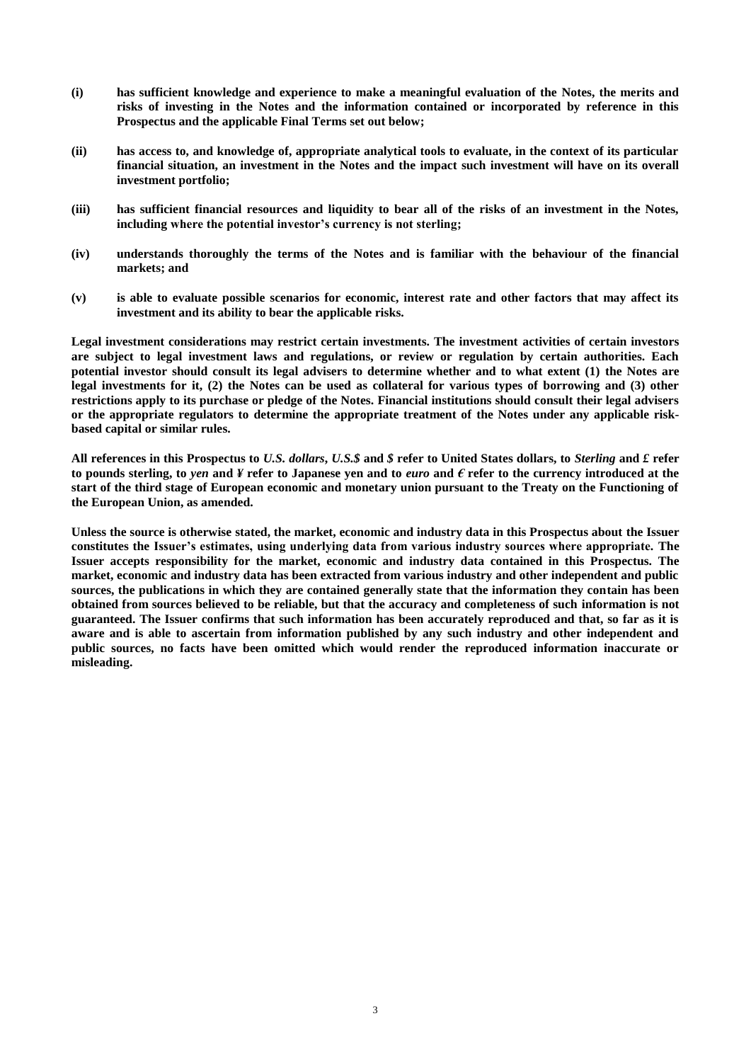**(i) has sufficient knowledge and experience to make a meaningful evaluation of the Notes, the merits and risks of investing in the Notes and the information contained or incorporated by reference in this Prospectus and the applicable Final Terms set out below;**

**(ii) has access to, and knowledge of, appropriate analytical tools to evaluate, in the context of its particular financial situation, an investment in the Notes and the impact such investment will have on its overall investment portfolio;**

**(iii) has sufficient financial resources and liquidity to bear all of the risks of an investment in the Notes, including where the potential investor's currency is not sterling;**

**(iv) understands thoroughly the terms of the Notes and is familiar with the behaviour of the financial markets; and**

**(v) is able to evaluate possible scenarios for economic, interest rate and other factors that may affect its investment and its ability to bear the applicable risks.**

**Legal investment considerations may restrict certain investments. The investment activities of certain investors are subject to legal investment laws and regulations, or review or regulation by certain authorities. Each potential investor should consult its legal advisers to determine whether and to what extent (1) the Notes are legal investments for it, (2) the Notes can be used as collateral for various types of borrowing and (3) other restrictions apply to its purchase or pledge of the Notes. Financial institutions should consult their legal advisers or the appropriate regulators to determine the appropriate treatment of the Notes under any applicable risk-based capital or similar rules.**

**All references in this Prospectus to *U.S. dollars*, *U.S.$* and *$* refer to United States dollars, to *Sterling* and *£* refer to pounds sterling, to *yen* and *¥* refer to Japanese yen and to *euro* and *€* refer to the currency introduced at the start of the third stage of European economic and monetary union pursuant to the Treaty on the Functioning of the European Union, as amended.**

**Unless the source is otherwise stated, the market, economic and industry data in this Prospectus about the Issuer constitutes the Issuer's estimates, using underlying data from various industry sources where appropriate. The Issuer accepts responsibility for the market, economic and industry data contained in this Prospectus. The market, economic and industry data has been extracted from various industry and other independent and public sources, the publications in which they are contained generally state that the information they contain has been obtained from sources believed to be reliable, but that the accuracy and completeness of such information is not guaranteed. The Issuer confirms that such information has been accurately reproduced and that, so far as it is aware and is able to ascertain from information published by any such industry and other independent and public sources, no facts have been omitted which would render the reproduced information inaccurate or misleading.**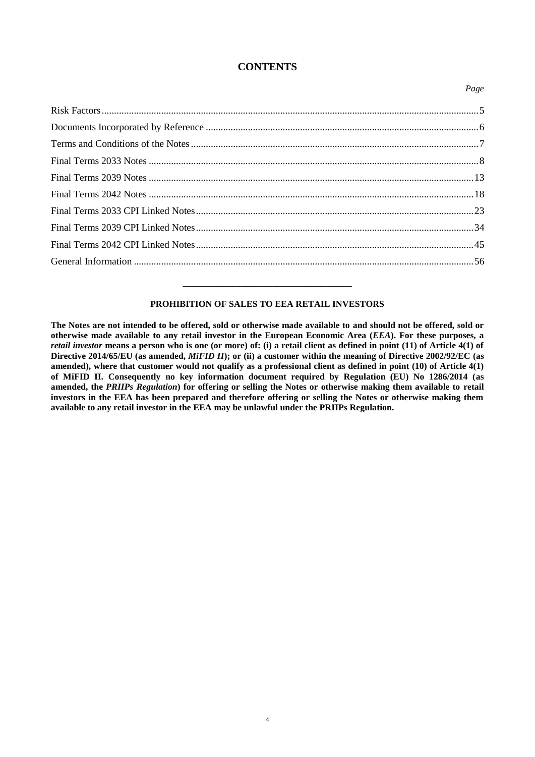# CONTENTS

| | *Page* |
|---|---|
| Risk Factors | 5 |
| Documents Incorporated by Reference | 6 |
| Terms and Conditions of the Notes | 7 |
| Final Terms 2033 Notes | 8 |
| Final Terms 2039 Notes | 13 |
| Final Terms 2042 Notes | 18 |
| Final Terms 2033 CPI Linked Notes | 23 |
| Final Terms 2039 CPI Linked Notes | 34 |
| Final Terms 2042 CPI Linked Notes | 45 |
| General Information | 56 |

---

**PROHIBITION OF SALES TO EEA RETAIL INVESTORS**

**The Notes are not intended to be offered, sold or otherwise made available to and should not be offered, sold or otherwise made available to any retail investor in the European Economic Area (*EEA*). For these purposes, a *retail investor* means a person who is one (or more) of: (i) a retail client as defined in point (11) of Article 4(1) of Directive 2014/65/EU (as amended, *MiFID II*); or (ii) a customer within the meaning of Directive 2002/92/EC (as amended), where that customer would not qualify as a professional client as defined in point (10) of Article 4(1) of MiFID II. Consequently no key information document required by Regulation (EU) No 1286/2014 (as amended, the *PRIIPs Regulation*) for offering or selling the Notes or otherwise making them available to retail investors in the EEA has been prepared and therefore offering or selling the Notes or otherwise making them available to any retail investor in the EEA may be unlawful under the PRIIPs Regulation.**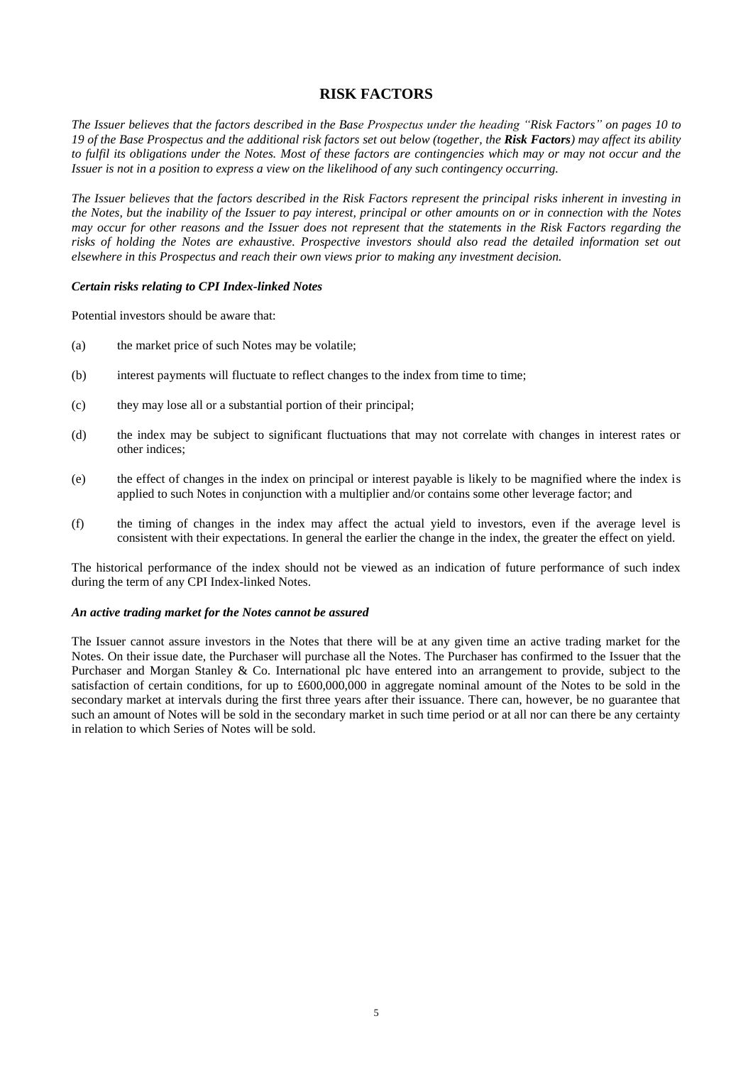## RISK FACTORS

*The Issuer believes that the factors described in the Base Prospectus under the heading "Risk Factors" on pages 10 to 19 of the Base Prospectus and the additional risk factors set out below (together, the **Risk Factors**) may affect its ability to fulfil its obligations under the Notes. Most of these factors are contingencies which may or may not occur and the Issuer is not in a position to express a view on the likelihood of any such contingency occurring.*

*The Issuer believes that the factors described in the Risk Factors represent the principal risks inherent in investing in the Notes, but the inability of the Issuer to pay interest, principal or other amounts on or in connection with the Notes may occur for other reasons and the Issuer does not represent that the statements in the Risk Factors regarding the risks of holding the Notes are exhaustive. Prospective investors should also read the detailed information set out elsewhere in this Prospectus and reach their own views prior to making any investment decision.*

### *Certain risks relating to CPI Index-linked Notes*

Potential investors should be aware that:

(a) the market price of such Notes may be volatile;

(b) interest payments will fluctuate to reflect changes to the index from time to time;

(c) they may lose all or a substantial portion of their principal;

(d) the index may be subject to significant fluctuations that may not correlate with changes in interest rates or other indices;

(e) the effect of changes in the index on principal or interest payable is likely to be magnified where the index is applied to such Notes in conjunction with a multiplier and/or contains some other leverage factor; and

(f) the timing of changes in the index may affect the actual yield to investors, even if the average level is consistent with their expectations. In general the earlier the change in the index, the greater the effect on yield.

The historical performance of the index should not be viewed as an indication of future performance of such index during the term of any CPI Index-linked Notes.

### *An active trading market for the Notes cannot be assured*

The Issuer cannot assure investors in the Notes that there will be at any given time an active trading market for the Notes. On their issue date, the Purchaser will purchase all the Notes. The Purchaser has confirmed to the Issuer that the Purchaser and Morgan Stanley & Co. International plc have entered into an arrangement to provide, subject to the satisfaction of certain conditions, for up to £600,000,000 in aggregate nominal amount of the Notes to be sold in the secondary market at intervals during the first three years after their issuance. There can, however, be no guarantee that such an amount of Notes will be sold in the secondary market in such time period or at all nor can there be any certainty in relation to which Series of Notes will be sold.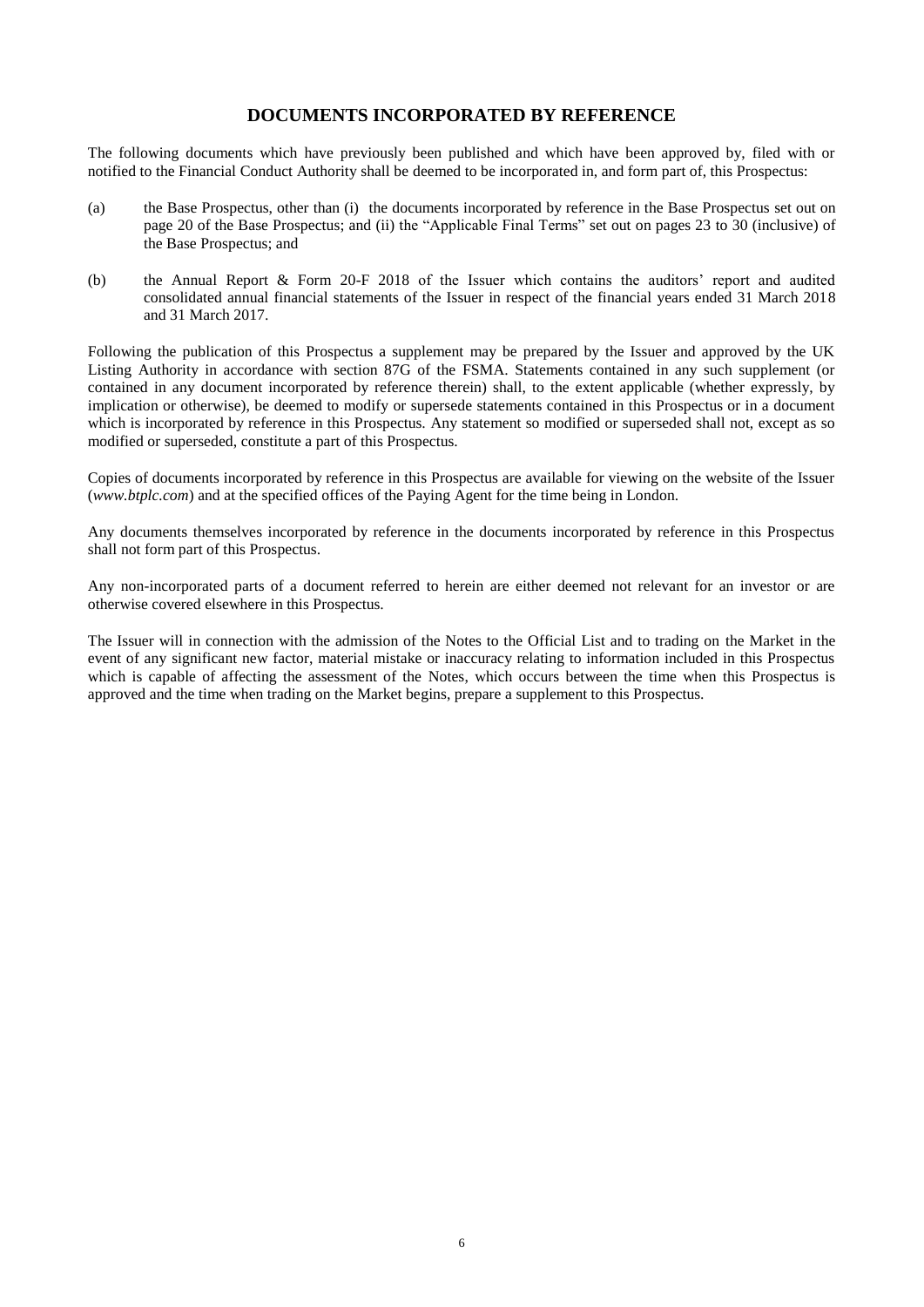## DOCUMENTS INCORPORATED BY REFERENCE

The following documents which have previously been published and which have been approved by, filed with or notified to the Financial Conduct Authority shall be deemed to be incorporated in, and form part of, this Prospectus:

(a) the Base Prospectus, other than (i) the documents incorporated by reference in the Base Prospectus set out on page 20 of the Base Prospectus; and (ii) the "Applicable Final Terms" set out on pages 23 to 30 (inclusive) of the Base Prospectus; and

(b) the Annual Report & Form 20-F 2018 of the Issuer which contains the auditors' report and audited consolidated annual financial statements of the Issuer in respect of the financial years ended 31 March 2018 and 31 March 2017.

Following the publication of this Prospectus a supplement may be prepared by the Issuer and approved by the UK Listing Authority in accordance with section 87G of the FSMA. Statements contained in any such supplement (or contained in any document incorporated by reference therein) shall, to the extent applicable (whether expressly, by implication or otherwise), be deemed to modify or supersede statements contained in this Prospectus or in a document which is incorporated by reference in this Prospectus. Any statement so modified or superseded shall not, except as so modified or superseded, constitute a part of this Prospectus.

Copies of documents incorporated by reference in this Prospectus are available for viewing on the website of the Issuer (*www.btplc.com*) and at the specified offices of the Paying Agent for the time being in London.

Any documents themselves incorporated by reference in the documents incorporated by reference in this Prospectus shall not form part of this Prospectus.

Any non-incorporated parts of a document referred to herein are either deemed not relevant for an investor or are otherwise covered elsewhere in this Prospectus.

The Issuer will in connection with the admission of the Notes to the Official List and to trading on the Market in the event of any significant new factor, material mistake or inaccuracy relating to information included in this Prospectus which is capable of affecting the assessment of the Notes, which occurs between the time when this Prospectus is approved and the time when trading on the Market begins, prepare a supplement to this Prospectus.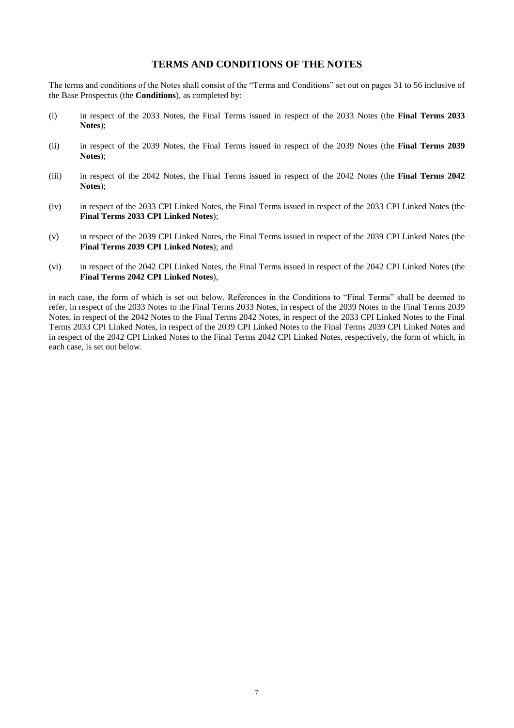# TERMS AND CONDITIONS OF THE NOTES

The terms and conditions of the Notes shall consist of the "Terms and Conditions" set out on pages 31 to 56 inclusive of the Base Prospectus (the **Conditions**), as completed by:

(i) in respect of the 2033 Notes, the Final Terms issued in respect of the 2033 Notes (the **Final Terms 2033 Notes**);

(ii) in respect of the 2039 Notes, the Final Terms issued in respect of the 2039 Notes (the **Final Terms 2039 Notes**);

(iii) in respect of the 2042 Notes, the Final Terms issued in respect of the 2042 Notes (the **Final Terms 2042 Notes**);

(iv) in respect of the 2033 CPI Linked Notes, the Final Terms issued in respect of the 2033 CPI Linked Notes (the **Final Terms 2033 CPI Linked Notes**);

(v) in respect of the 2039 CPI Linked Notes, the Final Terms issued in respect of the 2039 CPI Linked Notes (the **Final Terms 2039 CPI Linked Notes**); and

(vi) in respect of the 2042 CPI Linked Notes, the Final Terms issued in respect of the 2042 CPI Linked Notes (the **Final Terms 2042 CPI Linked Notes**),

in each case, the form of which is set out below. References in the Conditions to "Final Terms" shall be deemed to refer, in respect of the 2033 Notes to the Final Terms 2033 Notes, in respect of the 2039 Notes to the Final Terms 2039 Notes, in respect of the 2042 Notes to the Final Terms 2042 Notes, in respect of the 2033 CPI Linked Notes to the Final Terms 2033 CPI Linked Notes, in respect of the 2039 CPI Linked Notes to the Final Terms 2039 CPI Linked Notes and in respect of the 2042 CPI Linked Notes to the Final Terms 2042 CPI Linked Notes, respectively, the form of which, in each case, is set out below.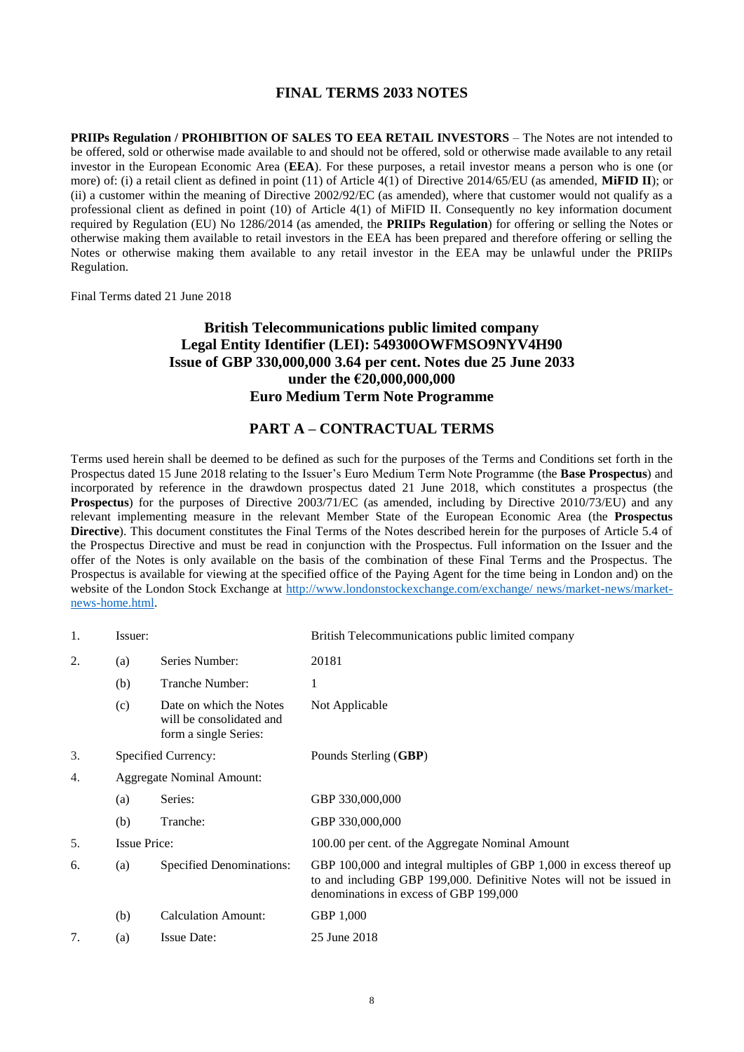# FINAL TERMS 2033 NOTES

**PRIIPs Regulation / PROHIBITION OF SALES TO EEA RETAIL INVESTORS** – The Notes are not intended to be offered, sold or otherwise made available to and should not be offered, sold or otherwise made available to any retail investor in the European Economic Area (**EEA**). For these purposes, a retail investor means a person who is one (or more) of: (i) a retail client as defined in point (11) of Article 4(1) of Directive 2014/65/EU (as amended, **MiFID II**); or (ii) a customer within the meaning of Directive 2002/92/EC (as amended), where that customer would not qualify as a professional client as defined in point (10) of Article 4(1) of MiFID II. Consequently no key information document required by Regulation (EU) No 1286/2014 (as amended, the **PRIIPs Regulation**) for offering or selling the Notes or otherwise making them available to retail investors in the EEA has been prepared and therefore offering or selling the Notes or otherwise making them available to any retail investor in the EEA may be unlawful under the PRIIPs Regulation.

Final Terms dated 21 June 2018

## British Telecommunications public limited company
## Legal Entity Identifier (LEI): 549300OWFMSO9NYV4H90
## Issue of GBP 330,000,000 3.64 per cent. Notes due 25 June 2033
## under the €20,000,000,000
## Euro Medium Term Note Programme

## PART A – CONTRACTUAL TERMS

Terms used herein shall be deemed to be defined as such for the purposes of the Terms and Conditions set forth in the Prospectus dated 15 June 2018 relating to the Issuer's Euro Medium Term Note Programme (the **Base Prospectus**) and incorporated by reference in the drawdown prospectus dated 21 June 2018, which constitutes a prospectus (the **Prospectus**) for the purposes of Directive 2003/71/EC (as amended, including by Directive 2010/73/EU) and any relevant implementing measure in the relevant Member State of the European Economic Area (the **Prospectus Directive**). This document constitutes the Final Terms of the Notes described herein for the purposes of Article 5.4 of the Prospectus Directive and must be read in conjunction with the Prospectus. Full information on the Issuer and the offer of the Notes is only available on the basis of the combination of these Final Terms and the Prospectus. The Prospectus is available for viewing at the specified office of the Paying Agent for the time being in London and) on the website of the London Stock Exchange at http://www.londonstockexchange.com/exchange/ news/market-news/market-news-home.html.

| | | | |
|---|---|---|---|
| 1. | Issuer: | | British Telecommunications public limited company |
| 2. | (a) | Series Number: | 20181 |
| | (b) | Tranche Number: | 1 |
| | (c) | Date on which the Notes will be consolidated and form a single Series: | Not Applicable |
| 3. | Specified Currency: | | Pounds Sterling (**GBP**) |
| 4. | Aggregate Nominal Amount: | | |
| | (a) | Series: | GBP 330,000,000 |
| | (b) | Tranche: | GBP 330,000,000 |
| 5. | Issue Price: | | 100.00 per cent. of the Aggregate Nominal Amount |
| 6. | (a) | Specified Denominations: | GBP 100,000 and integral multiples of GBP 1,000 in excess thereof up to and including GBP 199,000. Definitive Notes will not be issued in denominations in excess of GBP 199,000 |
| | (b) | Calculation Amount: | GBP 1,000 |
| 7. | (a) | Issue Date: | 25 June 2018 |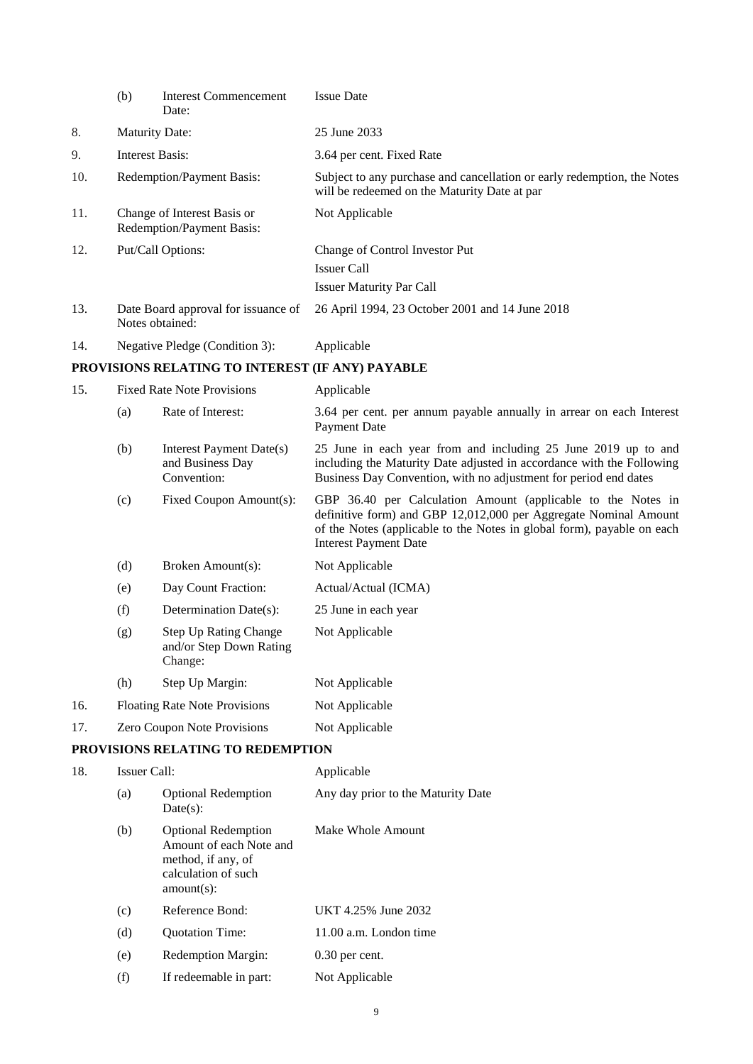| | | | |
|---|---|---|---|
| | (b) | Interest Commencement Date: | Issue Date |
| 8. | Maturity Date: | | 25 June 2033 |
| 9. | Interest Basis: | | 3.64 per cent. Fixed Rate |
| 10. | Redemption/Payment Basis: | | Subject to any purchase and cancellation or early redemption, the Notes will be redeemed on the Maturity Date at par |
| 11. | Change of Interest Basis or Redemption/Payment Basis: | | Not Applicable |
| 12. | Put/Call Options: | | Change of Control Investor Put<br>Issuer Call<br>Issuer Maturity Par Call |
| 13. | Date Board approval for issuance of Notes obtained: | | 26 April 1994, 23 October 2001 and 14 June 2018 |
| 14. | Negative Pledge (Condition 3): | | Applicable |

**PROVISIONS RELATING TO INTEREST (IF ANY) PAYABLE**

| | | | |
|---|---|---|---|
| 15. | Fixed Rate Note Provisions | | Applicable |
| | (a) | Rate of Interest: | 3.64 per cent. per annum payable annually in arrear on each Interest Payment Date |
| | (b) | Interest Payment Date(s) and Business Day Convention: | 25 June in each year from and including 25 June 2019 up to and including the Maturity Date adjusted in accordance with the Following Business Day Convention, with no adjustment for period end dates |
| | (c) | Fixed Coupon Amount(s): | GBP 36.40 per Calculation Amount (applicable to the Notes in definitive form) and GBP 12,012,000 per Aggregate Nominal Amount of the Notes (applicable to the Notes in global form), payable on each Interest Payment Date |
| | (d) | Broken Amount(s): | Not Applicable |
| | (e) | Day Count Fraction: | Actual/Actual (ICMA) |
| | (f) | Determination Date(s): | 25 June in each year |
| | (g) | Step Up Rating Change and/or Step Down Rating Change: | Not Applicable |
| | (h) | Step Up Margin: | Not Applicable |
| 16. | Floating Rate Note Provisions | | Not Applicable |
| 17. | Zero Coupon Note Provisions | | Not Applicable |

**PROVISIONS RELATING TO REDEMPTION**

| | | | |
|---|---|---|---|
| 18. | Issuer Call: | | Applicable |
| | (a) | Optional Redemption Date(s): | Any day prior to the Maturity Date |
| | (b) | Optional Redemption Amount of each Note and method, if any, of calculation of such amount(s): | Make Whole Amount |
| | (c) | Reference Bond: | UKT 4.25% June 2032 |
| | (d) | Quotation Time: | 11.00 a.m. London time |
| | (e) | Redemption Margin: | 0.30 per cent. |
| | (f) | If redeemable in part: | Not Applicable |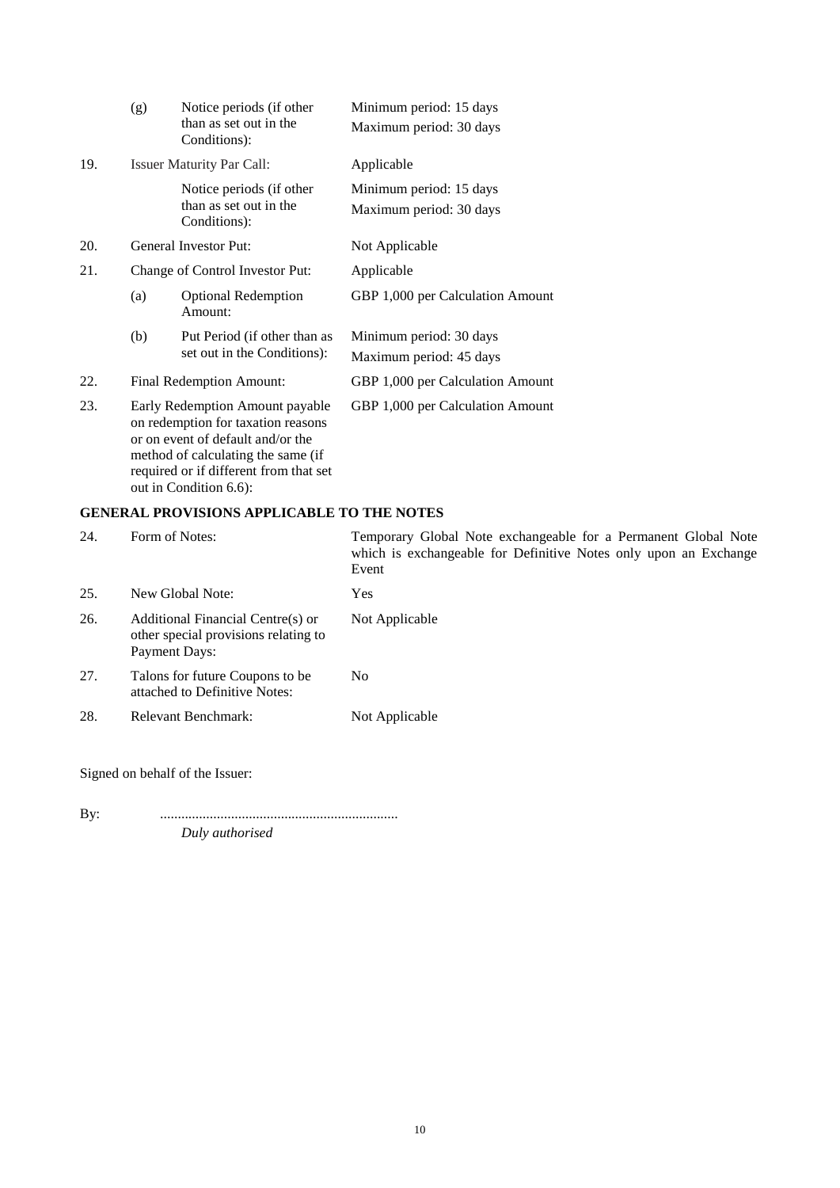| | | | |
|---|---|---|---|
| | (g) | Notice periods (if other than as set out in the Conditions): | Minimum period: 15 days<br>Maximum period: 30 days |
| 19. | Issuer Maturity Par Call: | | Applicable |
| | | Notice periods (if other than as set out in the Conditions): | Minimum period: 15 days<br>Maximum period: 30 days |
| 20. | General Investor Put: | | Not Applicable |
| 21. | Change of Control Investor Put: | | Applicable |
| | (a) | Optional Redemption Amount: | GBP 1,000 per Calculation Amount |
| | (b) | Put Period (if other than as set out in the Conditions): | Minimum period: 30 days<br>Maximum period: 45 days |
| 22. | Final Redemption Amount: | | GBP 1,000 per Calculation Amount |
| 23. | Early Redemption Amount payable on redemption for taxation reasons or on event of default and/or the method of calculating the same (if required or if different from that set out in Condition 6.6): | | GBP 1,000 per Calculation Amount |

**GENERAL PROVISIONS APPLICABLE TO THE NOTES**

| | | |
|---|---|---|
| 24. | Form of Notes: | Temporary Global Note exchangeable for a Permanent Global Note which is exchangeable for Definitive Notes only upon an Exchange Event |
| 25. | New Global Note: | Yes |
| 26. | Additional Financial Centre(s) or other special provisions relating to Payment Days: | Not Applicable |
| 27. | Talons for future Coupons to be attached to Definitive Notes: | No |
| 28. | Relevant Benchmark: | Not Applicable |

Signed on behalf of the Issuer:

By: ..................................................................

*Duly authorised*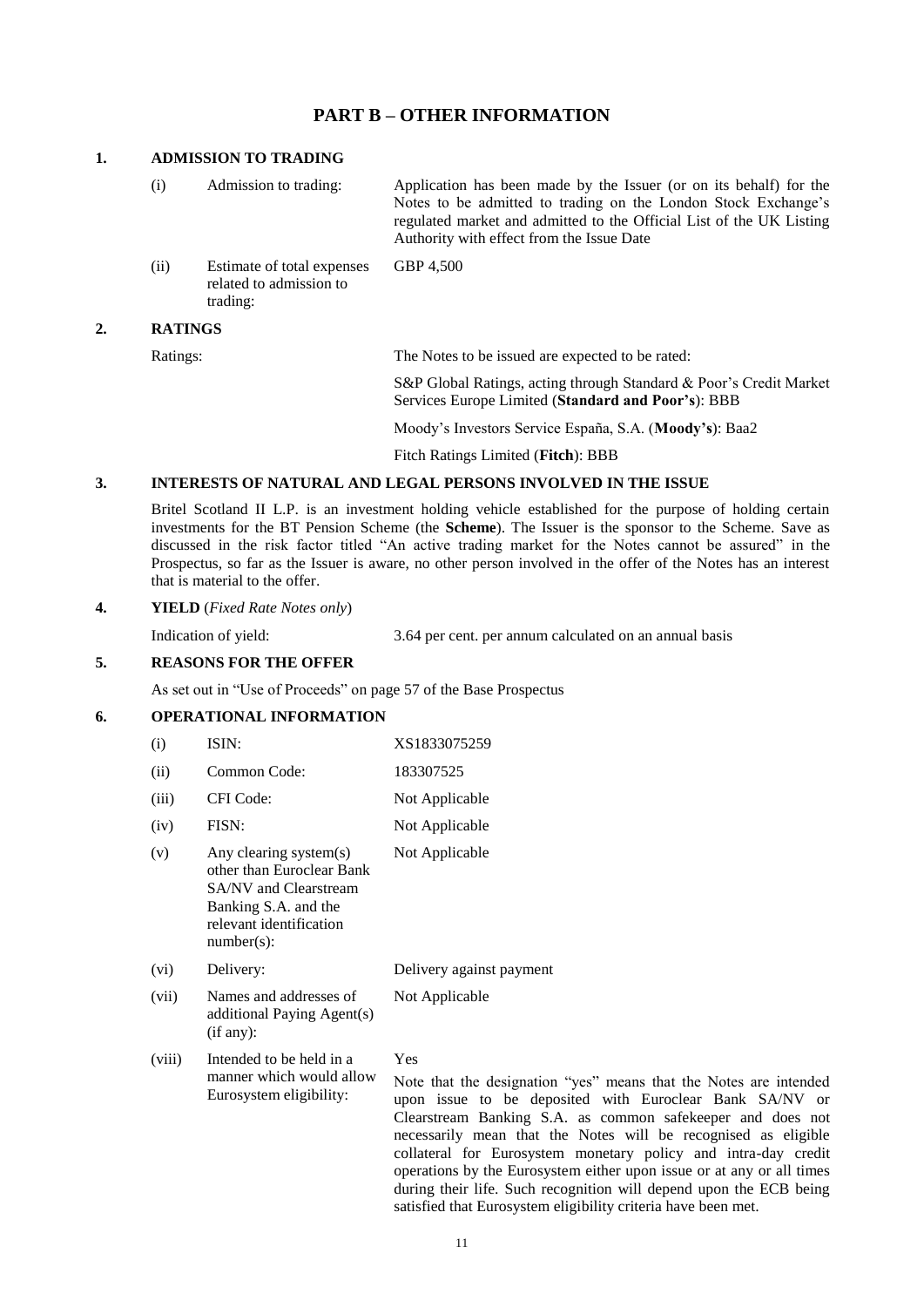# PART B – OTHER INFORMATION

## 1. ADMISSION TO TRADING

| | | |
|---|---|---|
| (i) | Admission to trading: | Application has been made by the Issuer (or on its behalf) for the Notes to be admitted to trading on the London Stock Exchange's regulated market and admitted to the Official List of the UK Listing Authority with effect from the Issue Date |
| (ii) | Estimate of total expenses related to admission to trading: | GBP 4,500 |

## 2. RATINGS

Ratings: The Notes to be issued are expected to be rated:

S&P Global Ratings, acting through Standard & Poor's Credit Market Services Europe Limited (**Standard and Poor's**): BBB

Moody's Investors Service España, S.A. (**Moody's**): Baa2

Fitch Ratings Limited (**Fitch**): BBB

## 3. INTERESTS OF NATURAL AND LEGAL PERSONS INVOLVED IN THE ISSUE

Britel Scotland II L.P. is an investment holding vehicle established for the purpose of holding certain investments for the BT Pension Scheme (the **Scheme**). The Issuer is the sponsor to the Scheme. Save as discussed in the risk factor titled "An active trading market for the Notes cannot be assured" in the Prospectus, so far as the Issuer is aware, no other person involved in the offer of the Notes has an interest that is material to the offer.

## 4. YIELD (*Fixed Rate Notes only*)

Indication of yield: 3.64 per cent. per annum calculated on an annual basis

## 5. REASONS FOR THE OFFER

As set out in "Use of Proceeds" on page 57 of the Base Prospectus

## 6. OPERATIONAL INFORMATION

| | | |
|---|---|---|
| (i) | ISIN: | XS1833075259 |
| (ii) | Common Code: | 183307525 |
| (iii) | CFI Code: | Not Applicable |
| (iv) | FISN: | Not Applicable |
| (v) | Any clearing system(s) other than Euroclear Bank SA/NV and Clearstream Banking S.A. and the relevant identification number(s): | Not Applicable |
| (vi) | Delivery: | Delivery against payment |
| (vii) | Names and addresses of additional Paying Agent(s) (if any): | Not Applicable |
| (viii) | Intended to be held in a manner which would allow Eurosystem eligibility: | Yes<br><br>Note that the designation "yes" means that the Notes are intended upon issue to be deposited with Euroclear Bank SA/NV or Clearstream Banking S.A. as common safekeeper and does not necessarily mean that the Notes will be recognised as eligible collateral for Eurosystem monetary policy and intra-day credit operations by the Eurosystem either upon issue or at any or all times during their life. Such recognition will depend upon the ECB being satisfied that Eurosystem eligibility criteria have been met. |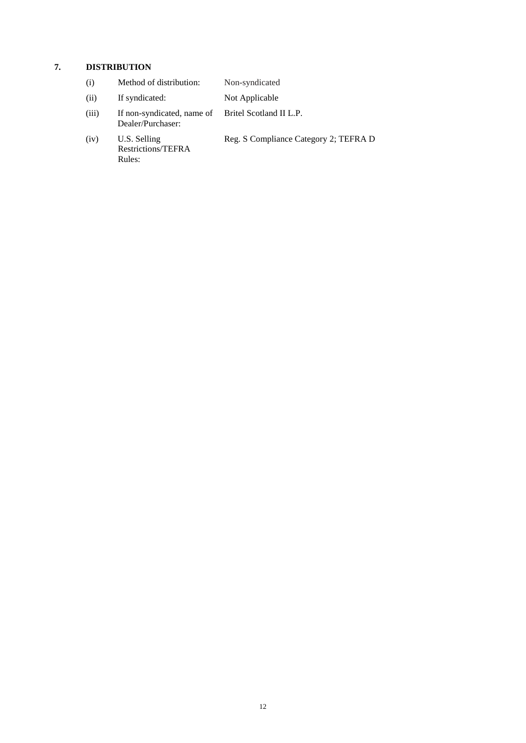## 7. DISTRIBUTION

| | | |
|---|---|---|
| (i) | Method of distribution: | Non-syndicated |
| (ii) | If syndicated: | Not Applicable |
| (iii) | If non-syndicated, name of Dealer/Purchaser: | Britel Scotland II L.P. |
| (iv) | U.S. Selling Restrictions/TEFRA Rules: | Reg. S Compliance Category 2; TEFRA D |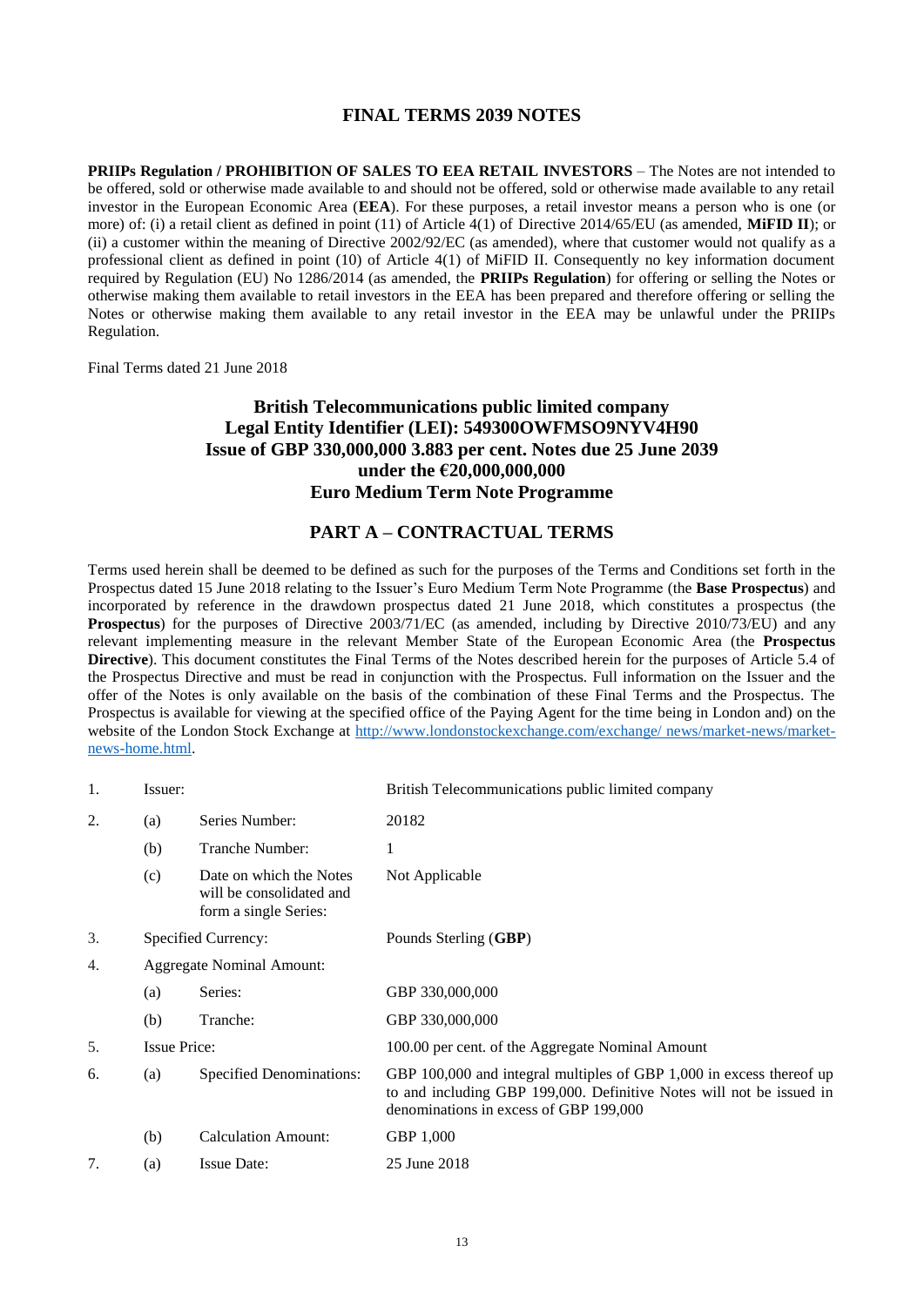# FINAL TERMS 2039 NOTES

**PRIIPs Regulation / PROHIBITION OF SALES TO EEA RETAIL INVESTORS** – The Notes are not intended to be offered, sold or otherwise made available to and should not be offered, sold or otherwise made available to any retail investor in the European Economic Area (**EEA**). For these purposes, a retail investor means a person who is one (or more) of: (i) a retail client as defined in point (11) of Article 4(1) of Directive 2014/65/EU (as amended, **MiFID II**); or (ii) a customer within the meaning of Directive 2002/92/EC (as amended), where that customer would not qualify as a professional client as defined in point (10) of Article 4(1) of MiFID II. Consequently no key information document required by Regulation (EU) No 1286/2014 (as amended, the **PRIIPs Regulation**) for offering or selling the Notes or otherwise making them available to retail investors in the EEA has been prepared and therefore offering or selling the Notes or otherwise making them available to any retail investor in the EEA may be unlawful under the PRIIPs Regulation.

Final Terms dated 21 June 2018

## British Telecommunications public limited company
## Legal Entity Identifier (LEI): 549300OWFMSO9NYV4H90
## Issue of GBP 330,000,000 3.883 per cent. Notes due 25 June 2039
## under the €20,000,000,000
## Euro Medium Term Note Programme

## PART A – CONTRACTUAL TERMS

Terms used herein shall be deemed to be defined as such for the purposes of the Terms and Conditions set forth in the Prospectus dated 15 June 2018 relating to the Issuer's Euro Medium Term Note Programme (the **Base Prospectus**) and incorporated by reference in the drawdown prospectus dated 21 June 2018, which constitutes a prospectus (the **Prospectus**) for the purposes of Directive 2003/71/EC (as amended, including by Directive 2010/73/EU) and any relevant implementing measure in the relevant Member State of the European Economic Area (the **Prospectus Directive**). This document constitutes the Final Terms of the Notes described herein for the purposes of Article 5.4 of the Prospectus Directive and must be read in conjunction with the Prospectus. Full information on the Issuer and the offer of the Notes is only available on the basis of the combination of these Final Terms and the Prospectus. The Prospectus is available for viewing at the specified office of the Paying Agent for the time being in London and) on the website of the London Stock Exchange at http://www.londonstockexchange.com/exchange/ news/market-news/market-news-home.html.

| | | | |
|---|---|---|---|
| 1. | Issuer: | | British Telecommunications public limited company |
| 2. | (a) | Series Number: | 20182 |
| | (b) | Tranche Number: | 1 |
| | (c) | Date on which the Notes will be consolidated and form a single Series: | Not Applicable |
| 3. | Specified Currency: | | Pounds Sterling (**GBP**) |
| 4. | Aggregate Nominal Amount: | | |
| | (a) | Series: | GBP 330,000,000 |
| | (b) | Tranche: | GBP 330,000,000 |
| 5. | Issue Price: | | 100.00 per cent. of the Aggregate Nominal Amount |
| 6. | (a) | Specified Denominations: | GBP 100,000 and integral multiples of GBP 1,000 in excess thereof up to and including GBP 199,000. Definitive Notes will not be issued in denominations in excess of GBP 199,000 |
| | (b) | Calculation Amount: | GBP 1,000 |
| 7. | (a) | Issue Date: | 25 June 2018 |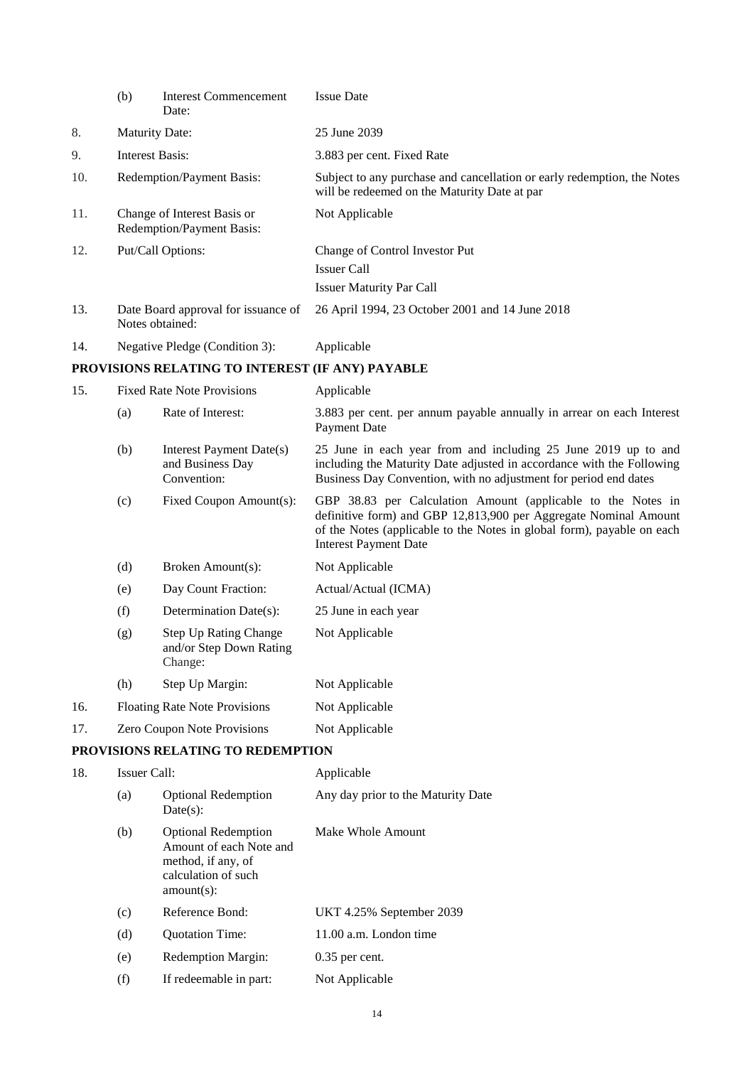| | | | |
|---|---|---|---|
| | (b) | Interest Commencement Date: | Issue Date |
| 8. | Maturity Date: | | 25 June 2039 |
| 9. | Interest Basis: | | 3.883 per cent. Fixed Rate |
| 10. | Redemption/Payment Basis: | | Subject to any purchase and cancellation or early redemption, the Notes will be redeemed on the Maturity Date at par |
| 11. | Change of Interest Basis or Redemption/Payment Basis: | | Not Applicable |
| 12. | Put/Call Options: | | Change of Control Investor Put<br>Issuer Call<br>Issuer Maturity Par Call |
| 13. | Date Board approval for issuance of Notes obtained: | | 26 April 1994, 23 October 2001 and 14 June 2018 |
| 14. | Negative Pledge (Condition 3): | | Applicable |

## PROVISIONS RELATING TO INTEREST (IF ANY) PAYABLE

| | | | |
|---|---|---|---|
| 15. | Fixed Rate Note Provisions | | Applicable |
| | (a) | Rate of Interest: | 3.883 per cent. per annum payable annually in arrear on each Interest Payment Date |
| | (b) | Interest Payment Date(s) and Business Day Convention: | 25 June in each year from and including 25 June 2019 up to and including the Maturity Date adjusted in accordance with the Following Business Day Convention, with no adjustment for period end dates |
| | (c) | Fixed Coupon Amount(s): | GBP 38.83 per Calculation Amount (applicable to the Notes in definitive form) and GBP 12,813,900 per Aggregate Nominal Amount of the Notes (applicable to the Notes in global form), payable on each Interest Payment Date |
| | (d) | Broken Amount(s): | Not Applicable |
| | (e) | Day Count Fraction: | Actual/Actual (ICMA) |
| | (f) | Determination Date(s): | 25 June in each year |
| | (g) | Step Up Rating Change and/or Step Down Rating Change: | Not Applicable |
| | (h) | Step Up Margin: | Not Applicable |
| 16. | Floating Rate Note Provisions | | Not Applicable |
| 17. | Zero Coupon Note Provisions | | Not Applicable |

## PROVISIONS RELATING TO REDEMPTION

| | | | |
|---|---|---|---|
| 18. | Issuer Call: | | Applicable |
| | (a) | Optional Redemption Date(s): | Any day prior to the Maturity Date |
| | (b) | Optional Redemption Amount of each Note and method, if any, of calculation of such amount(s): | Make Whole Amount |
| | (c) | Reference Bond: | UKT 4.25% September 2039 |
| | (d) | Quotation Time: | 11.00 a.m. London time |
| | (e) | Redemption Margin: | 0.35 per cent. |
| | (f) | If redeemable in part: | Not Applicable |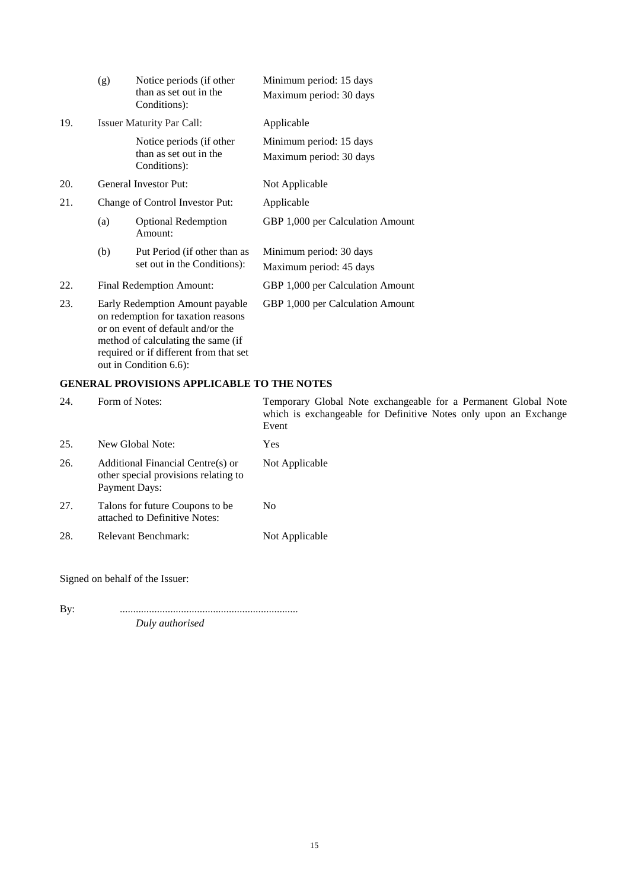| | | | |
|---|---|---|---|
| | (g) | Notice periods (if other than as set out in the Conditions): | Minimum period: 15 days<br>Maximum period: 30 days |
| 19. | Issuer Maturity Par Call: | | Applicable |
| | | Notice periods (if other than as set out in the Conditions): | Minimum period: 15 days<br>Maximum period: 30 days |
| 20. | General Investor Put: | | Not Applicable |
| 21. | Change of Control Investor Put: | | Applicable |
| | (a) | Optional Redemption Amount: | GBP 1,000 per Calculation Amount |
| | (b) | Put Period (if other than as set out in the Conditions): | Minimum period: 30 days<br>Maximum period: 45 days |
| 22. | Final Redemption Amount: | | GBP 1,000 per Calculation Amount |
| 23. | Early Redemption Amount payable on redemption for taxation reasons or on event of default and/or the method of calculating the same (if required or if different from that set out in Condition 6.6): | | GBP 1,000 per Calculation Amount |

## GENERAL PROVISIONS APPLICABLE TO THE NOTES

| | | |
|---|---|---|
| 24. | Form of Notes: | Temporary Global Note exchangeable for a Permanent Global Note which is exchangeable for Definitive Notes only upon an Exchange Event |
| 25. | New Global Note: | Yes |
| 26. | Additional Financial Centre(s) or other special provisions relating to Payment Days: | Not Applicable |
| 27. | Talons for future Coupons to be attached to Definitive Notes: | No |
| 28. | Relevant Benchmark: | Not Applicable |

Signed on behalf of the Issuer:

By: ..................................................................

*Duly authorised*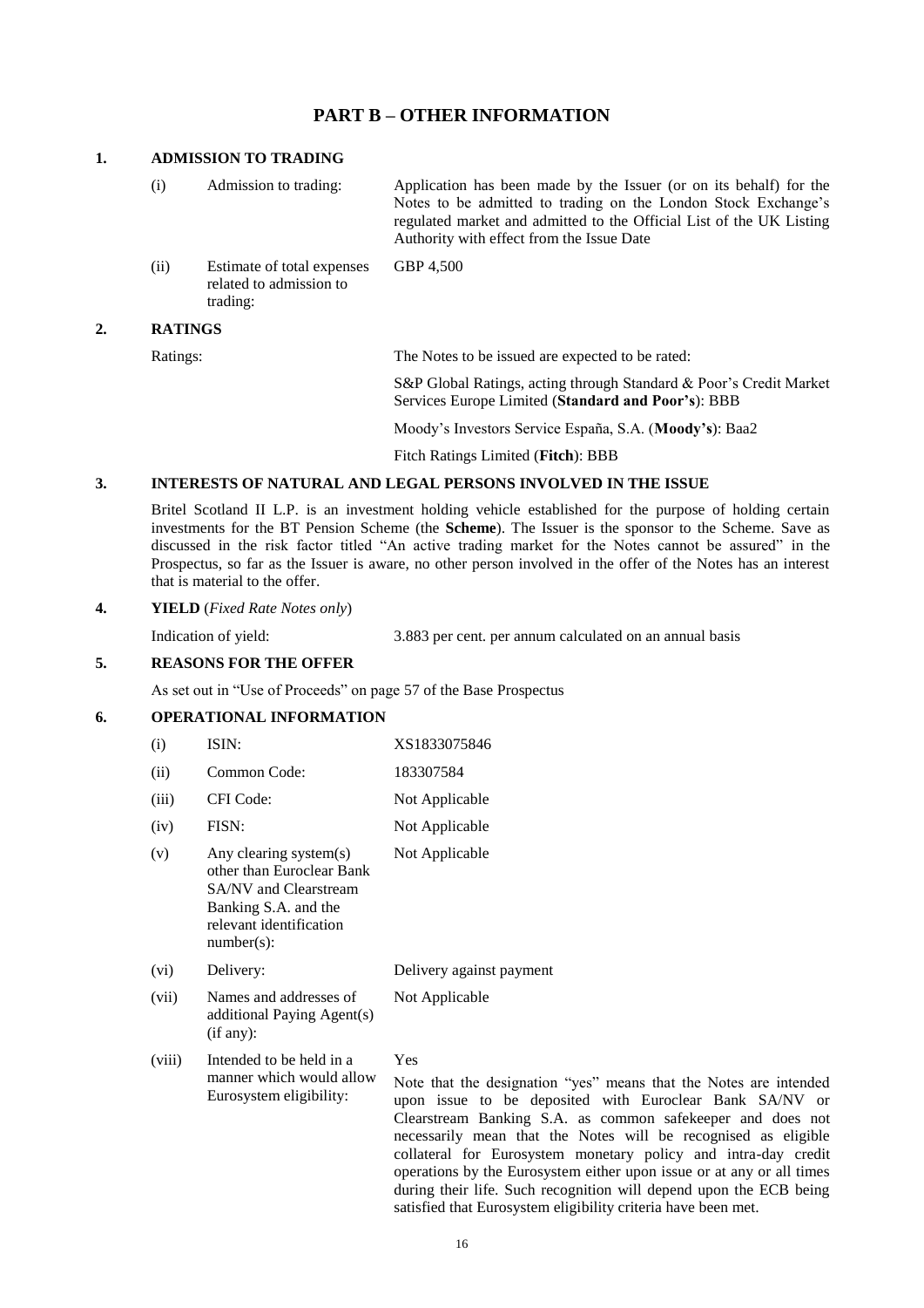# PART B – OTHER INFORMATION

## 1. ADMISSION TO TRADING

| | | |
|---|---|---|
| (i) | Admission to trading: | Application has been made by the Issuer (or on its behalf) for the Notes to be admitted to trading on the London Stock Exchange's regulated market and admitted to the Official List of the UK Listing Authority with effect from the Issue Date |
| (ii) | Estimate of total expenses related to admission to trading: | GBP 4,500 |

## 2. RATINGS

| | |
|---|---|
| Ratings: | The Notes to be issued are expected to be rated: |
| | S&P Global Ratings, acting through Standard & Poor's Credit Market Services Europe Limited (**Standard and Poor's**): BBB |
| | Moody's Investors Service España, S.A. (**Moody's**): Baa2 |
| | Fitch Ratings Limited (**Fitch**): BBB |

## 3. INTERESTS OF NATURAL AND LEGAL PERSONS INVOLVED IN THE ISSUE

Britel Scotland II L.P. is an investment holding vehicle established for the purpose of holding certain investments for the BT Pension Scheme (the **Scheme**). The Issuer is the sponsor to the Scheme. Save as discussed in the risk factor titled "An active trading market for the Notes cannot be assured" in the Prospectus, so far as the Issuer is aware, no other person involved in the offer of the Notes has an interest that is material to the offer.

## 4. YIELD (*Fixed Rate Notes only*)

| | |
|---|---|
| Indication of yield: | 3.883 per cent. per annum calculated on an annual basis |

## 5. REASONS FOR THE OFFER

As set out in "Use of Proceeds" on page 57 of the Base Prospectus

## 6. OPERATIONAL INFORMATION

| | | |
|---|---|---|
| (i) | ISIN: | XS1833075846 |
| (ii) | Common Code: | 183307584 |
| (iii) | CFI Code: | Not Applicable |
| (iv) | FISN: | Not Applicable |
| (v) | Any clearing system(s) other than Euroclear Bank SA/NV and Clearstream Banking S.A. and the relevant identification number(s): | Not Applicable |
| (vi) | Delivery: | Delivery against payment |
| (vii) | Names and addresses of additional Paying Agent(s) (if any): | Not Applicable |
| (viii) | Intended to be held in a manner which would allow Eurosystem eligibility: | Yes<br><br>Note that the designation "yes" means that the Notes are intended upon issue to be deposited with Euroclear Bank SA/NV or Clearstream Banking S.A. as common safekeeper and does not necessarily mean that the Notes will be recognised as eligible collateral for Eurosystem monetary policy and intra-day credit operations by the Eurosystem either upon issue or at any or all times during their life. Such recognition will depend upon the ECB being satisfied that Eurosystem eligibility criteria have been met. |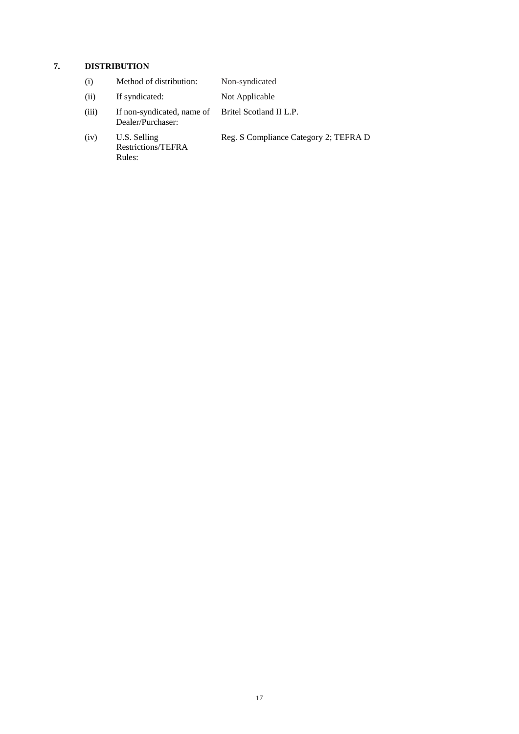## 7. DISTRIBUTION

| | | |
|---|---|---|
| (i) | Method of distribution: | Non-syndicated |
| (ii) | If syndicated: | Not Applicable |
| (iii) | If non-syndicated, name of Dealer/Purchaser: | Britel Scotland II L.P. |
| (iv) | U.S. Selling Restrictions/TEFRA Rules: | Reg. S Compliance Category 2; TEFRA D |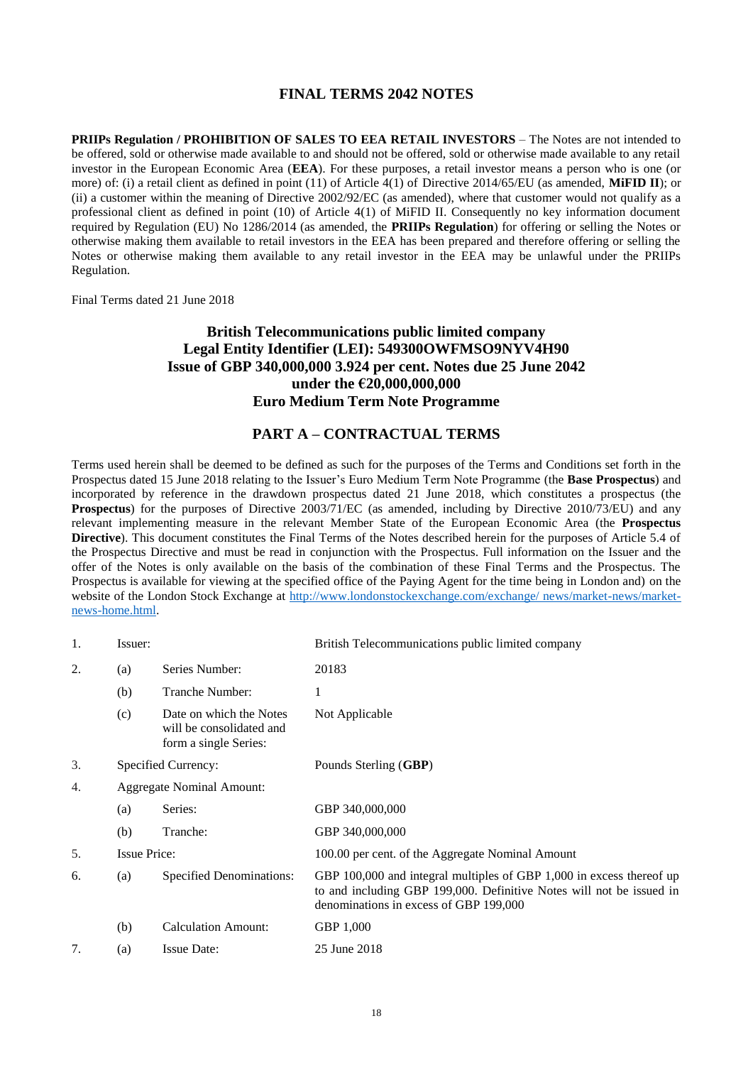# FINAL TERMS 2042 NOTES

**PRIIPs Regulation / PROHIBITION OF SALES TO EEA RETAIL INVESTORS** – The Notes are not intended to be offered, sold or otherwise made available to and should not be offered, sold or otherwise made available to any retail investor in the European Economic Area (**EEA**). For these purposes, a retail investor means a person who is one (or more) of: (i) a retail client as defined in point (11) of Article 4(1) of Directive 2014/65/EU (as amended, **MiFID II**); or (ii) a customer within the meaning of Directive 2002/92/EC (as amended), where that customer would not qualify as a professional client as defined in point (10) of Article 4(1) of MiFID II. Consequently no key information document required by Regulation (EU) No 1286/2014 (as amended, the **PRIIPs Regulation**) for offering or selling the Notes or otherwise making them available to retail investors in the EEA has been prepared and therefore offering or selling the Notes or otherwise making them available to any retail investor in the EEA may be unlawful under the PRIIPs Regulation.

Final Terms dated 21 June 2018

## British Telecommunications public limited company
## Legal Entity Identifier (LEI): 549300OWFMSO9NYV4H90
## Issue of GBP 340,000,000 3.924 per cent. Notes due 25 June 2042
## under the €20,000,000,000
## Euro Medium Term Note Programme

## PART A – CONTRACTUAL TERMS

Terms used herein shall be deemed to be defined as such for the purposes of the Terms and Conditions set forth in the Prospectus dated 15 June 2018 relating to the Issuer's Euro Medium Term Note Programme (the **Base Prospectus**) and incorporated by reference in the drawdown prospectus dated 21 June 2018, which constitutes a prospectus (the **Prospectus**) for the purposes of Directive 2003/71/EC (as amended, including by Directive 2010/73/EU) and any relevant implementing measure in the relevant Member State of the European Economic Area (the **Prospectus Directive**). This document constitutes the Final Terms of the Notes described herein for the purposes of Article 5.4 of the Prospectus Directive and must be read in conjunction with the Prospectus. Full information on the Issuer and the offer of the Notes is only available on the basis of the combination of these Final Terms and the Prospectus. The Prospectus is available for viewing at the specified office of the Paying Agent for the time being in London and) on the website of the London Stock Exchange at http://www.londonstockexchange.com/exchange/ news/market-news/market-news-home.html.

| | | | |
|---|---|---|---|
| 1. | Issuer: | | British Telecommunications public limited company |
| 2. | (a) | Series Number: | 20183 |
| | (b) | Tranche Number: | 1 |
| | (c) | Date on which the Notes will be consolidated and form a single Series: | Not Applicable |
| 3. | Specified Currency: | | Pounds Sterling (**GBP**) |
| 4. | Aggregate Nominal Amount: | | |
| | (a) | Series: | GBP 340,000,000 |
| | (b) | Tranche: | GBP 340,000,000 |
| 5. | Issue Price: | | 100.00 per cent. of the Aggregate Nominal Amount |
| 6. | (a) | Specified Denominations: | GBP 100,000 and integral multiples of GBP 1,000 in excess thereof up to and including GBP 199,000. Definitive Notes will not be issued in denominations in excess of GBP 199,000 |
| | (b) | Calculation Amount: | GBP 1,000 |
| 7. | (a) | Issue Date: | 25 June 2018 |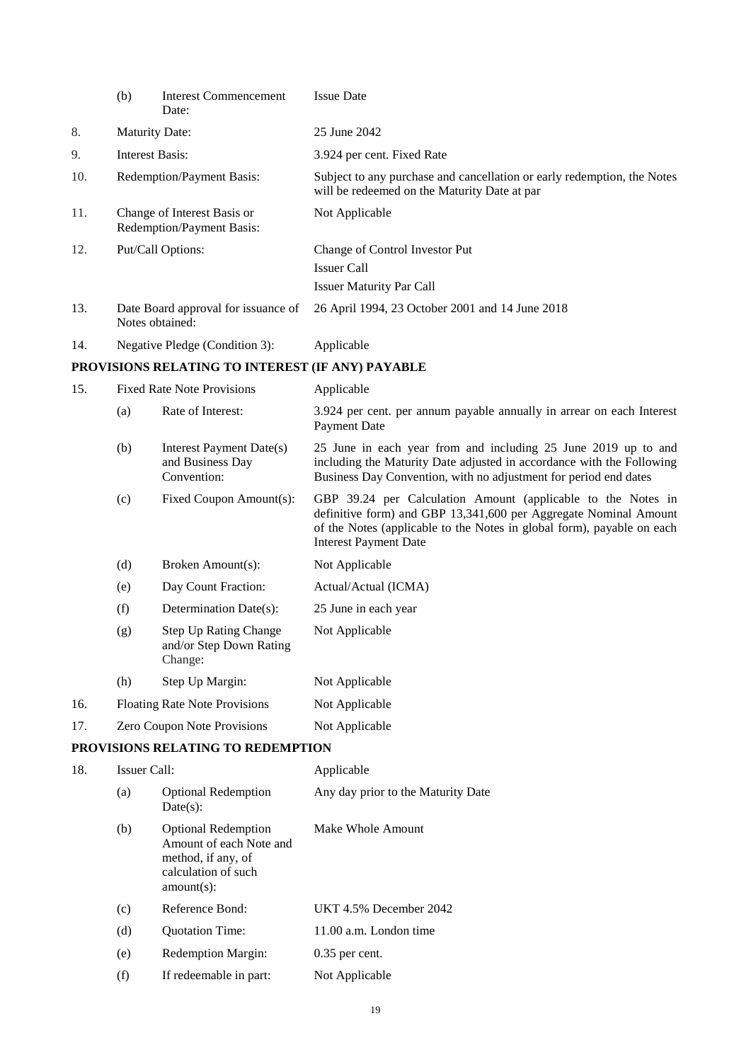| | | | |
|---|---|---|---|
| | (b) | Interest Commencement Date: | Issue Date |
| 8. | Maturity Date: | | 25 June 2042 |
| 9. | Interest Basis: | | 3.924 per cent. Fixed Rate |
| 10. | Redemption/Payment Basis: | | Subject to any purchase and cancellation or early redemption, the Notes will be redeemed on the Maturity Date at par |
| 11. | Change of Interest Basis or Redemption/Payment Basis: | | Not Applicable |
| 12. | Put/Call Options: | | Change of Control Investor Put<br>Issuer Call<br>Issuer Maturity Par Call |
| 13. | Date Board approval for issuance of Notes obtained: | | 26 April 1994, 23 October 2001 and 14 June 2018 |
| 14. | Negative Pledge (Condition 3): | | Applicable |

**PROVISIONS RELATING TO INTEREST (IF ANY) PAYABLE**

| | | | |
|---|---|---|---|
| 15. | Fixed Rate Note Provisions | | Applicable |
| | (a) | Rate of Interest: | 3.924 per cent. per annum payable annually in arrear on each Interest Payment Date |
| | (b) | Interest Payment Date(s) and Business Day Convention: | 25 June in each year from and including 25 June 2019 up to and including the Maturity Date adjusted in accordance with the Following Business Day Convention, with no adjustment for period end dates |
| | (c) | Fixed Coupon Amount(s): | GBP 39.24 per Calculation Amount (applicable to the Notes in definitive form) and GBP 13,341,600 per Aggregate Nominal Amount of the Notes (applicable to the Notes in global form), payable on each Interest Payment Date |
| | (d) | Broken Amount(s): | Not Applicable |
| | (e) | Day Count Fraction: | Actual/Actual (ICMA) |
| | (f) | Determination Date(s): | 25 June in each year |
| | (g) | Step Up Rating Change and/or Step Down Rating Change: | Not Applicable |
| | (h) | Step Up Margin: | Not Applicable |
| 16. | Floating Rate Note Provisions | | Not Applicable |
| 17. | Zero Coupon Note Provisions | | Not Applicable |

**PROVISIONS RELATING TO REDEMPTION**

| | | | |
|---|---|---|---|
| 18. | Issuer Call: | | Applicable |
| | (a) | Optional Redemption Date(s): | Any day prior to the Maturity Date |
| | (b) | Optional Redemption Amount of each Note and method, if any, of calculation of such amount(s): | Make Whole Amount |
| | (c) | Reference Bond: | UKT 4.5% December 2042 |
| | (d) | Quotation Time: | 11.00 a.m. London time |
| | (e) | Redemption Margin: | 0.35 per cent. |
| | (f) | If redeemable in part: | Not Applicable |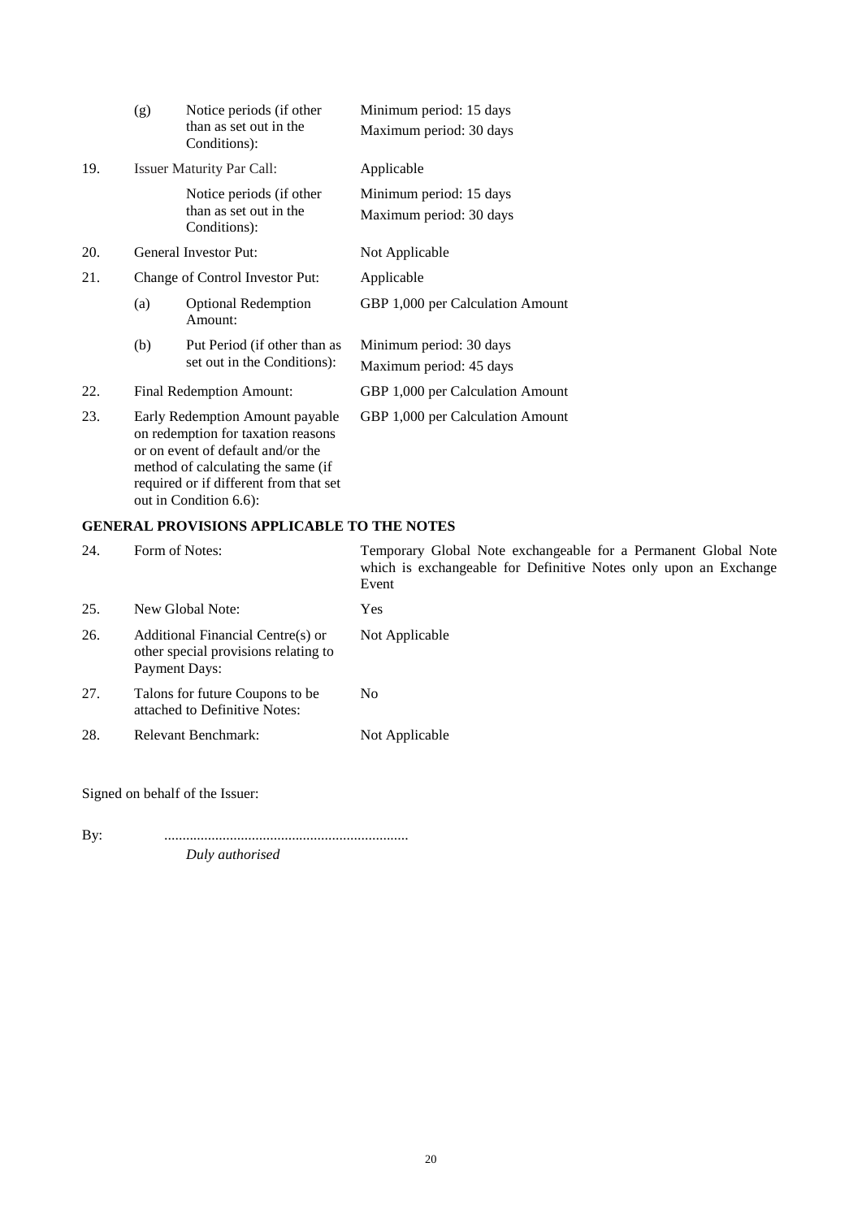| | | | |
|---|---|---|---|
| | (g) | Notice periods (if other than as set out in the Conditions): | Minimum period: 15 days<br>Maximum period: 30 days |
| 19. | Issuer Maturity Par Call: | | Applicable |
| | | Notice periods (if other than as set out in the Conditions): | Minimum period: 15 days<br>Maximum period: 30 days |
| 20. | General Investor Put: | | Not Applicable |
| 21. | Change of Control Investor Put: | | Applicable |
| | (a) | Optional Redemption Amount: | GBP 1,000 per Calculation Amount |
| | (b) | Put Period (if other than as set out in the Conditions): | Minimum period: 30 days<br>Maximum period: 45 days |
| 22. | Final Redemption Amount: | | GBP 1,000 per Calculation Amount |
| 23. | Early Redemption Amount payable on redemption for taxation reasons or on event of default and/or the method of calculating the same (if required or if different from that set out in Condition 6.6): | | GBP 1,000 per Calculation Amount |

## GENERAL PROVISIONS APPLICABLE TO THE NOTES

| | | |
|---|---|---|
| 24. | Form of Notes: | Temporary Global Note exchangeable for a Permanent Global Note which is exchangeable for Definitive Notes only upon an Exchange Event |
| 25. | New Global Note: | Yes |
| 26. | Additional Financial Centre(s) or other special provisions relating to Payment Days: | Not Applicable |
| 27. | Talons for future Coupons to be attached to Definitive Notes: | No |
| 28. | Relevant Benchmark: | Not Applicable |

Signed on behalf of the Issuer:

By: ...................................................................

*Duly authorised*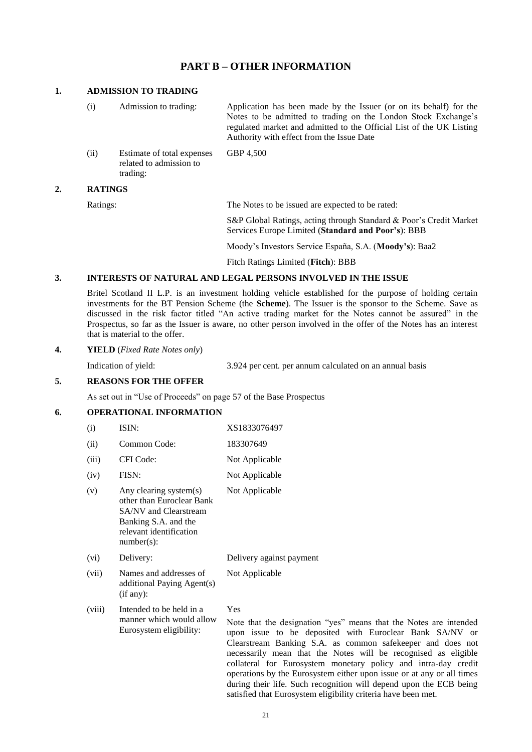## PART B – OTHER INFORMATION

### 1. ADMISSION TO TRADING

| | | |
|---|---|---|
| (i) | Admission to trading: | Application has been made by the Issuer (or on its behalf) for the Notes to be admitted to trading on the London Stock Exchange's regulated market and admitted to the Official List of the UK Listing Authority with effect from the Issue Date |
| (ii) | Estimate of total expenses related to admission to trading: | GBP 4,500 |

### 2. RATINGS

Ratings: The Notes to be issued are expected to be rated:

S&P Global Ratings, acting through Standard & Poor's Credit Market Services Europe Limited (**Standard and Poor's**): BBB

Moody's Investors Service España, S.A. (**Moody's**): Baa2

Fitch Ratings Limited (**Fitch**): BBB

### 3. INTERESTS OF NATURAL AND LEGAL PERSONS INVOLVED IN THE ISSUE

Britel Scotland II L.P. is an investment holding vehicle established for the purpose of holding certain investments for the BT Pension Scheme (the **Scheme**). The Issuer is the sponsor to the Scheme. Save as discussed in the risk factor titled "An active trading market for the Notes cannot be assured" in the Prospectus, so far as the Issuer is aware, no other person involved in the offer of the Notes has an interest that is material to the offer.

### 4. YIELD (*Fixed Rate Notes only*)

Indication of yield: 3.924 per cent. per annum calculated on an annual basis

### 5. REASONS FOR THE OFFER

As set out in "Use of Proceeds" on page 57 of the Base Prospectus

### 6. OPERATIONAL INFORMATION

| | | |
|---|---|---|
| (i) | ISIN: | XS1833076497 |
| (ii) | Common Code: | 183307649 |
| (iii) | CFI Code: | Not Applicable |
| (iv) | FISN: | Not Applicable |
| (v) | Any clearing system(s) other than Euroclear Bank SA/NV and Clearstream Banking S.A. and the relevant identification number(s): | Not Applicable |
| (vi) | Delivery: | Delivery against payment |
| (vii) | Names and addresses of additional Paying Agent(s) (if any): | Not Applicable |
| (viii) | Intended to be held in a manner which would allow Eurosystem eligibility: | Yes<br><br>Note that the designation "yes" means that the Notes are intended upon issue to be deposited with Euroclear Bank SA/NV or Clearstream Banking S.A. as common safekeeper and does not necessarily mean that the Notes will be recognised as eligible collateral for Eurosystem monetary policy and intra-day credit operations by the Eurosystem either upon issue or at any or all times during their life. Such recognition will depend upon the ECB being satisfied that Eurosystem eligibility criteria have been met. |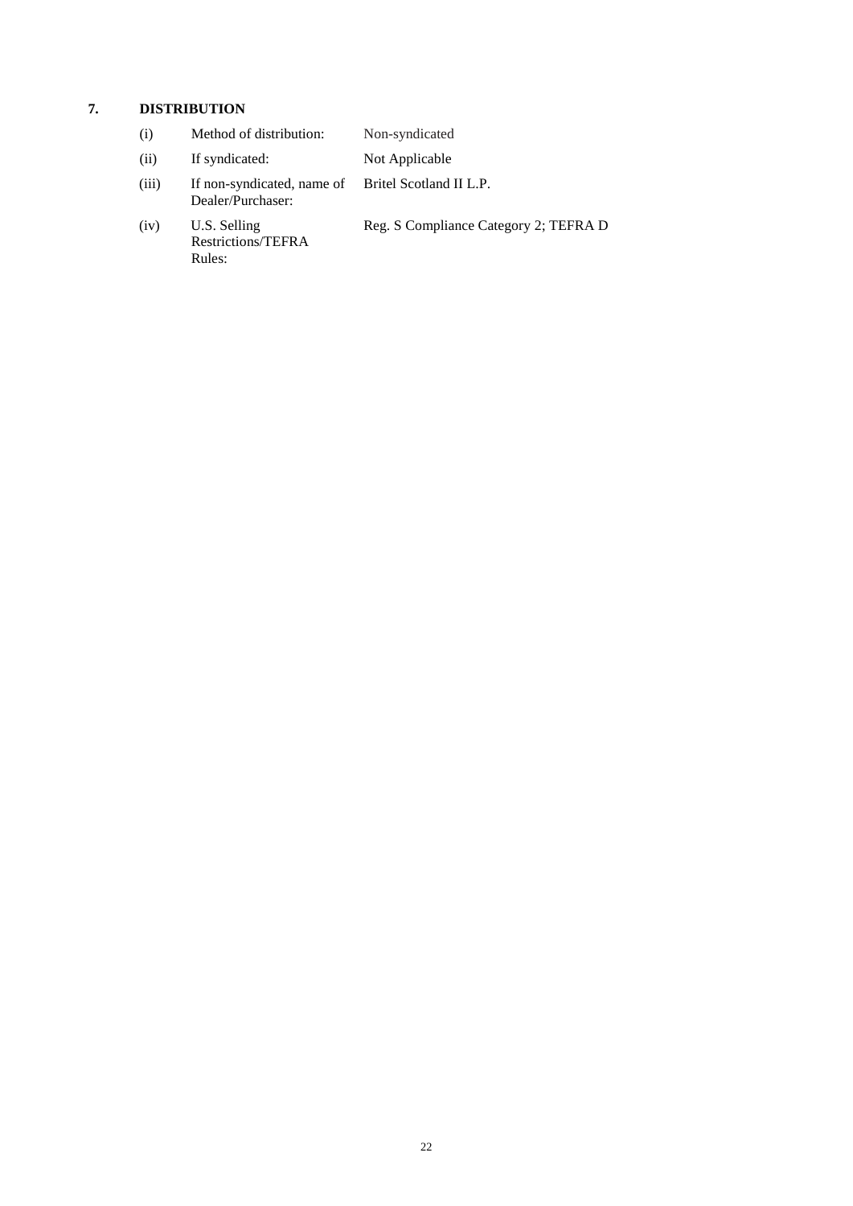## 7. DISTRIBUTION

| | | |
|---|---|---|
| (i) | Method of distribution: | Non-syndicated |
| (ii) | If syndicated: | Not Applicable |
| (iii) | If non-syndicated, name of Dealer/Purchaser: | Britel Scotland II L.P. |
| (iv) | U.S. Selling Restrictions/TEFRA Rules: | Reg. S Compliance Category 2; TEFRA D |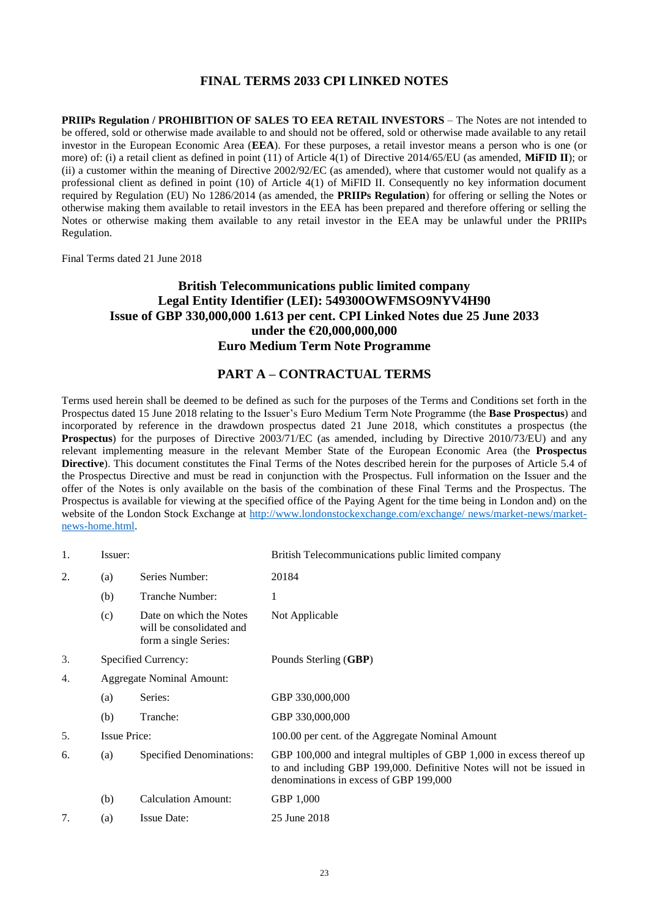# FINAL TERMS 2033 CPI LINKED NOTES

**PRIIPs Regulation / PROHIBITION OF SALES TO EEA RETAIL INVESTORS** – The Notes are not intended to be offered, sold or otherwise made available to and should not be offered, sold or otherwise made available to any retail investor in the European Economic Area (**EEA**). For these purposes, a retail investor means a person who is one (or more) of: (i) a retail client as defined in point (11) of Article 4(1) of Directive 2014/65/EU (as amended, **MiFID II**); or (ii) a customer within the meaning of Directive 2002/92/EC (as amended), where that customer would not qualify as a professional client as defined in point (10) of Article 4(1) of MiFID II. Consequently no key information document required by Regulation (EU) No 1286/2014 (as amended, the **PRIIPs Regulation**) for offering or selling the Notes or otherwise making them available to retail investors in the EEA has been prepared and therefore offering or selling the Notes or otherwise making them available to any retail investor in the EEA may be unlawful under the PRIIPs Regulation.

Final Terms dated 21 June 2018

## British Telecommunications public limited company
## Legal Entity Identifier (LEI): 549300OWFMSO9NYV4H90
## Issue of GBP 330,000,000 1.613 per cent. CPI Linked Notes due 25 June 2033 under the €20,000,000,000 Euro Medium Term Note Programme

## PART A – CONTRACTUAL TERMS

Terms used herein shall be deemed to be defined as such for the purposes of the Terms and Conditions set forth in the Prospectus dated 15 June 2018 relating to the Issuer's Euro Medium Term Note Programme (the **Base Prospectus**) and incorporated by reference in the drawdown prospectus dated 21 June 2018, which constitutes a prospectus (the **Prospectus**) for the purposes of Directive 2003/71/EC (as amended, including by Directive 2010/73/EU) and any relevant implementing measure in the relevant Member State of the European Economic Area (the **Prospectus Directive**). This document constitutes the Final Terms of the Notes described herein for the purposes of Article 5.4 of the Prospectus Directive and must be read in conjunction with the Prospectus. Full information on the Issuer and the offer of the Notes is only available on the basis of the combination of these Final Terms and the Prospectus. The Prospectus is available for viewing at the specified office of the Paying Agent for the time being in London and) on the website of the London Stock Exchange at http://www.londonstockexchange.com/exchange/ news/market-news/market-news-home.html.

| | | | |
|---|---|---|---|
| 1. | Issuer: | | British Telecommunications public limited company |
| 2. | (a) | Series Number: | 20184 |
| | (b) | Tranche Number: | 1 |
| | (c) | Date on which the Notes will be consolidated and form a single Series: | Not Applicable |
| 3. | Specified Currency: | | Pounds Sterling (**GBP**) |
| 4. | Aggregate Nominal Amount: | | |
| | (a) | Series: | GBP 330,000,000 |
| | (b) | Tranche: | GBP 330,000,000 |
| 5. | Issue Price: | | 100.00 per cent. of the Aggregate Nominal Amount |
| 6. | (a) | Specified Denominations: | GBP 100,000 and integral multiples of GBP 1,000 in excess thereof up to and including GBP 199,000. Definitive Notes will not be issued in denominations in excess of GBP 199,000 |
| | (b) | Calculation Amount: | GBP 1,000 |
| 7. | (a) | Issue Date: | 25 June 2018 |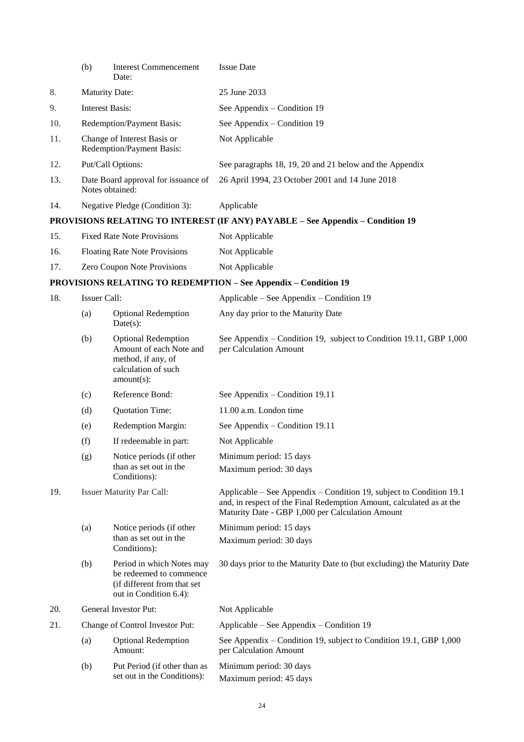| | | | |
|---|---|---|---|
| | (b) | Interest Commencement Date: | Issue Date |
| 8. | Maturity Date: | | 25 June 2033 |
| 9. | Interest Basis: | | See Appendix – Condition 19 |
| 10. | Redemption/Payment Basis: | | See Appendix – Condition 19 |
| 11. | Change of Interest Basis or Redemption/Payment Basis: | | Not Applicable |
| 12. | Put/Call Options: | | See paragraphs 18, 19, 20 and 21 below and the Appendix |
| 13. | Date Board approval for issuance of Notes obtained: | | 26 April 1994, 23 October 2001 and 14 June 2018 |
| 14. | Negative Pledge (Condition 3): | | Applicable |

**PROVISIONS RELATING TO INTEREST (IF ANY) PAYABLE – See Appendix – Condition 19**

| | | | |
|---|---|---|---|
| 15. | Fixed Rate Note Provisions | | Not Applicable |
| 16. | Floating Rate Note Provisions | | Not Applicable |
| 17. | Zero Coupon Note Provisions | | Not Applicable |

**PROVISIONS RELATING TO REDEMPTION – See Appendix – Condition 19**

| | | | |
|---|---|---|---|
| 18. | Issuer Call: | | Applicable – See Appendix – Condition 19 |
| | (a) | Optional Redemption Date(s): | Any day prior to the Maturity Date |
| | (b) | Optional Redemption Amount of each Note and method, if any, of calculation of such amount(s): | See Appendix – Condition 19, subject to Condition 19.11, GBP 1,000 per Calculation Amount |
| | (c) | Reference Bond: | See Appendix – Condition 19.11 |
| | (d) | Quotation Time: | 11.00 a.m. London time |
| | (e) | Redemption Margin: | See Appendix – Condition 19.11 |
| | (f) | If redeemable in part: | Not Applicable |
| | (g) | Notice periods (if other than as set out in the Conditions): | Minimum period: 15 days<br>Maximum period: 30 days |
| 19. | Issuer Maturity Par Call: | | Applicable – See Appendix – Condition 19, subject to Condition 19.1 and, in respect of the Final Redemption Amount, calculated as at the Maturity Date - GBP 1,000 per Calculation Amount |
| | (a) | Notice periods (if other than as set out in the Conditions): | Minimum period: 15 days<br>Maximum period: 30 days |
| | (b) | Period in which Notes may be redeemed to commence (if different from that set out in Condition 6.4): | 30 days prior to the Maturity Date to (but excluding) the Maturity Date |
| 20. | General Investor Put: | | Not Applicable |
| 21. | Change of Control Investor Put: | | Applicable – See Appendix – Condition 19 |
| | (a) | Optional Redemption Amount: | See Appendix – Condition 19, subject to Condition 19.1, GBP 1,000 per Calculation Amount |
| | (b) | Put Period (if other than as set out in the Conditions): | Minimum period: 30 days<br>Maximum period: 45 days |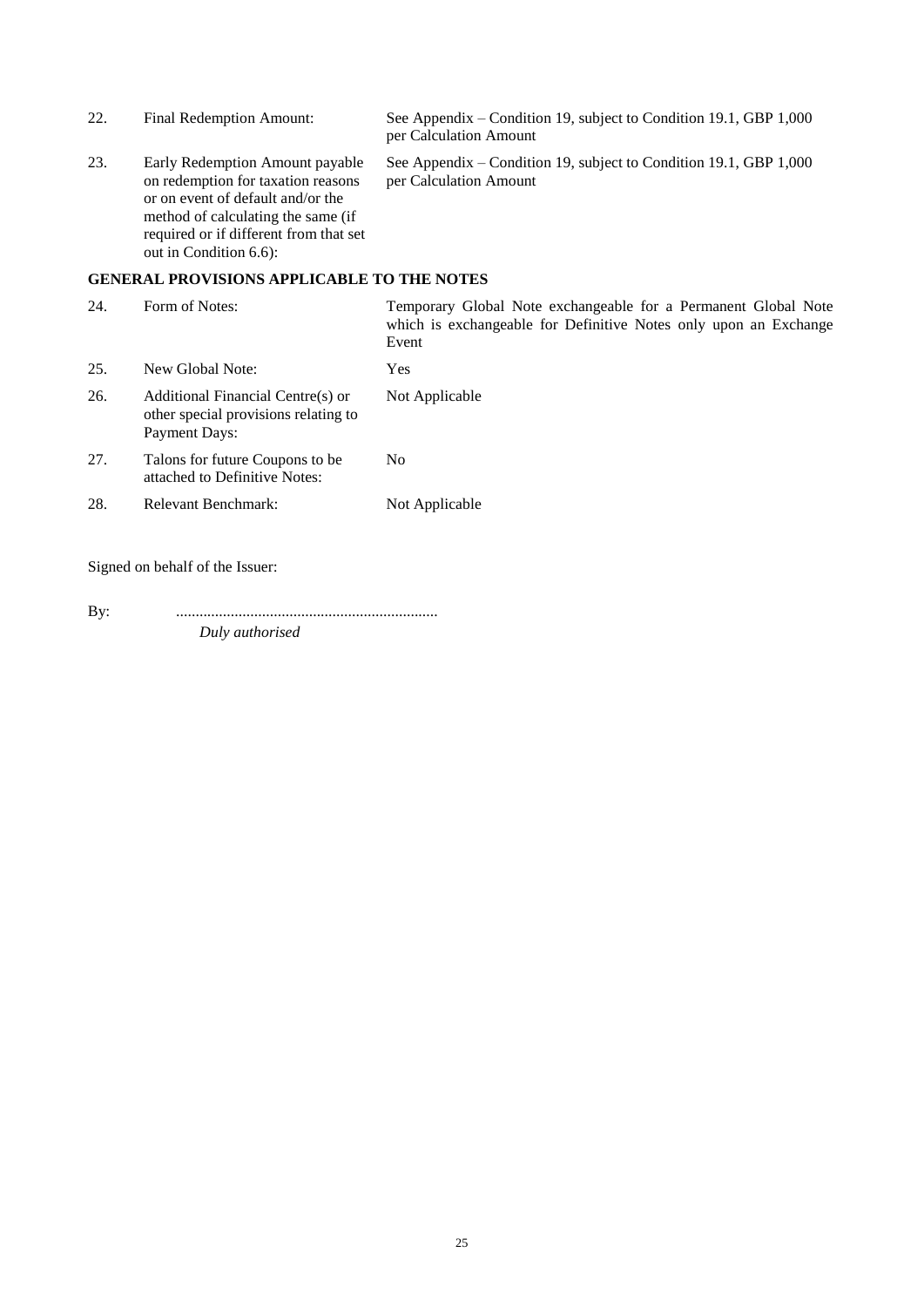| | | |
|---|---|---|
| 22. | Final Redemption Amount: | See Appendix – Condition 19, subject to Condition 19.1, GBP 1,000 per Calculation Amount |
| 23. | Early Redemption Amount payable on redemption for taxation reasons or on event of default and/or the method of calculating the same (if required or if different from that set out in Condition 6.6): | See Appendix – Condition 19, subject to Condition 19.1, GBP 1,000 per Calculation Amount |

**GENERAL PROVISIONS APPLICABLE TO THE NOTES**

| | | |
|---|---|---|
| 24. | Form of Notes: | Temporary Global Note exchangeable for a Permanent Global Note which is exchangeable for Definitive Notes only upon an Exchange Event |
| 25. | New Global Note: | Yes |
| 26. | Additional Financial Centre(s) or other special provisions relating to Payment Days: | Not Applicable |
| 27. | Talons for future Coupons to be attached to Definitive Notes: | No |
| 28. | Relevant Benchmark: | Not Applicable |

Signed on behalf of the Issuer:

By: ..................................................................
*Duly authorised*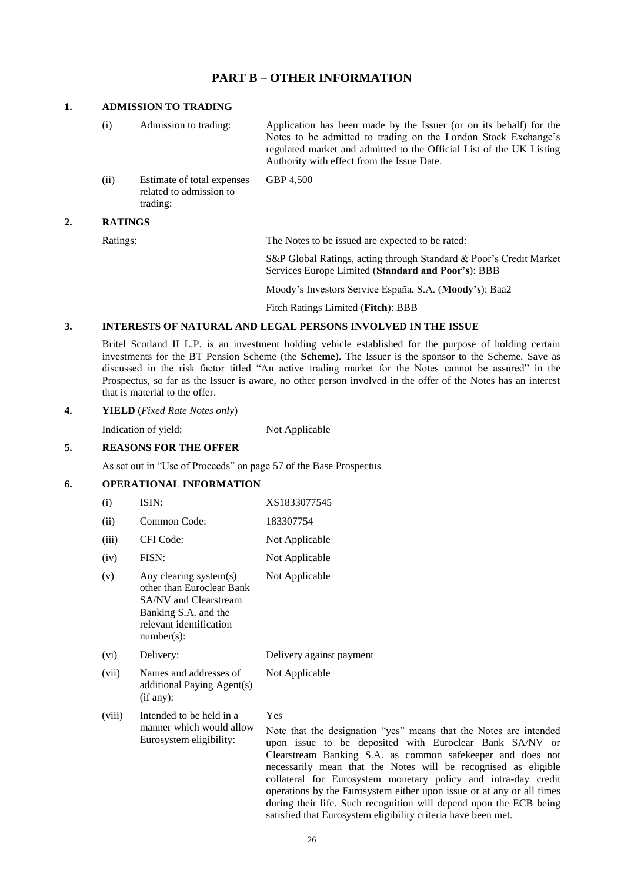# PART B – OTHER INFORMATION

## 1. ADMISSION TO TRADING

| | | |
|---|---|---|
| (i) | Admission to trading: | Application has been made by the Issuer (or on its behalf) for the Notes to be admitted to trading on the London Stock Exchange's regulated market and admitted to the Official List of the UK Listing Authority with effect from the Issue Date. |
| (ii) | Estimate of total expenses related to admission to trading: | GBP 4,500 |

## 2. RATINGS

Ratings: The Notes to be issued are expected to be rated:

S&P Global Ratings, acting through Standard & Poor's Credit Market Services Europe Limited (**Standard and Poor's**): BBB

Moody's Investors Service España, S.A. (**Moody's**): Baa2

Fitch Ratings Limited (**Fitch**): BBB

## 3. INTERESTS OF NATURAL AND LEGAL PERSONS INVOLVED IN THE ISSUE

Britel Scotland II L.P. is an investment holding vehicle established for the purpose of holding certain investments for the BT Pension Scheme (the **Scheme**). The Issuer is the sponsor to the Scheme. Save as discussed in the risk factor titled "An active trading market for the Notes cannot be assured" in the Prospectus, so far as the Issuer is aware, no other person involved in the offer of the Notes has an interest that is material to the offer.

## 4. YIELD (*Fixed Rate Notes only*)

Indication of yield: Not Applicable

## 5. REASONS FOR THE OFFER

As set out in "Use of Proceeds" on page 57 of the Base Prospectus

## 6. OPERATIONAL INFORMATION

| | | |
|---|---|---|
| (i) | ISIN: | XS1833077545 |
| (ii) | Common Code: | 183307754 |
| (iii) | CFI Code: | Not Applicable |
| (iv) | FISN: | Not Applicable |
| (v) | Any clearing system(s) other than Euroclear Bank SA/NV and Clearstream Banking S.A. and the relevant identification number(s): | Not Applicable |
| (vi) | Delivery: | Delivery against payment |
| (vii) | Names and addresses of additional Paying Agent(s) (if any): | Not Applicable |
| (viii) | Intended to be held in a manner which would allow Eurosystem eligibility: | Yes<br><br>Note that the designation "yes" means that the Notes are intended upon issue to be deposited with Euroclear Bank SA/NV or Clearstream Banking S.A. as common safekeeper and does not necessarily mean that the Notes will be recognised as eligible collateral for Eurosystem monetary policy and intra-day credit operations by the Eurosystem either upon issue or at any or all times during their life. Such recognition will depend upon the ECB being satisfied that Eurosystem eligibility criteria have been met. |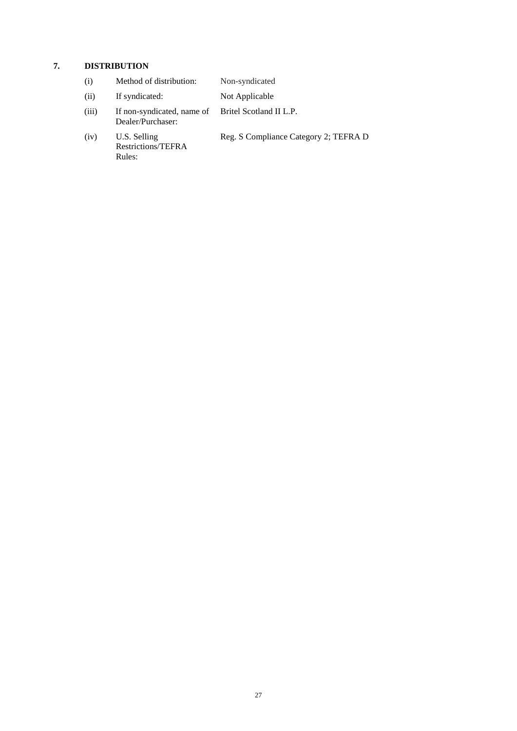## 7. DISTRIBUTION

| | | |
|---|---|---|
| (i) | Method of distribution: | Non-syndicated |
| (ii) | If syndicated: | Not Applicable |
| (iii) | If non-syndicated, name of Dealer/Purchaser: | Britel Scotland II L.P. |
| (iv) | U.S. Selling Restrictions/TEFRA Rules: | Reg. S Compliance Category 2; TEFRA D |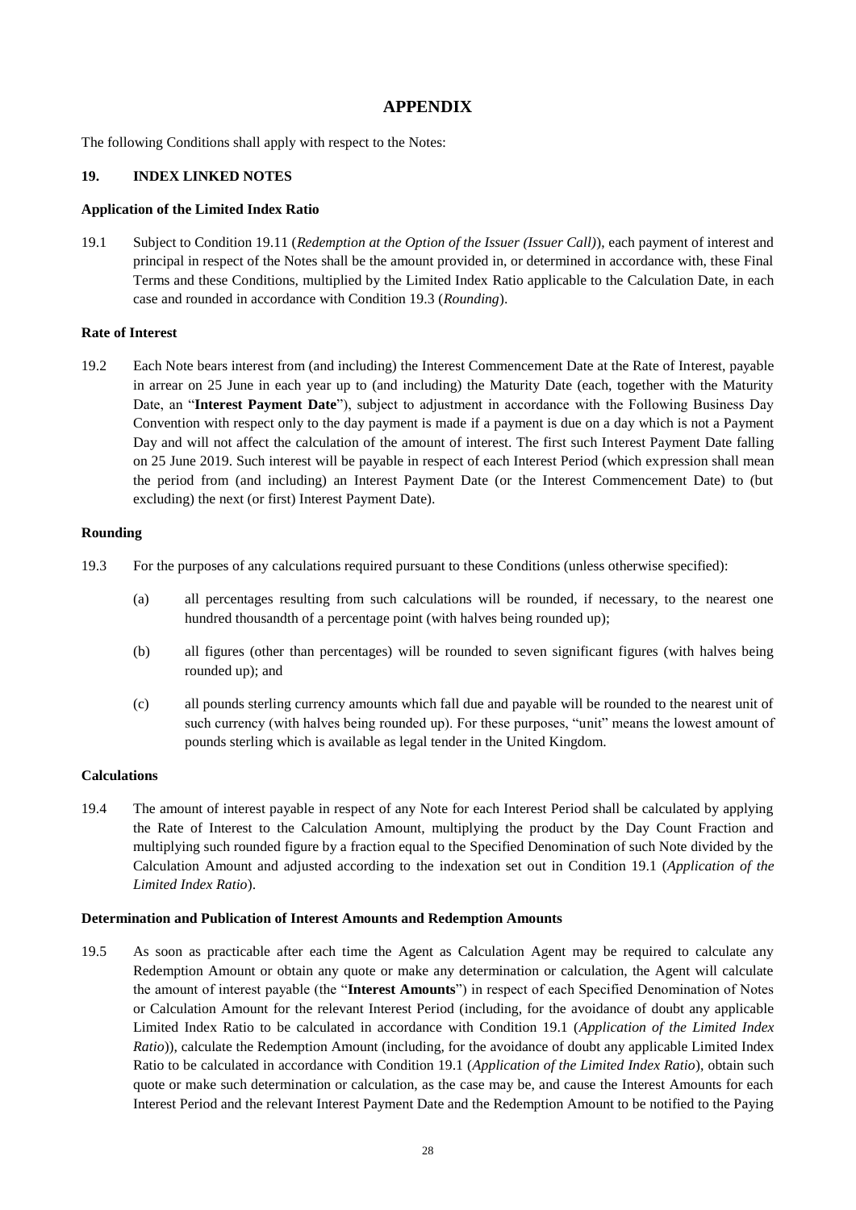# APPENDIX

The following Conditions shall apply with respect to the Notes:

## 19. INDEX LINKED NOTES

### Application of the Limited Index Ratio

19.1 Subject to Condition 19.11 (*Redemption at the Option of the Issuer (Issuer Call)*), each payment of interest and principal in respect of the Notes shall be the amount provided in, or determined in accordance with, these Final Terms and these Conditions, multiplied by the Limited Index Ratio applicable to the Calculation Date, in each case and rounded in accordance with Condition 19.3 (*Rounding*).

### Rate of Interest

19.2 Each Note bears interest from (and including) the Interest Commencement Date at the Rate of Interest, payable in arrear on 25 June in each year up to (and including) the Maturity Date (each, together with the Maturity Date, an "**Interest Payment Date**"), subject to adjustment in accordance with the Following Business Day Convention with respect only to the day payment is made if a payment is due on a day which is not a Payment Day and will not affect the calculation of the amount of interest. The first such Interest Payment Date falling on 25 June 2019. Such interest will be payable in respect of each Interest Period (which expression shall mean the period from (and including) an Interest Payment Date (or the Interest Commencement Date) to (but excluding) the next (or first) Interest Payment Date).

### Rounding

19.3 For the purposes of any calculations required pursuant to these Conditions (unless otherwise specified):

(a) all percentages resulting from such calculations will be rounded, if necessary, to the nearest one hundred thousandth of a percentage point (with halves being rounded up);

(b) all figures (other than percentages) will be rounded to seven significant figures (with halves being rounded up); and

(c) all pounds sterling currency amounts which fall due and payable will be rounded to the nearest unit of such currency (with halves being rounded up). For these purposes, "unit" means the lowest amount of pounds sterling which is available as legal tender in the United Kingdom.

### Calculations

19.4 The amount of interest payable in respect of any Note for each Interest Period shall be calculated by applying the Rate of Interest to the Calculation Amount, multiplying the product by the Day Count Fraction and multiplying such rounded figure by a fraction equal to the Specified Denomination of such Note divided by the Calculation Amount and adjusted according to the indexation set out in Condition 19.1 (*Application of the Limited Index Ratio*).

### Determination and Publication of Interest Amounts and Redemption Amounts

19.5 As soon as practicable after each time the Agent as Calculation Agent may be required to calculate any Redemption Amount or obtain any quote or make any determination or calculation, the Agent will calculate the amount of interest payable (the "**Interest Amounts**") in respect of each Specified Denomination of Notes or Calculation Amount for the relevant Interest Period (including, for the avoidance of doubt any applicable Limited Index Ratio to be calculated in accordance with Condition 19.1 (*Application of the Limited Index Ratio*)), calculate the Redemption Amount (including, for the avoidance of doubt any applicable Limited Index Ratio to be calculated in accordance with Condition 19.1 (*Application of the Limited Index Ratio*), obtain such quote or make such determination or calculation, as the case may be, and cause the Interest Amounts for each Interest Period and the relevant Interest Payment Date and the Redemption Amount to be notified to the Paying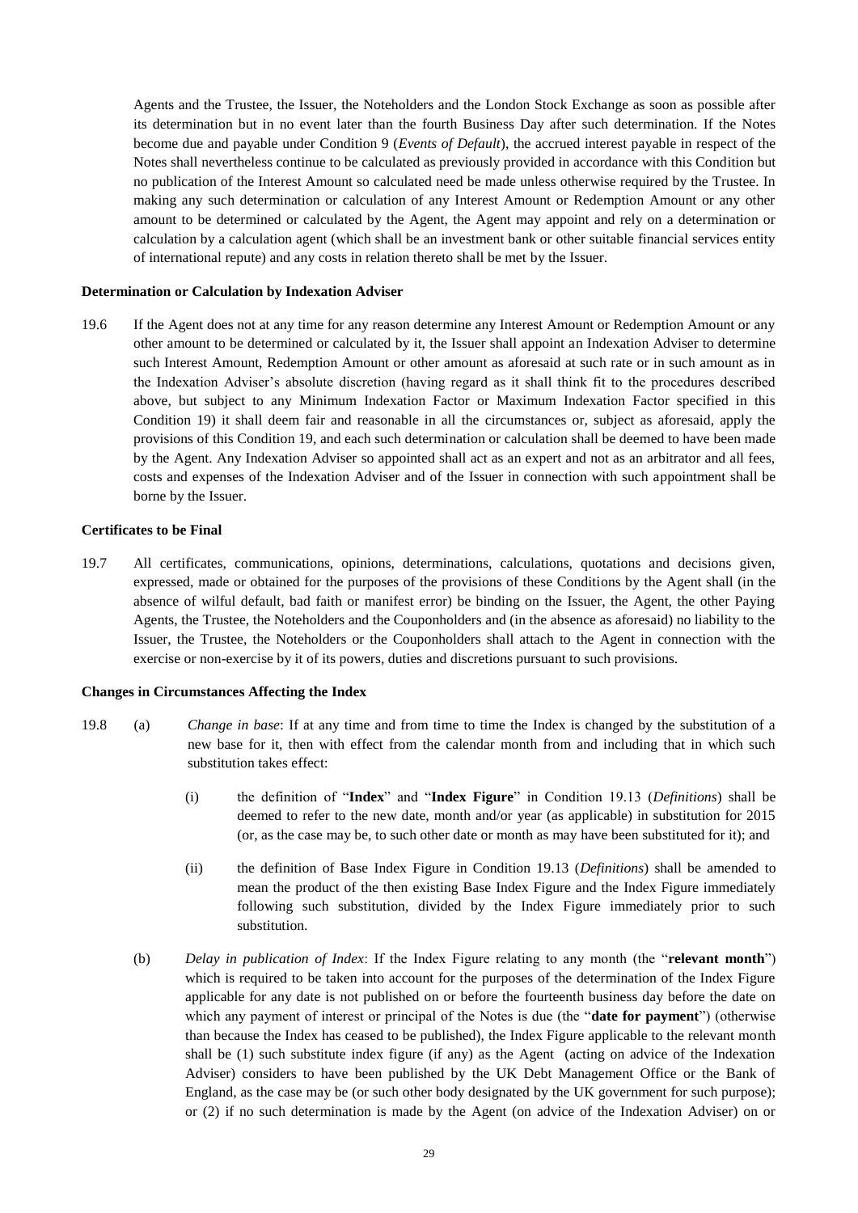Agents and the Trustee, the Issuer, the Noteholders and the London Stock Exchange as soon as possible after its determination but in no event later than the fourth Business Day after such determination. If the Notes become due and payable under Condition 9 (*Events of Default*), the accrued interest payable in respect of the Notes shall nevertheless continue to be calculated as previously provided in accordance with this Condition but no publication of the Interest Amount so calculated need be made unless otherwise required by the Trustee. In making any such determination or calculation of any Interest Amount or Redemption Amount or any other amount to be determined or calculated by the Agent, the Agent may appoint and rely on a determination or calculation by a calculation agent (which shall be an investment bank or other suitable financial services entity of international repute) and any costs in relation thereto shall be met by the Issuer.

**Determination or Calculation by Indexation Adviser**

19.6 If the Agent does not at any time for any reason determine any Interest Amount or Redemption Amount or any other amount to be determined or calculated by it, the Issuer shall appoint an Indexation Adviser to determine such Interest Amount, Redemption Amount or other amount as aforesaid at such rate or in such amount as in the Indexation Adviser's absolute discretion (having regard as it shall think fit to the procedures described above, but subject to any Minimum Indexation Factor or Maximum Indexation Factor specified in this Condition 19) it shall deem fair and reasonable in all the circumstances or, subject as aforesaid, apply the provisions of this Condition 19, and each such determination or calculation shall be deemed to have been made by the Agent. Any Indexation Adviser so appointed shall act as an expert and not as an arbitrator and all fees, costs and expenses of the Indexation Adviser and of the Issuer in connection with such appointment shall be borne by the Issuer.

**Certificates to be Final**

19.7 All certificates, communications, opinions, determinations, calculations, quotations and decisions given, expressed, made or obtained for the purposes of the provisions of these Conditions by the Agent shall (in the absence of wilful default, bad faith or manifest error) be binding on the Issuer, the Agent, the other Paying Agents, the Trustee, the Noteholders and the Couponholders and (in the absence as aforesaid) no liability to the Issuer, the Trustee, the Noteholders or the Couponholders shall attach to the Agent in connection with the exercise or non-exercise by it of its powers, duties and discretions pursuant to such provisions.

**Changes in Circumstances Affecting the Index**

19.8 (a) *Change in base*: If at any time and from time to time the Index is changed by the substitution of a new base for it, then with effect from the calendar month from and including that in which such substitution takes effect:

(i) the definition of "**Index**" and "**Index Figure**" in Condition 19.13 (*Definitions*) shall be deemed to refer to the new date, month and/or year (as applicable) in substitution for 2015 (or, as the case may be, to such other date or month as may have been substituted for it); and

(ii) the definition of Base Index Figure in Condition 19.13 (*Definitions*) shall be amended to mean the product of the then existing Base Index Figure and the Index Figure immediately following such substitution, divided by the Index Figure immediately prior to such substitution.

(b) *Delay in publication of Index*: If the Index Figure relating to any month (the "**relevant month**") which is required to be taken into account for the purposes of the determination of the Index Figure applicable for any date is not published on or before the fourteenth business day before the date on which any payment of interest or principal of the Notes is due (the "**date for payment**") (otherwise than because the Index has ceased to be published), the Index Figure applicable to the relevant month shall be (1) such substitute index figure (if any) as the Agent (acting on advice of the Indexation Adviser) considers to have been published by the UK Debt Management Office or the Bank of England, as the case may be (or such other body designated by the UK government for such purpose); or (2) if no such determination is made by the Agent (on advice of the Indexation Adviser) on or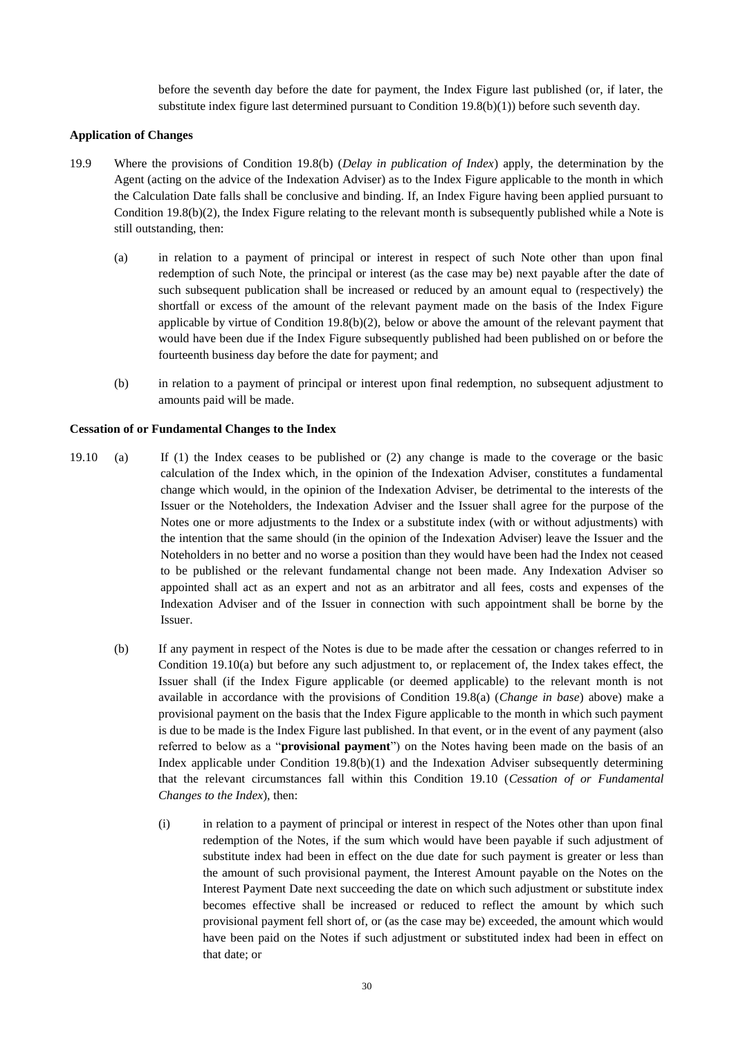before the seventh day before the date for payment, the Index Figure last published (or, if later, the substitute index figure last determined pursuant to Condition 19.8(b)(1)) before such seventh day.

**Application of Changes**

19.9 Where the provisions of Condition 19.8(b) (*Delay in publication of Index*) apply, the determination by the Agent (acting on the advice of the Indexation Adviser) as to the Index Figure applicable to the month in which the Calculation Date falls shall be conclusive and binding. If, an Index Figure having been applied pursuant to Condition 19.8(b)(2), the Index Figure relating to the relevant month is subsequently published while a Note is still outstanding, then:

(a) in relation to a payment of principal or interest in respect of such Note other than upon final redemption of such Note, the principal or interest (as the case may be) next payable after the date of such subsequent publication shall be increased or reduced by an amount equal to (respectively) the shortfall or excess of the amount of the relevant payment made on the basis of the Index Figure applicable by virtue of Condition 19.8(b)(2), below or above the amount of the relevant payment that would have been due if the Index Figure subsequently published had been published on or before the fourteenth business day before the date for payment; and

(b) in relation to a payment of principal or interest upon final redemption, no subsequent adjustment to amounts paid will be made.

**Cessation of or Fundamental Changes to the Index**

19.10 (a) If (1) the Index ceases to be published or (2) any change is made to the coverage or the basic calculation of the Index which, in the opinion of the Indexation Adviser, constitutes a fundamental change which would, in the opinion of the Indexation Adviser, be detrimental to the interests of the Issuer or the Noteholders, the Indexation Adviser and the Issuer shall agree for the purpose of the Notes one or more adjustments to the Index or a substitute index (with or without adjustments) with the intention that the same should (in the opinion of the Indexation Adviser) leave the Issuer and the Noteholders in no better and no worse a position than they would have been had the Index not ceased to be published or the relevant fundamental change not been made. Any Indexation Adviser so appointed shall act as an expert and not as an arbitrator and all fees, costs and expenses of the Indexation Adviser and of the Issuer in connection with such appointment shall be borne by the Issuer.

(b) If any payment in respect of the Notes is due to be made after the cessation or changes referred to in Condition 19.10(a) but before any such adjustment to, or replacement of, the Index takes effect, the Issuer shall (if the Index Figure applicable (or deemed applicable) to the relevant month is not available in accordance with the provisions of Condition 19.8(a) (*Change in base*) above) make a provisional payment on the basis that the Index Figure applicable to the month in which such payment is due to be made is the Index Figure last published. In that event, or in the event of any payment (also referred to below as a "**provisional payment**") on the Notes having been made on the basis of an Index applicable under Condition 19.8(b)(1) and the Indexation Adviser subsequently determining that the relevant circumstances fall within this Condition 19.10 (*Cessation of or Fundamental Changes to the Index*), then:

(i) in relation to a payment of principal or interest in respect of the Notes other than upon final redemption of the Notes, if the sum which would have been payable if such adjustment of substitute index had been in effect on the due date for such payment is greater or less than the amount of such provisional payment, the Interest Amount payable on the Notes on the Interest Payment Date next succeeding the date on which such adjustment or substitute index becomes effective shall be increased or reduced to reflect the amount by which such provisional payment fell short of, or (as the case may be) exceeded, the amount which would have been paid on the Notes if such adjustment or substituted index had been in effect on that date; or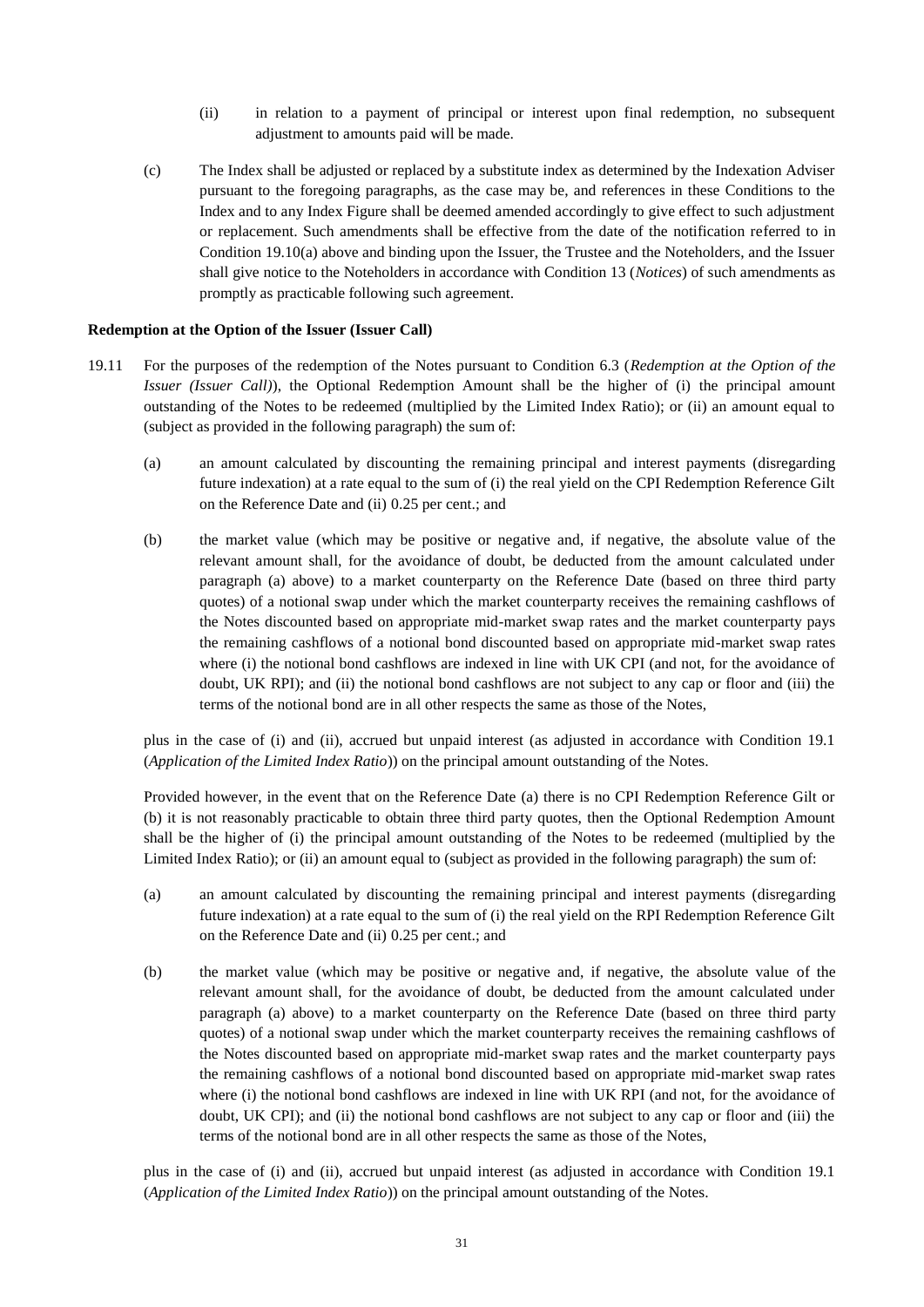(ii) in relation to a payment of principal or interest upon final redemption, no subsequent adjustment to amounts paid will be made.

(c) The Index shall be adjusted or replaced by a substitute index as determined by the Indexation Adviser pursuant to the foregoing paragraphs, as the case may be, and references in these Conditions to the Index and to any Index Figure shall be deemed amended accordingly to give effect to such adjustment or replacement. Such amendments shall be effective from the date of the notification referred to in Condition 19.10(a) above and binding upon the Issuer, the Trustee and the Noteholders, and the Issuer shall give notice to the Noteholders in accordance with Condition 13 (*Notices*) of such amendments as promptly as practicable following such agreement.

**Redemption at the Option of the Issuer (Issuer Call)**

19.11 For the purposes of the redemption of the Notes pursuant to Condition 6.3 (*Redemption at the Option of the Issuer (Issuer Call)*), the Optional Redemption Amount shall be the higher of (i) the principal amount outstanding of the Notes to be redeemed (multiplied by the Limited Index Ratio); or (ii) an amount equal to (subject as provided in the following paragraph) the sum of:

(a) an amount calculated by discounting the remaining principal and interest payments (disregarding future indexation) at a rate equal to the sum of (i) the real yield on the CPI Redemption Reference Gilt on the Reference Date and (ii) 0.25 per cent.; and

(b) the market value (which may be positive or negative and, if negative, the absolute value of the relevant amount shall, for the avoidance of doubt, be deducted from the amount calculated under paragraph (a) above) to a market counterparty on the Reference Date (based on three third party quotes) of a notional swap under which the market counterparty receives the remaining cashflows of the Notes discounted based on appropriate mid-market swap rates and the market counterparty pays the remaining cashflows of a notional bond discounted based on appropriate mid-market swap rates where (i) the notional bond cashflows are indexed in line with UK CPI (and not, for the avoidance of doubt, UK RPI); and (ii) the notional bond cashflows are not subject to any cap or floor and (iii) the terms of the notional bond are in all other respects the same as those of the Notes,

plus in the case of (i) and (ii), accrued but unpaid interest (as adjusted in accordance with Condition 19.1 (*Application of the Limited Index Ratio*)) on the principal amount outstanding of the Notes.

Provided however, in the event that on the Reference Date (a) there is no CPI Redemption Reference Gilt or (b) it is not reasonably practicable to obtain three third party quotes, then the Optional Redemption Amount shall be the higher of (i) the principal amount outstanding of the Notes to be redeemed (multiplied by the Limited Index Ratio); or (ii) an amount equal to (subject as provided in the following paragraph) the sum of:

(a) an amount calculated by discounting the remaining principal and interest payments (disregarding future indexation) at a rate equal to the sum of (i) the real yield on the RPI Redemption Reference Gilt on the Reference Date and (ii) 0.25 per cent.; and

(b) the market value (which may be positive or negative and, if negative, the absolute value of the relevant amount shall, for the avoidance of doubt, be deducted from the amount calculated under paragraph (a) above) to a market counterparty on the Reference Date (based on three third party quotes) of a notional swap under which the market counterparty receives the remaining cashflows of the Notes discounted based on appropriate mid-market swap rates and the market counterparty pays the remaining cashflows of a notional bond discounted based on appropriate mid-market swap rates where (i) the notional bond cashflows are indexed in line with UK RPI (and not, for the avoidance of doubt, UK CPI); and (ii) the notional bond cashflows are not subject to any cap or floor and (iii) the terms of the notional bond are in all other respects the same as those of the Notes,

plus in the case of (i) and (ii), accrued but unpaid interest (as adjusted in accordance with Condition 19.1 (*Application of the Limited Index Ratio*)) on the principal amount outstanding of the Notes.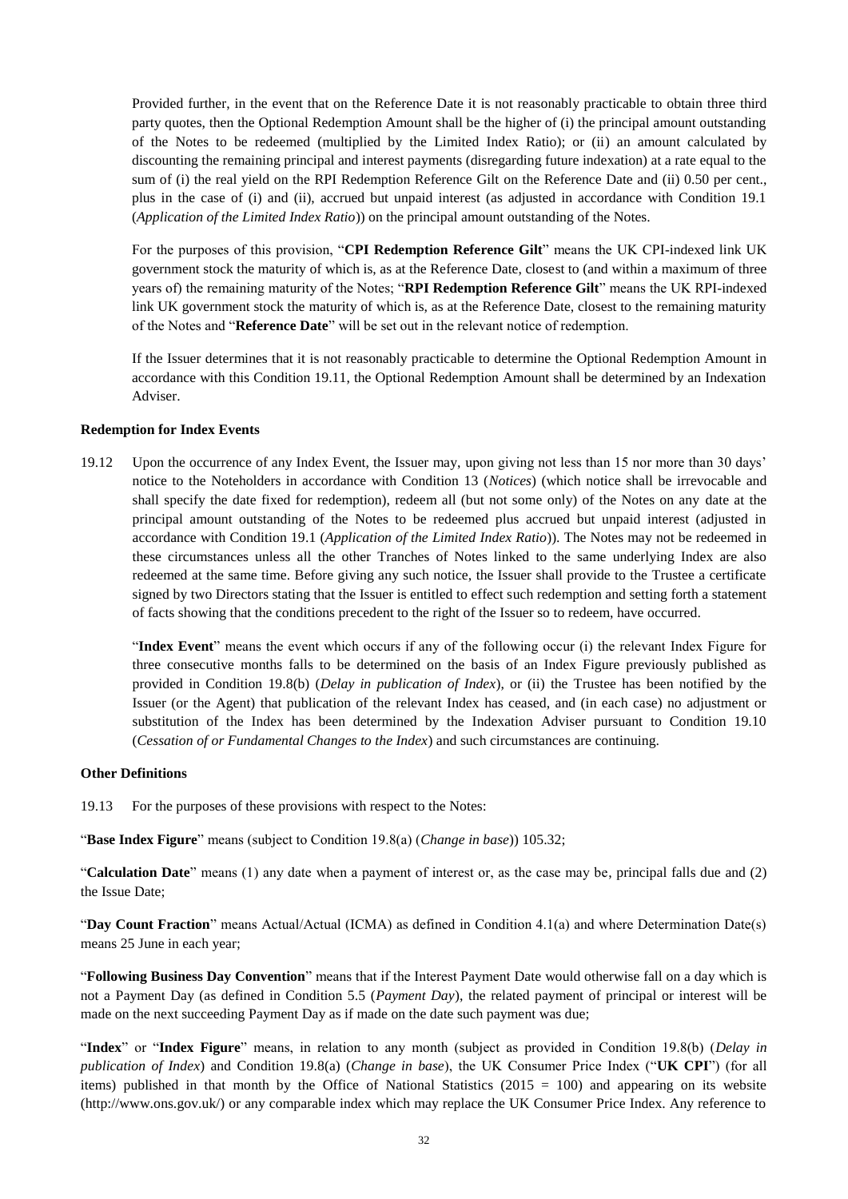Provided further, in the event that on the Reference Date it is not reasonably practicable to obtain three third party quotes, then the Optional Redemption Amount shall be the higher of (i) the principal amount outstanding of the Notes to be redeemed (multiplied by the Limited Index Ratio); or (ii) an amount calculated by discounting the remaining principal and interest payments (disregarding future indexation) at a rate equal to the sum of (i) the real yield on the RPI Redemption Reference Gilt on the Reference Date and (ii) 0.50 per cent., plus in the case of (i) and (ii), accrued but unpaid interest (as adjusted in accordance with Condition 19.1 (*Application of the Limited Index Ratio*)) on the principal amount outstanding of the Notes.

For the purposes of this provision, "**CPI Redemption Reference Gilt**" means the UK CPI-indexed link UK government stock the maturity of which is, as at the Reference Date, closest to (and within a maximum of three years of) the remaining maturity of the Notes; "**RPI Redemption Reference Gilt**" means the UK RPI-indexed link UK government stock the maturity of which is, as at the Reference Date, closest to the remaining maturity of the Notes and "**Reference Date**" will be set out in the relevant notice of redemption.

If the Issuer determines that it is not reasonably practicable to determine the Optional Redemption Amount in accordance with this Condition 19.11, the Optional Redemption Amount shall be determined by an Indexation Adviser.

**Redemption for Index Events**

19.12 Upon the occurrence of any Index Event, the Issuer may, upon giving not less than 15 nor more than 30 days' notice to the Noteholders in accordance with Condition 13 (*Notices*) (which notice shall be irrevocable and shall specify the date fixed for redemption), redeem all (but not some only) of the Notes on any date at the principal amount outstanding of the Notes to be redeemed plus accrued but unpaid interest (adjusted in accordance with Condition 19.1 (*Application of the Limited Index Ratio*)). The Notes may not be redeemed in these circumstances unless all the other Tranches of Notes linked to the same underlying Index are also redeemed at the same time. Before giving any such notice, the Issuer shall provide to the Trustee a certificate signed by two Directors stating that the Issuer is entitled to effect such redemption and setting forth a statement of facts showing that the conditions precedent to the right of the Issuer so to redeem, have occurred.

"**Index Event**" means the event which occurs if any of the following occur (i) the relevant Index Figure for three consecutive months falls to be determined on the basis of an Index Figure previously published as provided in Condition 19.8(b) (*Delay in publication of Index*), or (ii) the Trustee has been notified by the Issuer (or the Agent) that publication of the relevant Index has ceased, and (in each case) no adjustment or substitution of the Index has been determined by the Indexation Adviser pursuant to Condition 19.10 (*Cessation of or Fundamental Changes to the Index*) and such circumstances are continuing.

**Other Definitions**

19.13 For the purposes of these provisions with respect to the Notes:

"**Base Index Figure**" means (subject to Condition 19.8(a) (*Change in base*)) 105.32;

"**Calculation Date**" means (1) any date when a payment of interest or, as the case may be, principal falls due and (2) the Issue Date;

"**Day Count Fraction**" means Actual/Actual (ICMA) as defined in Condition 4.1(a) and where Determination Date(s) means 25 June in each year;

"**Following Business Day Convention**" means that if the Interest Payment Date would otherwise fall on a day which is not a Payment Day (as defined in Condition 5.5 (*Payment Day*), the related payment of principal or interest will be made on the next succeeding Payment Day as if made on the date such payment was due;

"**Index**" or "**Index Figure**" means, in relation to any month (subject as provided in Condition 19.8(b) (*Delay in publication of Index*) and Condition 19.8(a) (*Change in base*), the UK Consumer Price Index ("**UK CPI**") (for all items) published in that month by the Office of National Statistics (2015 = 100) and appearing on its website (http://www.ons.gov.uk/) or any comparable index which may replace the UK Consumer Price Index. Any reference to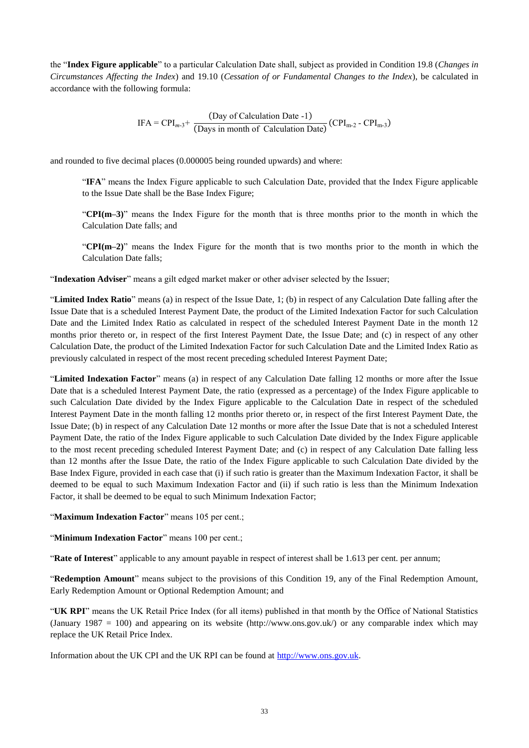the "**Index Figure applicable**" to a particular Calculation Date shall, subject as provided in Condition 19.8 (*Changes in Circumstances Affecting the Index*) and 19.10 (*Cessation of or Fundamental Changes to the Index*), be calculated in accordance with the following formula:

$$\text{IFA} = \text{CPI}_{m\text{-}3} + \frac{(\text{Day of Calculation Date -1})}{(\text{Days in month of Calculation Date})}(\text{CPI}_{\text{m-2}} - \text{CPI}_{\text{m-3}})$$

and rounded to five decimal places (0.000005 being rounded upwards) and where:

> "**IFA**" means the Index Figure applicable to such Calculation Date, provided that the Index Figure applicable to the Issue Date shall be the Base Index Figure;
>
> "**CPI(m–3)**" means the Index Figure for the month that is three months prior to the month in which the Calculation Date falls; and
>
> "**CPI(m–2)**" means the Index Figure for the month that is two months prior to the month in which the Calculation Date falls;

"**Indexation Adviser**" means a gilt edged market maker or other adviser selected by the Issuer;

"**Limited Index Ratio**" means (a) in respect of the Issue Date, 1; (b) in respect of any Calculation Date falling after the Issue Date that is a scheduled Interest Payment Date, the product of the Limited Indexation Factor for such Calculation Date and the Limited Index Ratio as calculated in respect of the scheduled Interest Payment Date in the month 12 months prior thereto or, in respect of the first Interest Payment Date, the Issue Date; and (c) in respect of any other Calculation Date, the product of the Limited Indexation Factor for such Calculation Date and the Limited Index Ratio as previously calculated in respect of the most recent preceding scheduled Interest Payment Date;

"**Limited Indexation Factor**" means (a) in respect of any Calculation Date falling 12 months or more after the Issue Date that is a scheduled Interest Payment Date, the ratio (expressed as a percentage) of the Index Figure applicable to such Calculation Date divided by the Index Figure applicable to the Calculation Date in respect of the scheduled Interest Payment Date in the month falling 12 months prior thereto or, in respect of the first Interest Payment Date, the Issue Date; (b) in respect of any Calculation Date 12 months or more after the Issue Date that is not a scheduled Interest Payment Date, the ratio of the Index Figure applicable to such Calculation Date divided by the Index Figure applicable to the most recent preceding scheduled Interest Payment Date; and (c) in respect of any Calculation Date falling less than 12 months after the Issue Date, the ratio of the Index Figure applicable to such Calculation Date divided by the Base Index Figure, provided in each case that (i) if such ratio is greater than the Maximum Indexation Factor, it shall be deemed to be equal to such Maximum Indexation Factor and (ii) if such ratio is less than the Minimum Indexation Factor, it shall be deemed to be equal to such Minimum Indexation Factor;

"**Maximum Indexation Factor**" means 105 per cent.;

"**Minimum Indexation Factor**" means 100 per cent.;

"**Rate of Interest**" applicable to any amount payable in respect of interest shall be 1.613 per cent. per annum;

"**Redemption Amount**" means subject to the provisions of this Condition 19, any of the Final Redemption Amount, Early Redemption Amount or Optional Redemption Amount; and

"**UK RPI**" means the UK Retail Price Index (for all items) published in that month by the Office of National Statistics (January 1987 = 100) and appearing on its website (http://www.ons.gov.uk/) or any comparable index which may replace the UK Retail Price Index.

Information about the UK CPI and the UK RPI can be found at [http://www.ons.gov.uk](http://www.ons.gov.uk).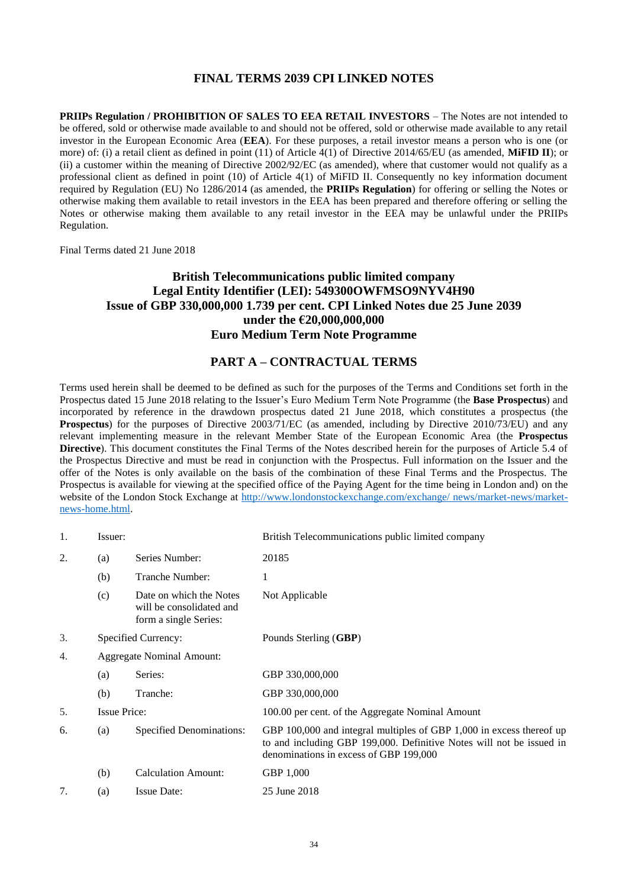# FINAL TERMS 2039 CPI LINKED NOTES

**PRIIPs Regulation / PROHIBITION OF SALES TO EEA RETAIL INVESTORS** – The Notes are not intended to be offered, sold or otherwise made available to and should not be offered, sold or otherwise made available to any retail investor in the European Economic Area (**EEA**). For these purposes, a retail investor means a person who is one (or more) of: (i) a retail client as defined in point (11) of Article 4(1) of Directive 2014/65/EU (as amended, **MiFID II**); or (ii) a customer within the meaning of Directive 2002/92/EC (as amended), where that customer would not qualify as a professional client as defined in point (10) of Article 4(1) of MiFID II. Consequently no key information document required by Regulation (EU) No 1286/2014 (as amended, the **PRIIPs Regulation**) for offering or selling the Notes or otherwise making them available to retail investors in the EEA has been prepared and therefore offering or selling the Notes or otherwise making them available to any retail investor in the EEA may be unlawful under the PRIIPs Regulation.

Final Terms dated 21 June 2018

## British Telecommunications public limited company
## Legal Entity Identifier (LEI): 549300OWFMSO9NYV4H90
## Issue of GBP 330,000,000 1.739 per cent. CPI Linked Notes due 25 June 2039 under the €20,000,000,000 Euro Medium Term Note Programme

## PART A – CONTRACTUAL TERMS

Terms used herein shall be deemed to be defined as such for the purposes of the Terms and Conditions set forth in the Prospectus dated 15 June 2018 relating to the Issuer's Euro Medium Term Note Programme (the **Base Prospectus**) and incorporated by reference in the drawdown prospectus dated 21 June 2018, which constitutes a prospectus (the **Prospectus**) for the purposes of Directive 2003/71/EC (as amended, including by Directive 2010/73/EU) and any relevant implementing measure in the relevant Member State of the European Economic Area (the **Prospectus Directive**). This document constitutes the Final Terms of the Notes described herein for the purposes of Article 5.4 of the Prospectus Directive and must be read in conjunction with the Prospectus. Full information on the Issuer and the offer of the Notes is only available on the basis of the combination of these Final Terms and the Prospectus. The Prospectus is available for viewing at the specified office of the Paying Agent for the time being in London and) on the website of the London Stock Exchange at http://www.londonstockexchange.com/exchange/ news/market-news/market-news-home.html.

| | | | |
|---|---|---|---|
| 1. | Issuer: | | British Telecommunications public limited company |
| 2. | (a) | Series Number: | 20185 |
| | (b) | Tranche Number: | 1 |
| | (c) | Date on which the Notes will be consolidated and form a single Series: | Not Applicable |
| 3. | Specified Currency: | | Pounds Sterling (**GBP**) |
| 4. | Aggregate Nominal Amount: | | |
| | (a) | Series: | GBP 330,000,000 |
| | (b) | Tranche: | GBP 330,000,000 |
| 5. | Issue Price: | | 100.00 per cent. of the Aggregate Nominal Amount |
| 6. | (a) | Specified Denominations: | GBP 100,000 and integral multiples of GBP 1,000 in excess thereof up to and including GBP 199,000. Definitive Notes will not be issued in denominations in excess of GBP 199,000 |
| | (b) | Calculation Amount: | GBP 1,000 |
| 7. | (a) | Issue Date: | 25 June 2018 |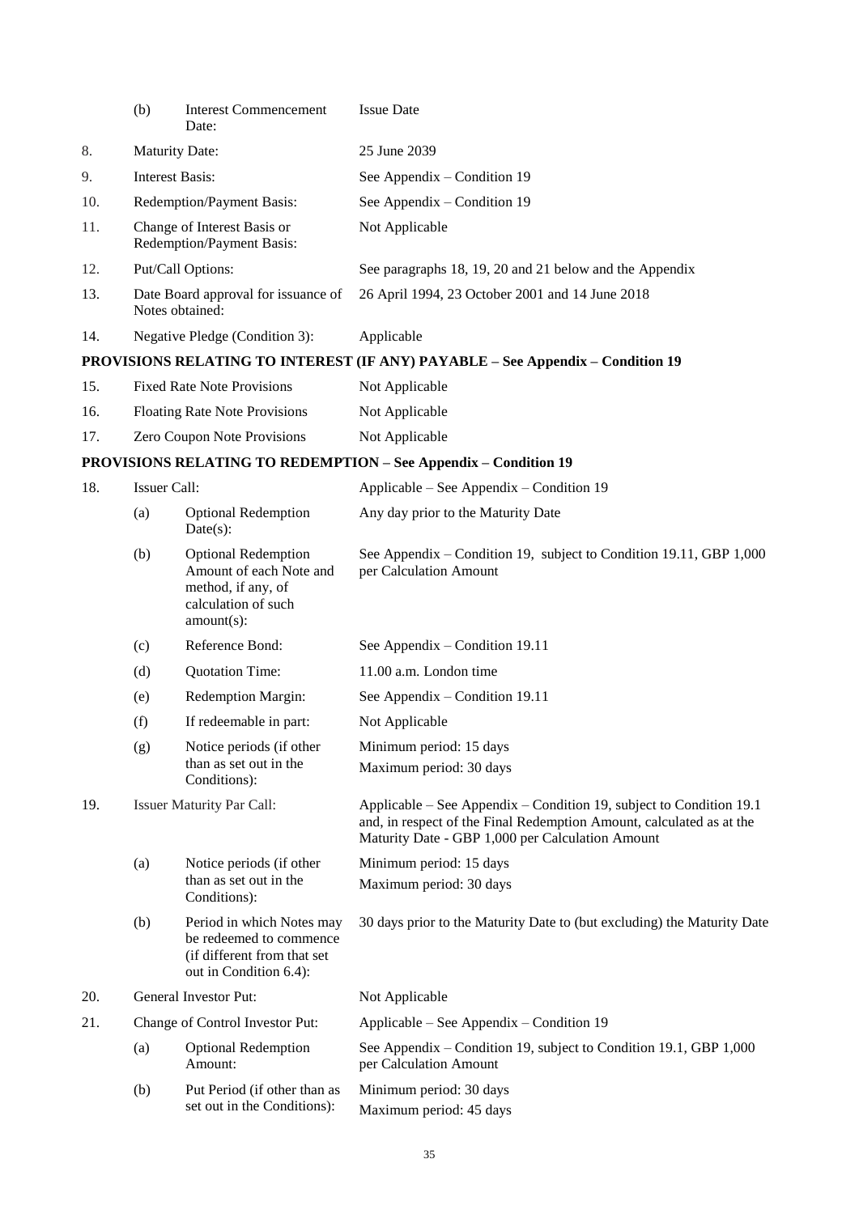| | | | |
|---|---|---|---|
| | (b) | Interest Commencement Date: | Issue Date |
| 8. | Maturity Date: | | 25 June 2039 |
| 9. | Interest Basis: | | See Appendix – Condition 19 |
| 10. | Redemption/Payment Basis: | | See Appendix – Condition 19 |
| 11. | Change of Interest Basis or Redemption/Payment Basis: | | Not Applicable |
| 12. | Put/Call Options: | | See paragraphs 18, 19, 20 and 21 below and the Appendix |
| 13. | Date Board approval for issuance of Notes obtained: | | 26 April 1994, 23 October 2001 and 14 June 2018 |
| 14. | Negative Pledge (Condition 3): | | Applicable |

**PROVISIONS RELATING TO INTEREST (IF ANY) PAYABLE – See Appendix – Condition 19**

| | | | |
|---|---|---|---|
| 15. | Fixed Rate Note Provisions | | Not Applicable |
| 16. | Floating Rate Note Provisions | | Not Applicable |
| 17. | Zero Coupon Note Provisions | | Not Applicable |

**PROVISIONS RELATING TO REDEMPTION – See Appendix – Condition 19**

| | | | |
|---|---|---|---|
| 18. | Issuer Call: | | Applicable – See Appendix – Condition 19 |
| | (a) | Optional Redemption Date(s): | Any day prior to the Maturity Date |
| | (b) | Optional Redemption Amount of each Note and method, if any, of calculation of such amount(s): | See Appendix – Condition 19, subject to Condition 19.11, GBP 1,000 per Calculation Amount |
| | (c) | Reference Bond: | See Appendix – Condition 19.11 |
| | (d) | Quotation Time: | 11.00 a.m. London time |
| | (e) | Redemption Margin: | See Appendix – Condition 19.11 |
| | (f) | If redeemable in part: | Not Applicable |
| | (g) | Notice periods (if other than as set out in the Conditions): | Minimum period: 15 days<br>Maximum period: 30 days |
| 19. | Issuer Maturity Par Call: | | Applicable – See Appendix – Condition 19, subject to Condition 19.1 and, in respect of the Final Redemption Amount, calculated as at the Maturity Date - GBP 1,000 per Calculation Amount |
| | (a) | Notice periods (if other than as set out in the Conditions): | Minimum period: 15 days<br>Maximum period: 30 days |
| | (b) | Period in which Notes may be redeemed to commence (if different from that set out in Condition 6.4): | 30 days prior to the Maturity Date to (but excluding) the Maturity Date |
| 20. | General Investor Put: | | Not Applicable |
| 21. | Change of Control Investor Put: | | Applicable – See Appendix – Condition 19 |
| | (a) | Optional Redemption Amount: | See Appendix – Condition 19, subject to Condition 19.1, GBP 1,000 per Calculation Amount |
| | (b) | Put Period (if other than as set out in the Conditions): | Minimum period: 30 days<br>Maximum period: 45 days |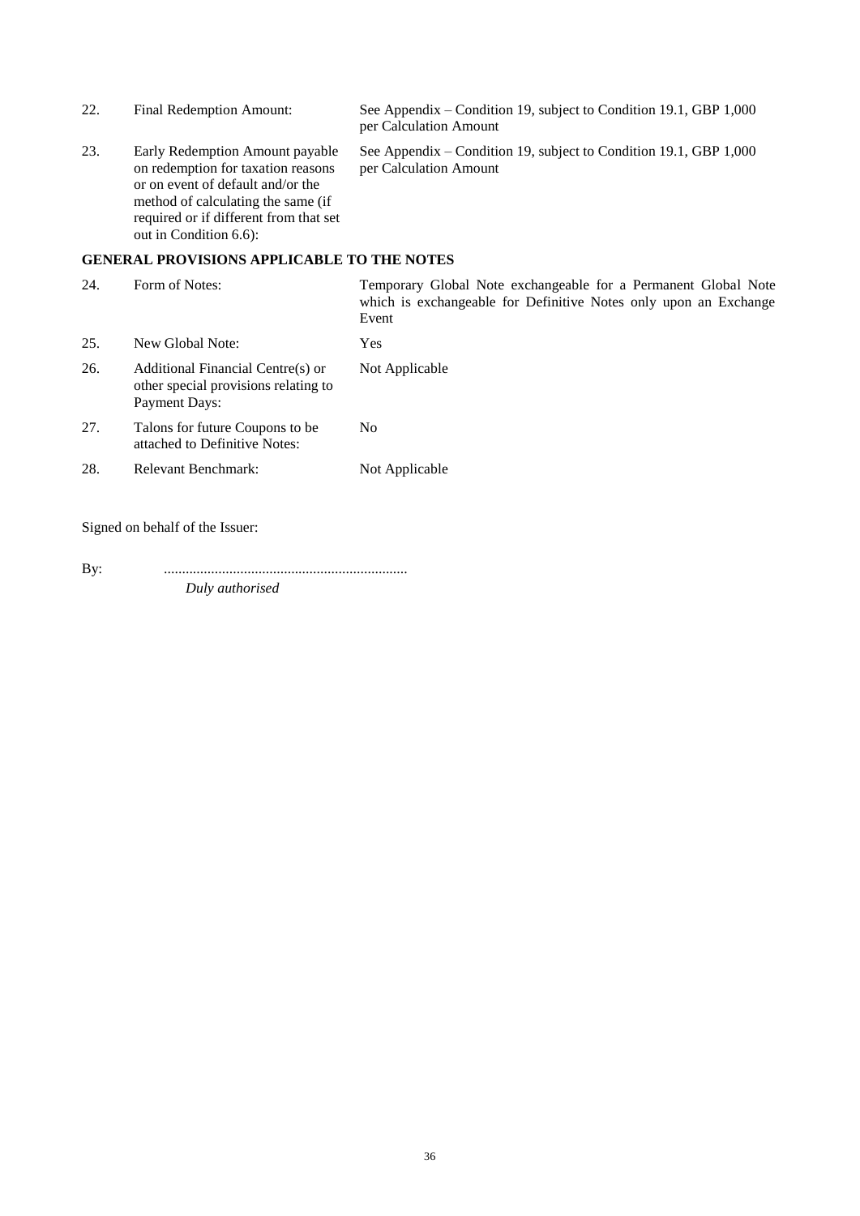| | | |
|---|---|---|
| 22. | Final Redemption Amount: | See Appendix – Condition 19, subject to Condition 19.1, GBP 1,000 per Calculation Amount |
| 23. | Early Redemption Amount payable on redemption for taxation reasons or on event of default and/or the method of calculating the same (if required or if different from that set out in Condition 6.6): | See Appendix – Condition 19, subject to Condition 19.1, GBP 1,000 per Calculation Amount |

**GENERAL PROVISIONS APPLICABLE TO THE NOTES**

| | | |
|---|---|---|
| 24. | Form of Notes: | Temporary Global Note exchangeable for a Permanent Global Note which is exchangeable for Definitive Notes only upon an Exchange Event |
| 25. | New Global Note: | Yes |
| 26. | Additional Financial Centre(s) or other special provisions relating to Payment Days: | Not Applicable |
| 27. | Talons for future Coupons to be attached to Definitive Notes: | No |
| 28. | Relevant Benchmark: | Not Applicable |

Signed on behalf of the Issuer:

By: ..................................................................

*Duly authorised*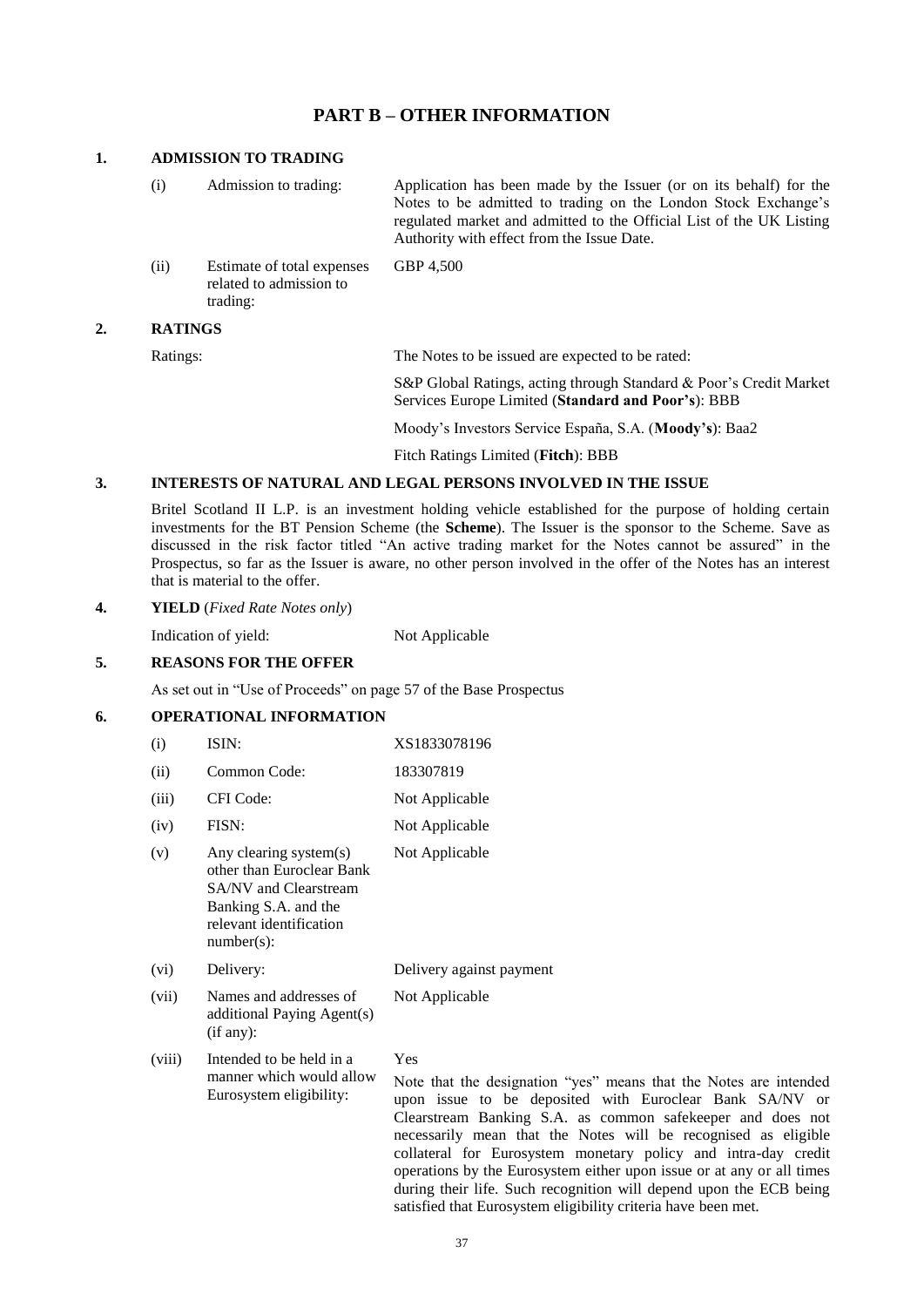# PART B – OTHER INFORMATION

## 1. ADMISSION TO TRADING

| | | |
|---|---|---|
| (i) | Admission to trading: | Application has been made by the Issuer (or on its behalf) for the Notes to be admitted to trading on the London Stock Exchange's regulated market and admitted to the Official List of the UK Listing Authority with effect from the Issue Date. |
| (ii) | Estimate of total expenses related to admission to trading: | GBP 4,500 |

## 2. RATINGS

Ratings: The Notes to be issued are expected to be rated:

S&P Global Ratings, acting through Standard & Poor's Credit Market Services Europe Limited (**Standard and Poor's**): BBB

Moody's Investors Service España, S.A. (**Moody's**): Baa2

Fitch Ratings Limited (**Fitch**): BBB

## 3. INTERESTS OF NATURAL AND LEGAL PERSONS INVOLVED IN THE ISSUE

Britel Scotland II L.P. is an investment holding vehicle established for the purpose of holding certain investments for the BT Pension Scheme (the **Scheme**). The Issuer is the sponsor to the Scheme. Save as discussed in the risk factor titled "An active trading market for the Notes cannot be assured" in the Prospectus, so far as the Issuer is aware, no other person involved in the offer of the Notes has an interest that is material to the offer.

## 4. YIELD (*Fixed Rate Notes only*)

Indication of yield: Not Applicable

## 5. REASONS FOR THE OFFER

As set out in "Use of Proceeds" on page 57 of the Base Prospectus

## 6. OPERATIONAL INFORMATION

| | | |
|---|---|---|
| (i) | ISIN: | XS1833078196 |
| (ii) | Common Code: | 183307819 |
| (iii) | CFI Code: | Not Applicable |
| (iv) | FISN: | Not Applicable |
| (v) | Any clearing system(s) other than Euroclear Bank SA/NV and Clearstream Banking S.A. and the relevant identification number(s): | Not Applicable |
| (vi) | Delivery: | Delivery against payment |
| (vii) | Names and addresses of additional Paying Agent(s) (if any): | Not Applicable |
| (viii) | Intended to be held in a manner which would allow Eurosystem eligibility: | Yes<br><br>Note that the designation "yes" means that the Notes are intended upon issue to be deposited with Euroclear Bank SA/NV or Clearstream Banking S.A. as common safekeeper and does not necessarily mean that the Notes will be recognised as eligible collateral for Eurosystem monetary policy and intra-day credit operations by the Eurosystem either upon issue or at any or all times during their life. Such recognition will depend upon the ECB being satisfied that Eurosystem eligibility criteria have been met. |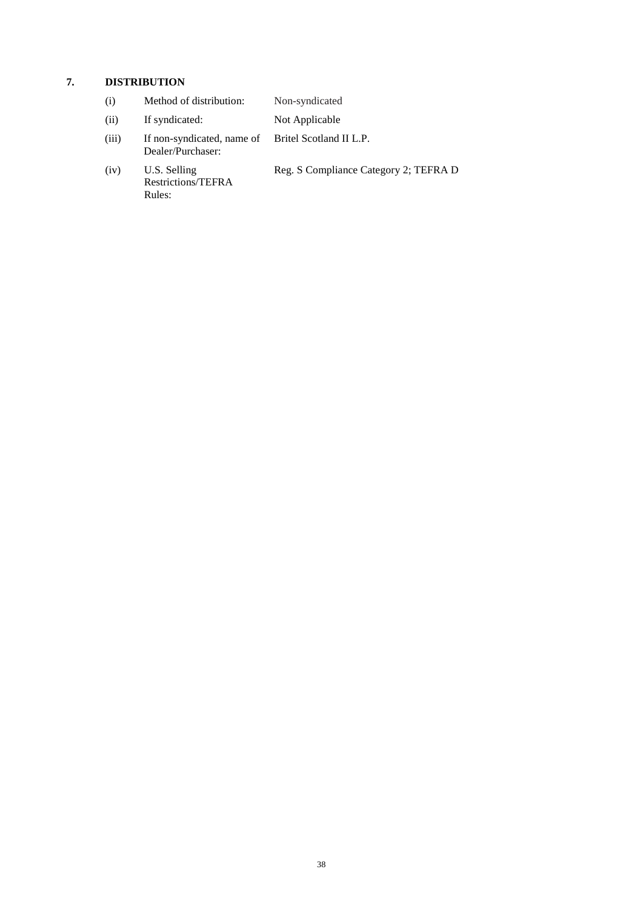## 7. DISTRIBUTION

| | | |
|---|---|---|
| (i) | Method of distribution: | Non-syndicated |
| (ii) | If syndicated: | Not Applicable |
| (iii) | If non-syndicated, name of Dealer/Purchaser: | Britel Scotland II L.P. |
| (iv) | U.S. Selling Restrictions/TEFRA Rules: | Reg. S Compliance Category 2; TEFRA D |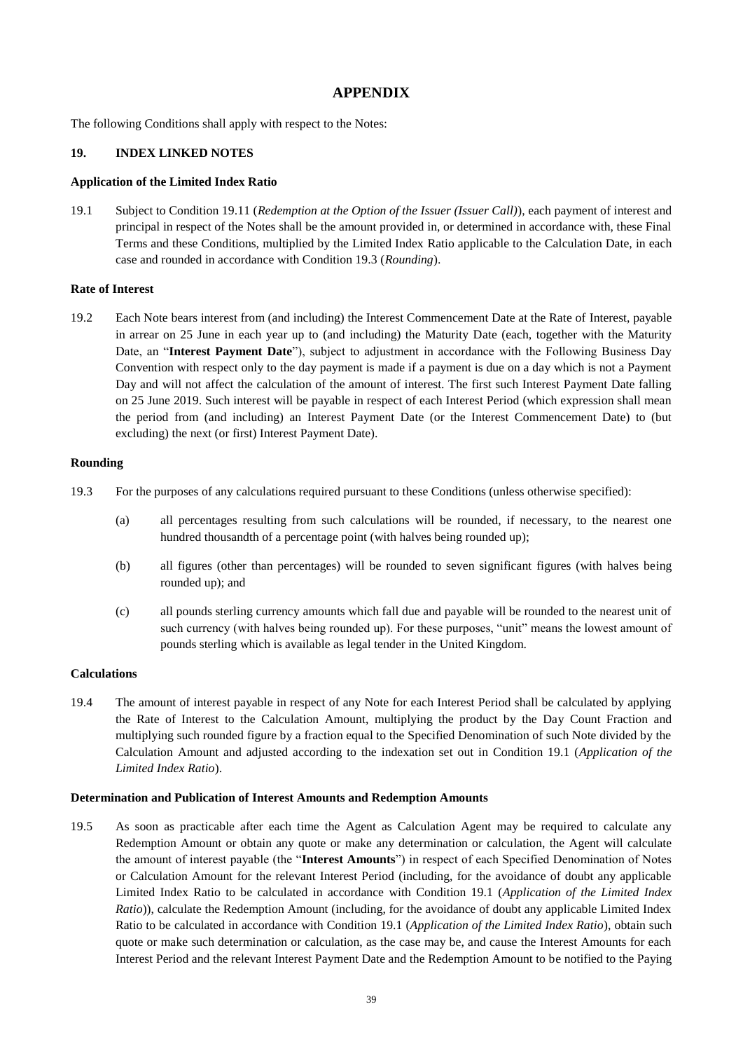# APPENDIX

The following Conditions shall apply with respect to the Notes:

## 19. INDEX LINKED NOTES

**Application of the Limited Index Ratio**

19.1 Subject to Condition 19.11 (*Redemption at the Option of the Issuer (Issuer Call)*), each payment of interest and principal in respect of the Notes shall be the amount provided in, or determined in accordance with, these Final Terms and these Conditions, multiplied by the Limited Index Ratio applicable to the Calculation Date, in each case and rounded in accordance with Condition 19.3 (*Rounding*).

**Rate of Interest**

19.2 Each Note bears interest from (and including) the Interest Commencement Date at the Rate of Interest, payable in arrear on 25 June in each year up to (and including) the Maturity Date (each, together with the Maturity Date, an "**Interest Payment Date**"), subject to adjustment in accordance with the Following Business Day Convention with respect only to the day payment is made if a payment is due on a day which is not a Payment Day and will not affect the calculation of the amount of interest. The first such Interest Payment Date falling on 25 June 2019. Such interest will be payable in respect of each Interest Period (which expression shall mean the period from (and including) an Interest Payment Date (or the Interest Commencement Date) to (but excluding) the next (or first) Interest Payment Date).

**Rounding**

19.3 For the purposes of any calculations required pursuant to these Conditions (unless otherwise specified):

(a) all percentages resulting from such calculations will be rounded, if necessary, to the nearest one hundred thousandth of a percentage point (with halves being rounded up);

(b) all figures (other than percentages) will be rounded to seven significant figures (with halves being rounded up); and

(c) all pounds sterling currency amounts which fall due and payable will be rounded to the nearest unit of such currency (with halves being rounded up). For these purposes, "unit" means the lowest amount of pounds sterling which is available as legal tender in the United Kingdom.

**Calculations**

19.4 The amount of interest payable in respect of any Note for each Interest Period shall be calculated by applying the Rate of Interest to the Calculation Amount, multiplying the product by the Day Count Fraction and multiplying such rounded figure by a fraction equal to the Specified Denomination of such Note divided by the Calculation Amount and adjusted according to the indexation set out in Condition 19.1 (*Application of the Limited Index Ratio*).

**Determination and Publication of Interest Amounts and Redemption Amounts**

19.5 As soon as practicable after each time the Agent as Calculation Agent may be required to calculate any Redemption Amount or obtain any quote or make any determination or calculation, the Agent will calculate the amount of interest payable (the "**Interest Amounts**") in respect of each Specified Denomination of Notes or Calculation Amount for the relevant Interest Period (including, for the avoidance of doubt any applicable Limited Index Ratio to be calculated in accordance with Condition 19.1 (*Application of the Limited Index Ratio*)), calculate the Redemption Amount (including, for the avoidance of doubt any applicable Limited Index Ratio to be calculated in accordance with Condition 19.1 (*Application of the Limited Index Ratio*), obtain such quote or make such determination or calculation, as the case may be, and cause the Interest Amounts for each Interest Period and the relevant Interest Payment Date and the Redemption Amount to be notified to the Paying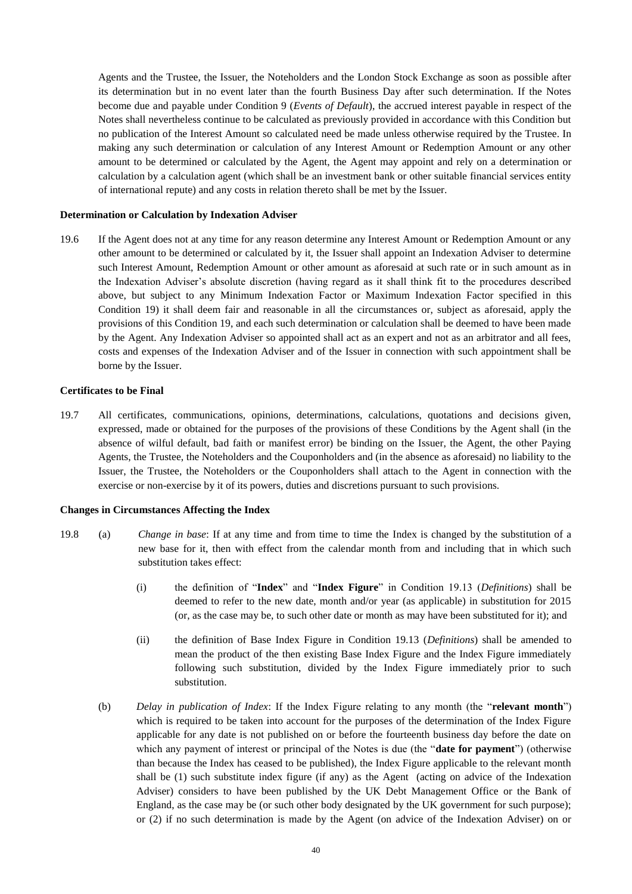Agents and the Trustee, the Issuer, the Noteholders and the London Stock Exchange as soon as possible after its determination but in no event later than the fourth Business Day after such determination. If the Notes become due and payable under Condition 9 (*Events of Default*), the accrued interest payable in respect of the Notes shall nevertheless continue to be calculated as previously provided in accordance with this Condition but no publication of the Interest Amount so calculated need be made unless otherwise required by the Trustee. In making any such determination or calculation of any Interest Amount or Redemption Amount or any other amount to be determined or calculated by the Agent, the Agent may appoint and rely on a determination or calculation by a calculation agent (which shall be an investment bank or other suitable financial services entity of international repute) and any costs in relation thereto shall be met by the Issuer.

**Determination or Calculation by Indexation Adviser**

19.6 If the Agent does not at any time for any reason determine any Interest Amount or Redemption Amount or any other amount to be determined or calculated by it, the Issuer shall appoint an Indexation Adviser to determine such Interest Amount, Redemption Amount or other amount as aforesaid at such rate or in such amount as in the Indexation Adviser's absolute discretion (having regard as it shall think fit to the procedures described above, but subject to any Minimum Indexation Factor or Maximum Indexation Factor specified in this Condition 19) it shall deem fair and reasonable in all the circumstances or, subject as aforesaid, apply the provisions of this Condition 19, and each such determination or calculation shall be deemed to have been made by the Agent. Any Indexation Adviser so appointed shall act as an expert and not as an arbitrator and all fees, costs and expenses of the Indexation Adviser and of the Issuer in connection with such appointment shall be borne by the Issuer.

**Certificates to be Final**

19.7 All certificates, communications, opinions, determinations, calculations, quotations and decisions given, expressed, made or obtained for the purposes of the provisions of these Conditions by the Agent shall (in the absence of wilful default, bad faith or manifest error) be binding on the Issuer, the Agent, the other Paying Agents, the Trustee, the Noteholders and the Couponholders and (in the absence as aforesaid) no liability to the Issuer, the Trustee, the Noteholders or the Couponholders shall attach to the Agent in connection with the exercise or non-exercise by it of its powers, duties and discretions pursuant to such provisions.

**Changes in Circumstances Affecting the Index**

19.8 (a) *Change in base*: If at any time and from time to time the Index is changed by the substitution of a new base for it, then with effect from the calendar month from and including that in which such substitution takes effect:

(i) the definition of "**Index**" and "**Index Figure**" in Condition 19.13 (*Definitions*) shall be deemed to refer to the new date, month and/or year (as applicable) in substitution for 2015 (or, as the case may be, to such other date or month as may have been substituted for it); and

(ii) the definition of Base Index Figure in Condition 19.13 (*Definitions*) shall be amended to mean the product of the then existing Base Index Figure and the Index Figure immediately following such substitution, divided by the Index Figure immediately prior to such substitution.

(b) *Delay in publication of Index*: If the Index Figure relating to any month (the "**relevant month**") which is required to be taken into account for the purposes of the determination of the Index Figure applicable for any date is not published on or before the fourteenth business day before the date on which any payment of interest or principal of the Notes is due (the "**date for payment**") (otherwise than because the Index has ceased to be published), the Index Figure applicable to the relevant month shall be (1) such substitute index figure (if any) as the Agent (acting on advice of the Indexation Adviser) considers to have been published by the UK Debt Management Office or the Bank of England, as the case may be (or such other body designated by the UK government for such purpose); or (2) if no such determination is made by the Agent (on advice of the Indexation Adviser) on or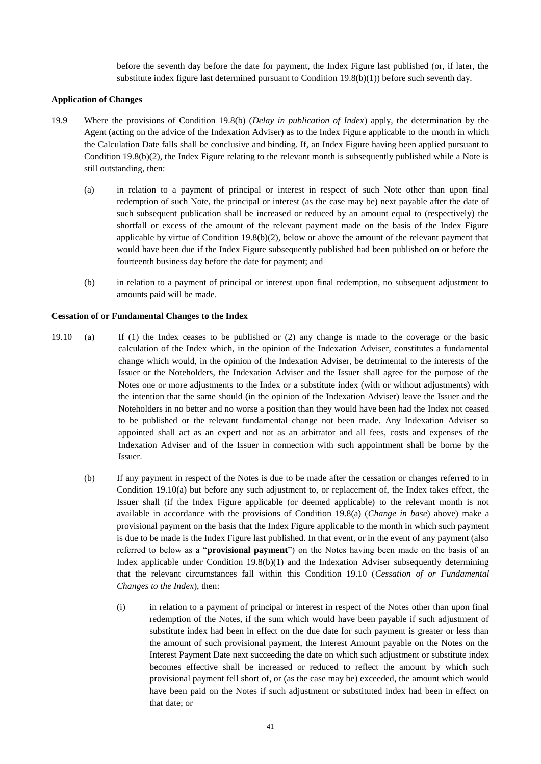before the seventh day before the date for payment, the Index Figure last published (or, if later, the substitute index figure last determined pursuant to Condition 19.8(b)(1)) before such seventh day.

**Application of Changes**

19.9 Where the provisions of Condition 19.8(b) (*Delay in publication of Index*) apply, the determination by the Agent (acting on the advice of the Indexation Adviser) as to the Index Figure applicable to the month in which the Calculation Date falls shall be conclusive and binding. If, an Index Figure having been applied pursuant to Condition 19.8(b)(2), the Index Figure relating to the relevant month is subsequently published while a Note is still outstanding, then:

(a) in relation to a payment of principal or interest in respect of such Note other than upon final redemption of such Note, the principal or interest (as the case may be) next payable after the date of such subsequent publication shall be increased or reduced by an amount equal to (respectively) the shortfall or excess of the amount of the relevant payment made on the basis of the Index Figure applicable by virtue of Condition 19.8(b)(2), below or above the amount of the relevant payment that would have been due if the Index Figure subsequently published had been published on or before the fourteenth business day before the date for payment; and

(b) in relation to a payment of principal or interest upon final redemption, no subsequent adjustment to amounts paid will be made.

**Cessation of or Fundamental Changes to the Index**

19.10 (a) If (1) the Index ceases to be published or (2) any change is made to the coverage or the basic calculation of the Index which, in the opinion of the Indexation Adviser, constitutes a fundamental change which would, in the opinion of the Indexation Adviser, be detrimental to the interests of the Issuer or the Noteholders, the Indexation Adviser and the Issuer shall agree for the purpose of the Notes one or more adjustments to the Index or a substitute index (with or without adjustments) with the intention that the same should (in the opinion of the Indexation Adviser) leave the Issuer and the Noteholders in no better and no worse a position than they would have been had the Index not ceased to be published or the relevant fundamental change not been made. Any Indexation Adviser so appointed shall act as an expert and not as an arbitrator and all fees, costs and expenses of the Indexation Adviser and of the Issuer in connection with such appointment shall be borne by the Issuer.

(b) If any payment in respect of the Notes is due to be made after the cessation or changes referred to in Condition 19.10(a) but before any such adjustment to, or replacement of, the Index takes effect, the Issuer shall (if the Index Figure applicable (or deemed applicable) to the relevant month is not available in accordance with the provisions of Condition 19.8(a) (*Change in base*) above) make a provisional payment on the basis that the Index Figure applicable to the month in which such payment is due to be made is the Index Figure last published. In that event, or in the event of any payment (also referred to below as a "**provisional payment**") on the Notes having been made on the basis of an Index applicable under Condition 19.8(b)(1) and the Indexation Adviser subsequently determining that the relevant circumstances fall within this Condition 19.10 (*Cessation of or Fundamental Changes to the Index*), then:

(i) in relation to a payment of principal or interest in respect of the Notes other than upon final redemption of the Notes, if the sum which would have been payable if such adjustment of substitute index had been in effect on the due date for such payment is greater or less than the amount of such provisional payment, the Interest Amount payable on the Notes on the Interest Payment Date next succeeding the date on which such adjustment or substitute index becomes effective shall be increased or reduced to reflect the amount by which such provisional payment fell short of, or (as the case may be) exceeded, the amount which would have been paid on the Notes if such adjustment or substituted index had been in effect on that date; or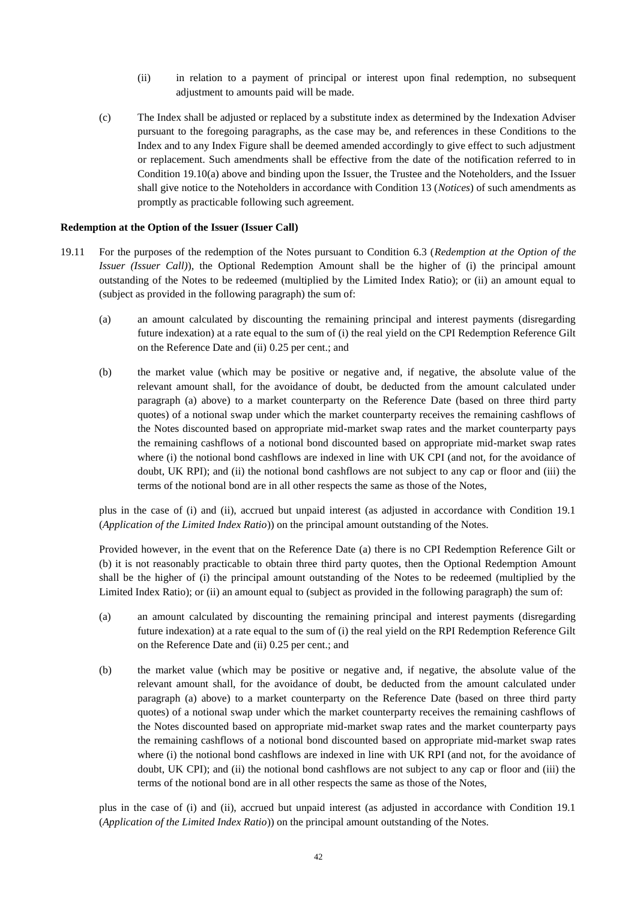(ii) in relation to a payment of principal or interest upon final redemption, no subsequent adjustment to amounts paid will be made.

(c) The Index shall be adjusted or replaced by a substitute index as determined by the Indexation Adviser pursuant to the foregoing paragraphs, as the case may be, and references in these Conditions to the Index and to any Index Figure shall be deemed amended accordingly to give effect to such adjustment or replacement. Such amendments shall be effective from the date of the notification referred to in Condition 19.10(a) above and binding upon the Issuer, the Trustee and the Noteholders, and the Issuer shall give notice to the Noteholders in accordance with Condition 13 (*Notices*) of such amendments as promptly as practicable following such agreement.

**Redemption at the Option of the Issuer (Issuer Call)**

19.11 For the purposes of the redemption of the Notes pursuant to Condition 6.3 (*Redemption at the Option of the Issuer (Issuer Call)*), the Optional Redemption Amount shall be the higher of (i) the principal amount outstanding of the Notes to be redeemed (multiplied by the Limited Index Ratio); or (ii) an amount equal to (subject as provided in the following paragraph) the sum of:

(a) an amount calculated by discounting the remaining principal and interest payments (disregarding future indexation) at a rate equal to the sum of (i) the real yield on the CPI Redemption Reference Gilt on the Reference Date and (ii) 0.25 per cent.; and

(b) the market value (which may be positive or negative and, if negative, the absolute value of the relevant amount shall, for the avoidance of doubt, be deducted from the amount calculated under paragraph (a) above) to a market counterparty on the Reference Date (based on three third party quotes) of a notional swap under which the market counterparty receives the remaining cashflows of the Notes discounted based on appropriate mid-market swap rates and the market counterparty pays the remaining cashflows of a notional bond discounted based on appropriate mid-market swap rates where (i) the notional bond cashflows are indexed in line with UK CPI (and not, for the avoidance of doubt, UK RPI); and (ii) the notional bond cashflows are not subject to any cap or floor and (iii) the terms of the notional bond are in all other respects the same as those of the Notes,

plus in the case of (i) and (ii), accrued but unpaid interest (as adjusted in accordance with Condition 19.1 (*Application of the Limited Index Ratio*)) on the principal amount outstanding of the Notes.

Provided however, in the event that on the Reference Date (a) there is no CPI Redemption Reference Gilt or (b) it is not reasonably practicable to obtain three third party quotes, then the Optional Redemption Amount shall be the higher of (i) the principal amount outstanding of the Notes to be redeemed (multiplied by the Limited Index Ratio); or (ii) an amount equal to (subject as provided in the following paragraph) the sum of:

(a) an amount calculated by discounting the remaining principal and interest payments (disregarding future indexation) at a rate equal to the sum of (i) the real yield on the RPI Redemption Reference Gilt on the Reference Date and (ii) 0.25 per cent.; and

(b) the market value (which may be positive or negative and, if negative, the absolute value of the relevant amount shall, for the avoidance of doubt, be deducted from the amount calculated under paragraph (a) above) to a market counterparty on the Reference Date (based on three third party quotes) of a notional swap under which the market counterparty receives the remaining cashflows of the Notes discounted based on appropriate mid-market swap rates and the market counterparty pays the remaining cashflows of a notional bond discounted based on appropriate mid-market swap rates where (i) the notional bond cashflows are indexed in line with UK RPI (and not, for the avoidance of doubt, UK CPI); and (ii) the notional bond cashflows are not subject to any cap or floor and (iii) the terms of the notional bond are in all other respects the same as those of the Notes,

plus in the case of (i) and (ii), accrued but unpaid interest (as adjusted in accordance with Condition 19.1 (*Application of the Limited Index Ratio*)) on the principal amount outstanding of the Notes.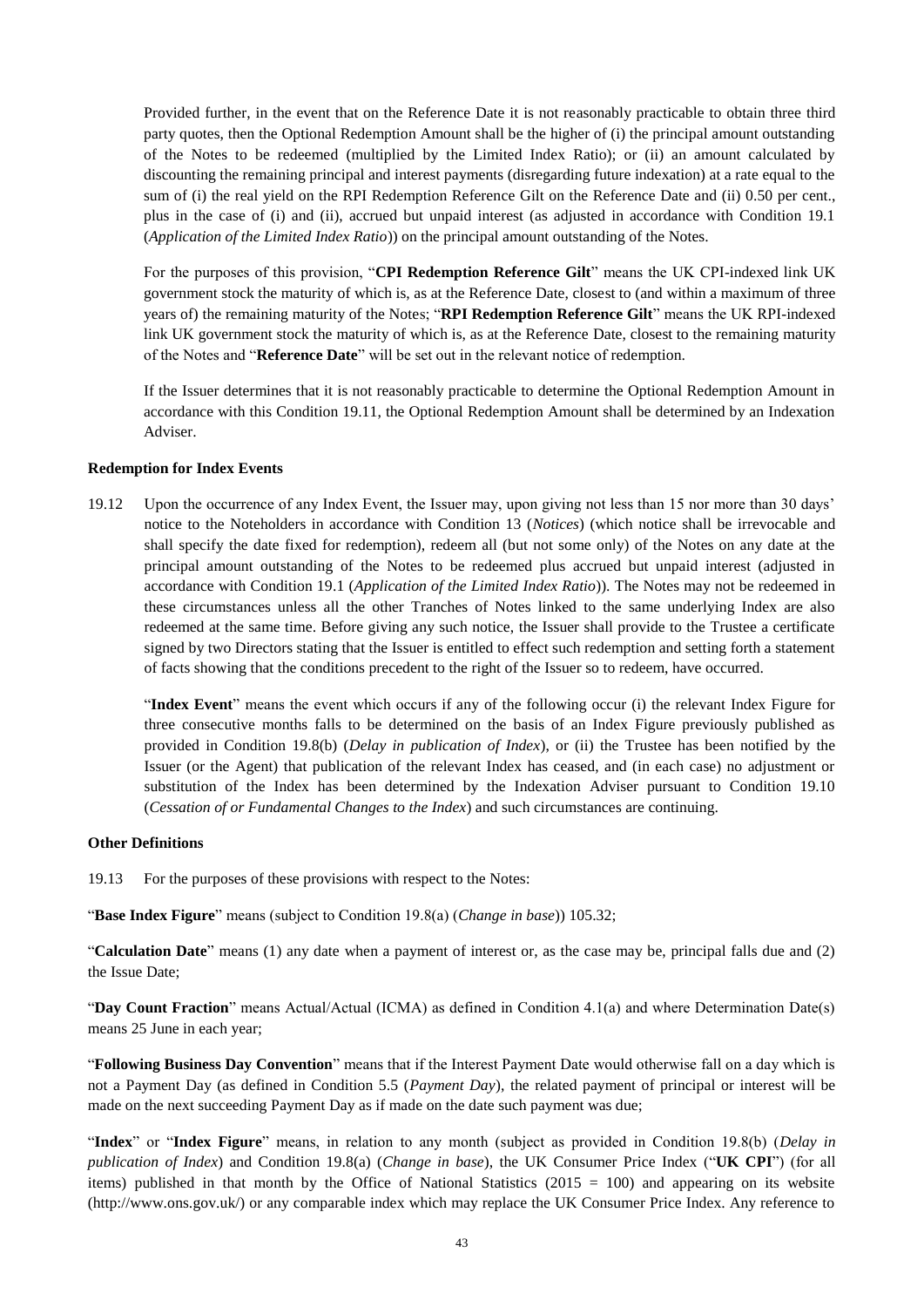Provided further, in the event that on the Reference Date it is not reasonably practicable to obtain three third party quotes, then the Optional Redemption Amount shall be the higher of (i) the principal amount outstanding of the Notes to be redeemed (multiplied by the Limited Index Ratio); or (ii) an amount calculated by discounting the remaining principal and interest payments (disregarding future indexation) at a rate equal to the sum of (i) the real yield on the RPI Redemption Reference Gilt on the Reference Date and (ii) 0.50 per cent., plus in the case of (i) and (ii), accrued but unpaid interest (as adjusted in accordance with Condition 19.1 (*Application of the Limited Index Ratio*)) on the principal amount outstanding of the Notes.

For the purposes of this provision, "**CPI Redemption Reference Gilt**" means the UK CPI-indexed link UK government stock the maturity of which is, as at the Reference Date, closest to (and within a maximum of three years of) the remaining maturity of the Notes; "**RPI Redemption Reference Gilt**" means the UK RPI-indexed link UK government stock the maturity of which is, as at the Reference Date, closest to the remaining maturity of the Notes and "**Reference Date**" will be set out in the relevant notice of redemption.

If the Issuer determines that it is not reasonably practicable to determine the Optional Redemption Amount in accordance with this Condition 19.11, the Optional Redemption Amount shall be determined by an Indexation Adviser.

**Redemption for Index Events**

19.12 Upon the occurrence of any Index Event, the Issuer may, upon giving not less than 15 nor more than 30 days' notice to the Noteholders in accordance with Condition 13 (*Notices*) (which notice shall be irrevocable and shall specify the date fixed for redemption), redeem all (but not some only) of the Notes on any date at the principal amount outstanding of the Notes to be redeemed plus accrued but unpaid interest (adjusted in accordance with Condition 19.1 (*Application of the Limited Index Ratio*)). The Notes may not be redeemed in these circumstances unless all the other Tranches of Notes linked to the same underlying Index are also redeemed at the same time. Before giving any such notice, the Issuer shall provide to the Trustee a certificate signed by two Directors stating that the Issuer is entitled to effect such redemption and setting forth a statement of facts showing that the conditions precedent to the right of the Issuer so to redeem, have occurred.

"**Index Event**" means the event which occurs if any of the following occur (i) the relevant Index Figure for three consecutive months falls to be determined on the basis of an Index Figure previously published as provided in Condition 19.8(b) (*Delay in publication of Index*), or (ii) the Trustee has been notified by the Issuer (or the Agent) that publication of the relevant Index has ceased, and (in each case) no adjustment or substitution of the Index has been determined by the Indexation Adviser pursuant to Condition 19.10 (*Cessation of or Fundamental Changes to the Index*) and such circumstances are continuing.

**Other Definitions**

19.13 For the purposes of these provisions with respect to the Notes:

"**Base Index Figure**" means (subject to Condition 19.8(a) (*Change in base*)) 105.32;

"**Calculation Date**" means (1) any date when a payment of interest or, as the case may be, principal falls due and (2) the Issue Date;

"**Day Count Fraction**" means Actual/Actual (ICMA) as defined in Condition 4.1(a) and where Determination Date(s) means 25 June in each year;

"**Following Business Day Convention**" means that if the Interest Payment Date would otherwise fall on a day which is not a Payment Day (as defined in Condition 5.5 (*Payment Day*), the related payment of principal or interest will be made on the next succeeding Payment Day as if made on the date such payment was due;

"**Index**" or "**Index Figure**" means, in relation to any month (subject as provided in Condition 19.8(b) (*Delay in publication of Index*) and Condition 19.8(a) (*Change in base*), the UK Consumer Price Index ("**UK CPI**") (for all items) published in that month by the Office of National Statistics (2015 = 100) and appearing on its website (http://www.ons.gov.uk/) or any comparable index which may replace the UK Consumer Price Index. Any reference to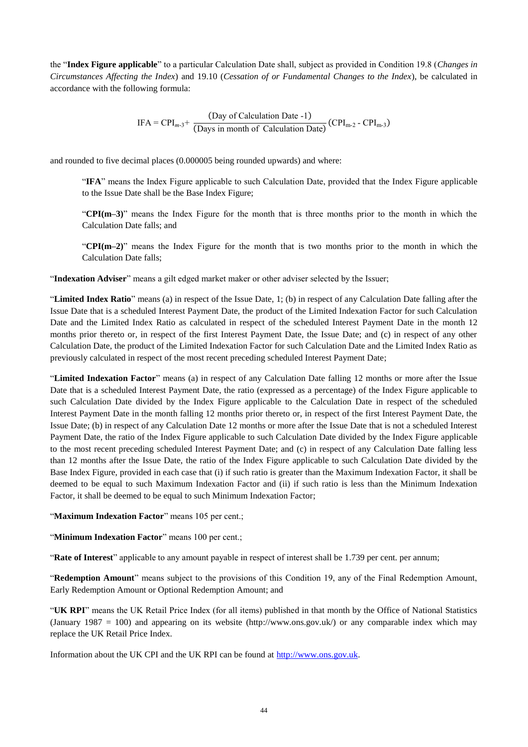the "**Index Figure applicable**" to a particular Calculation Date shall, subject as provided in Condition 19.8 (*Changes in Circumstances Affecting the Index*) and 19.10 (*Cessation of or Fundamental Changes to the Index*), be calculated in accordance with the following formula:

$$\text{IFA} = \text{CPI}_{m\text{-}3} + \frac{(\text{Day of Calculation Date -1})}{(\text{Days in month of Calculation Date})}(\text{CPI}_{\text{m-2}} - \text{CPI}_{\text{m-3}})$$

and rounded to five decimal places (0.000005 being rounded upwards) and where:

> "**IFA**" means the Index Figure applicable to such Calculation Date, provided that the Index Figure applicable to the Issue Date shall be the Base Index Figure;
>
> "**CPI(m–3)**" means the Index Figure for the month that is three months prior to the month in which the Calculation Date falls; and
>
> "**CPI(m–2)**" means the Index Figure for the month that is two months prior to the month in which the Calculation Date falls;

"**Indexation Adviser**" means a gilt edged market maker or other adviser selected by the Issuer;

"**Limited Index Ratio**" means (a) in respect of the Issue Date, 1; (b) in respect of any Calculation Date falling after the Issue Date that is a scheduled Interest Payment Date, the product of the Limited Indexation Factor for such Calculation Date and the Limited Index Ratio as calculated in respect of the scheduled Interest Payment Date in the month 12 months prior thereto or, in respect of the first Interest Payment Date, the Issue Date; and (c) in respect of any other Calculation Date, the product of the Limited Indexation Factor for such Calculation Date and the Limited Index Ratio as previously calculated in respect of the most recent preceding scheduled Interest Payment Date;

"**Limited Indexation Factor**" means (a) in respect of any Calculation Date falling 12 months or more after the Issue Date that is a scheduled Interest Payment Date, the ratio (expressed as a percentage) of the Index Figure applicable to such Calculation Date divided by the Index Figure applicable to the Calculation Date in respect of the scheduled Interest Payment Date in the month falling 12 months prior thereto or, in respect of the first Interest Payment Date, the Issue Date; (b) in respect of any Calculation Date 12 months or more after the Issue Date that is not a scheduled Interest Payment Date, the ratio of the Index Figure applicable to such Calculation Date divided by the Index Figure applicable to the most recent preceding scheduled Interest Payment Date; and (c) in respect of any Calculation Date falling less than 12 months after the Issue Date, the ratio of the Index Figure applicable to such Calculation Date divided by the Base Index Figure, provided in each case that (i) if such ratio is greater than the Maximum Indexation Factor, it shall be deemed to be equal to such Maximum Indexation Factor and (ii) if such ratio is less than the Minimum Indexation Factor, it shall be deemed to be equal to such Minimum Indexation Factor;

"**Maximum Indexation Factor**" means 105 per cent.;

"**Minimum Indexation Factor**" means 100 per cent.;

"**Rate of Interest**" applicable to any amount payable in respect of interest shall be 1.739 per cent. per annum;

"**Redemption Amount**" means subject to the provisions of this Condition 19, any of the Final Redemption Amount, Early Redemption Amount or Optional Redemption Amount; and

"**UK RPI**" means the UK Retail Price Index (for all items) published in that month by the Office of National Statistics (January 1987 = 100) and appearing on its website (http://www.ons.gov.uk/) or any comparable index which may replace the UK Retail Price Index.

Information about the UK CPI and the UK RPI can be found at http://www.ons.gov.uk.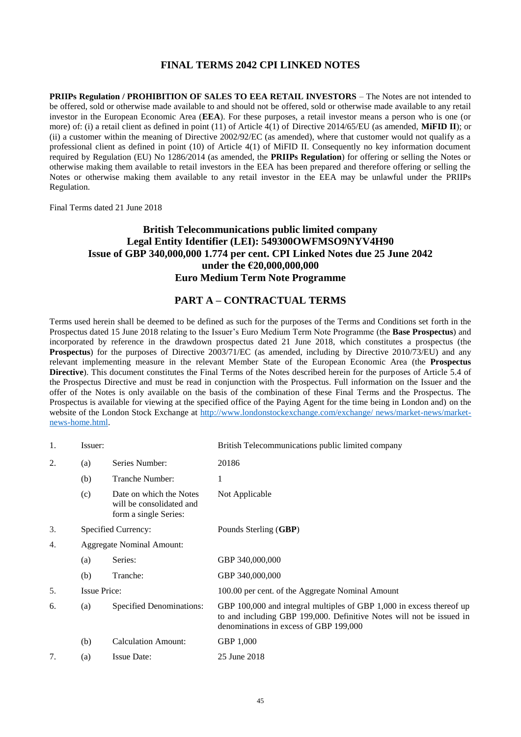# FINAL TERMS 2042 CPI LINKED NOTES

**PRIIPs Regulation / PROHIBITION OF SALES TO EEA RETAIL INVESTORS** – The Notes are not intended to be offered, sold or otherwise made available to and should not be offered, sold or otherwise made available to any retail investor in the European Economic Area (**EEA**). For these purposes, a retail investor means a person who is one (or more) of: (i) a retail client as defined in point (11) of Article 4(1) of Directive 2014/65/EU (as amended, **MiFID II**); or (ii) a customer within the meaning of Directive 2002/92/EC (as amended), where that customer would not qualify as a professional client as defined in point (10) of Article 4(1) of MiFID II. Consequently no key information document required by Regulation (EU) No 1286/2014 (as amended, the **PRIIPs Regulation**) for offering or selling the Notes or otherwise making them available to retail investors in the EEA has been prepared and therefore offering or selling the Notes or otherwise making them available to any retail investor in the EEA may be unlawful under the PRIIPs Regulation.

Final Terms dated 21 June 2018

## British Telecommunications public limited company
## Legal Entity Identifier (LEI): 549300OWFMSO9NYV4H90
## Issue of GBP 340,000,000 1.774 per cent. CPI Linked Notes due 25 June 2042
## under the €20,000,000,000
## Euro Medium Term Note Programme

## PART A – CONTRACTUAL TERMS

Terms used herein shall be deemed to be defined as such for the purposes of the Terms and Conditions set forth in the Prospectus dated 15 June 2018 relating to the Issuer's Euro Medium Term Note Programme (the **Base Prospectus**) and incorporated by reference in the drawdown prospectus dated 21 June 2018, which constitutes a prospectus (the **Prospectus**) for the purposes of Directive 2003/71/EC (as amended, including by Directive 2010/73/EU) and any relevant implementing measure in the relevant Member State of the European Economic Area (the **Prospectus Directive**). This document constitutes the Final Terms of the Notes described herein for the purposes of Article 5.4 of the Prospectus Directive and must be read in conjunction with the Prospectus. Full information on the Issuer and the offer of the Notes is only available on the basis of the combination of these Final Terms and the Prospectus. The Prospectus is available for viewing at the specified office of the Paying Agent for the time being in London and) on the website of the London Stock Exchange at http://www.londonstockexchange.com/exchange/ news/market-news/market-news-home.html.

| | | | |
|---|---|---|---|
| 1. | Issuer: | | British Telecommunications public limited company |
| 2. | (a) | Series Number: | 20186 |
| | (b) | Tranche Number: | 1 |
| | (c) | Date on which the Notes will be consolidated and form a single Series: | Not Applicable |
| 3. | Specified Currency: | | Pounds Sterling (**GBP**) |
| 4. | Aggregate Nominal Amount: | | |
| | (a) | Series: | GBP 340,000,000 |
| | (b) | Tranche: | GBP 340,000,000 |
| 5. | Issue Price: | | 100.00 per cent. of the Aggregate Nominal Amount |
| 6. | (a) | Specified Denominations: | GBP 100,000 and integral multiples of GBP 1,000 in excess thereof up to and including GBP 199,000. Definitive Notes will not be issued in denominations in excess of GBP 199,000 |
| | (b) | Calculation Amount: | GBP 1,000 |
| 7. | (a) | Issue Date: | 25 June 2018 |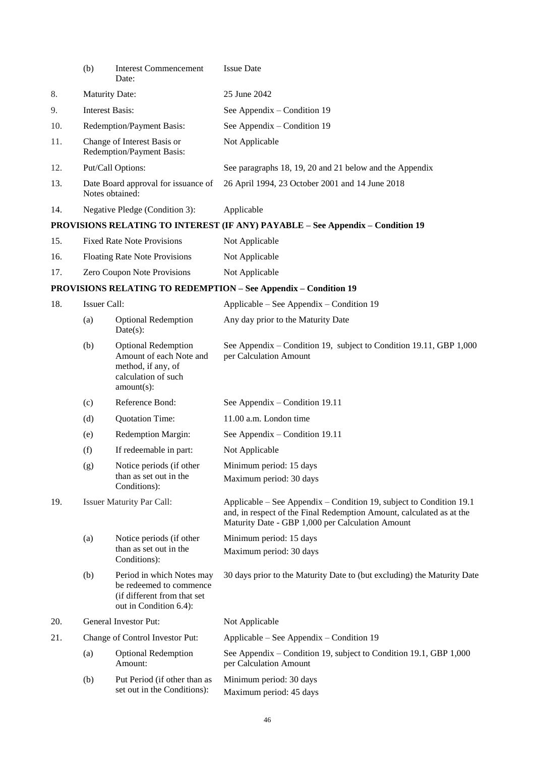| | | | |
|---|---|---|---|
| | (b) | Interest Commencement Date: | Issue Date |
| 8. | Maturity Date: | | 25 June 2042 |
| 9. | Interest Basis: | | See Appendix – Condition 19 |
| 10. | Redemption/Payment Basis: | | See Appendix – Condition 19 |
| 11. | Change of Interest Basis or Redemption/Payment Basis: | | Not Applicable |
| 12. | Put/Call Options: | | See paragraphs 18, 19, 20 and 21 below and the Appendix |
| 13. | Date Board approval for issuance of Notes obtained: | | 26 April 1994, 23 October 2001 and 14 June 2018 |
| 14. | Negative Pledge (Condition 3): | | Applicable |

**PROVISIONS RELATING TO INTEREST (IF ANY) PAYABLE – See Appendix – Condition 19**

| | | | |
|---|---|---|---|
| 15. | Fixed Rate Note Provisions | | Not Applicable |
| 16. | Floating Rate Note Provisions | | Not Applicable |
| 17. | Zero Coupon Note Provisions | | Not Applicable |

**PROVISIONS RELATING TO REDEMPTION – See Appendix – Condition 19**

| | | | |
|---|---|---|---|
| 18. | Issuer Call: | | Applicable – See Appendix – Condition 19 |
| | (a) | Optional Redemption Date(s): | Any day prior to the Maturity Date |
| | (b) | Optional Redemption Amount of each Note and method, if any, of calculation of such amount(s): | See Appendix – Condition 19, subject to Condition 19.11, GBP 1,000 per Calculation Amount |
| | (c) | Reference Bond: | See Appendix – Condition 19.11 |
| | (d) | Quotation Time: | 11.00 a.m. London time |
| | (e) | Redemption Margin: | See Appendix – Condition 19.11 |
| | (f) | If redeemable in part: | Not Applicable |
| | (g) | Notice periods (if other than as set out in the Conditions): | Minimum period: 15 days<br>Maximum period: 30 days |
| 19. | Issuer Maturity Par Call: | | Applicable – See Appendix – Condition 19, subject to Condition 19.1 and, in respect of the Final Redemption Amount, calculated as at the Maturity Date - GBP 1,000 per Calculation Amount |
| | (a) | Notice periods (if other than as set out in the Conditions): | Minimum period: 15 days<br>Maximum period: 30 days |
| | (b) | Period in which Notes may be redeemed to commence (if different from that set out in Condition 6.4): | 30 days prior to the Maturity Date to (but excluding) the Maturity Date |
| 20. | General Investor Put: | | Not Applicable |
| 21. | Change of Control Investor Put: | | Applicable – See Appendix – Condition 19 |
| | (a) | Optional Redemption Amount: | See Appendix – Condition 19, subject to Condition 19.1, GBP 1,000 per Calculation Amount |
| | (b) | Put Period (if other than as set out in the Conditions): | Minimum period: 30 days<br>Maximum period: 45 days |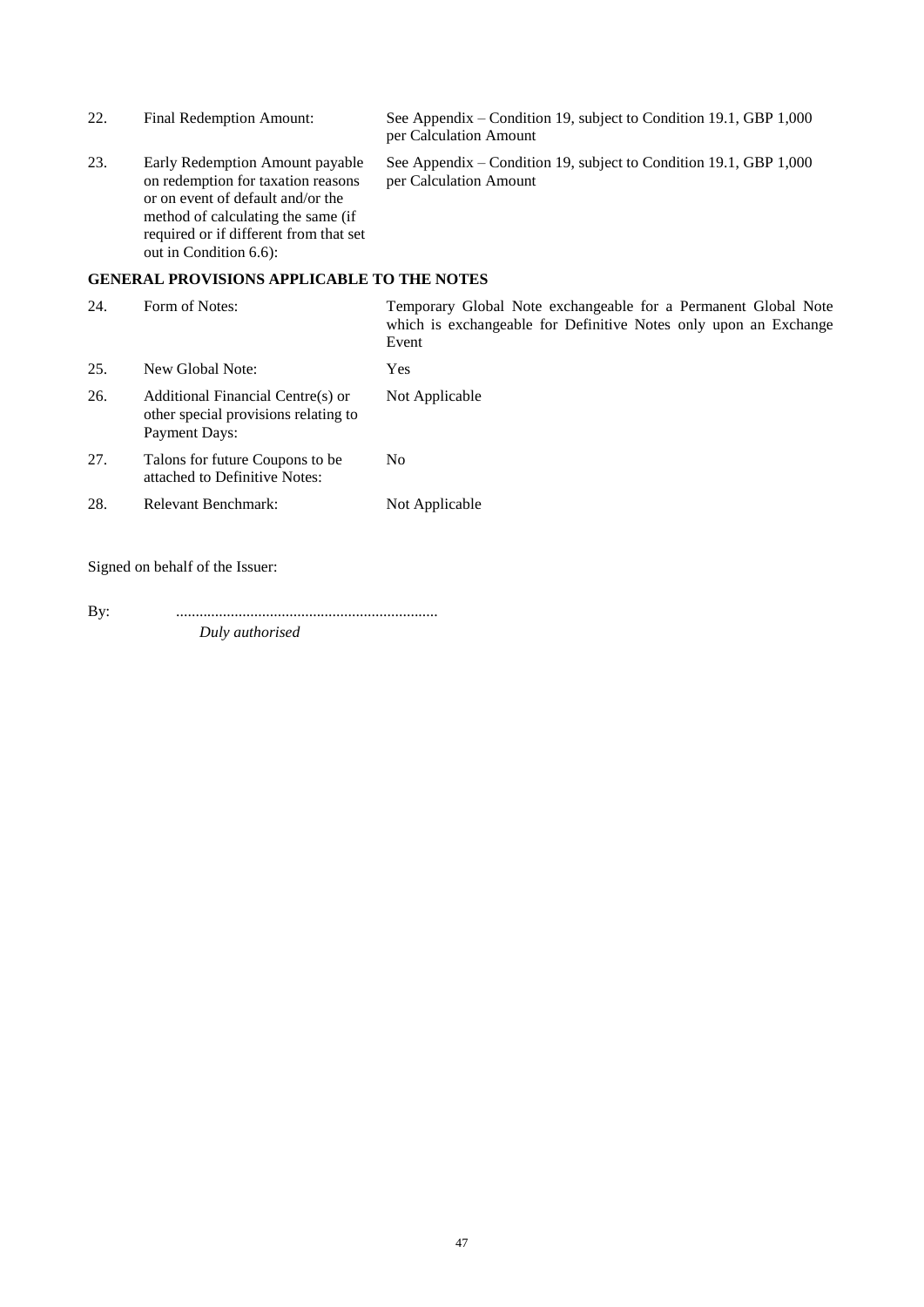| | | |
|---|---|---|
| 22. | Final Redemption Amount: | See Appendix – Condition 19, subject to Condition 19.1, GBP 1,000 per Calculation Amount |
| 23. | Early Redemption Amount payable on redemption for taxation reasons or on event of default and/or the method of calculating the same (if required or if different from that set out in Condition 6.6): | See Appendix – Condition 19, subject to Condition 19.1, GBP 1,000 per Calculation Amount |

**GENERAL PROVISIONS APPLICABLE TO THE NOTES**

| | | |
|---|---|---|
| 24. | Form of Notes: | Temporary Global Note exchangeable for a Permanent Global Note which is exchangeable for Definitive Notes only upon an Exchange Event |
| 25. | New Global Note: | Yes |
| 26. | Additional Financial Centre(s) or other special provisions relating to Payment Days: | Not Applicable |
| 27. | Talons for future Coupons to be attached to Definitive Notes: | No |
| 28. | Relevant Benchmark: | Not Applicable |

Signed on behalf of the Issuer:

By: ...................................................................

*Duly authorised*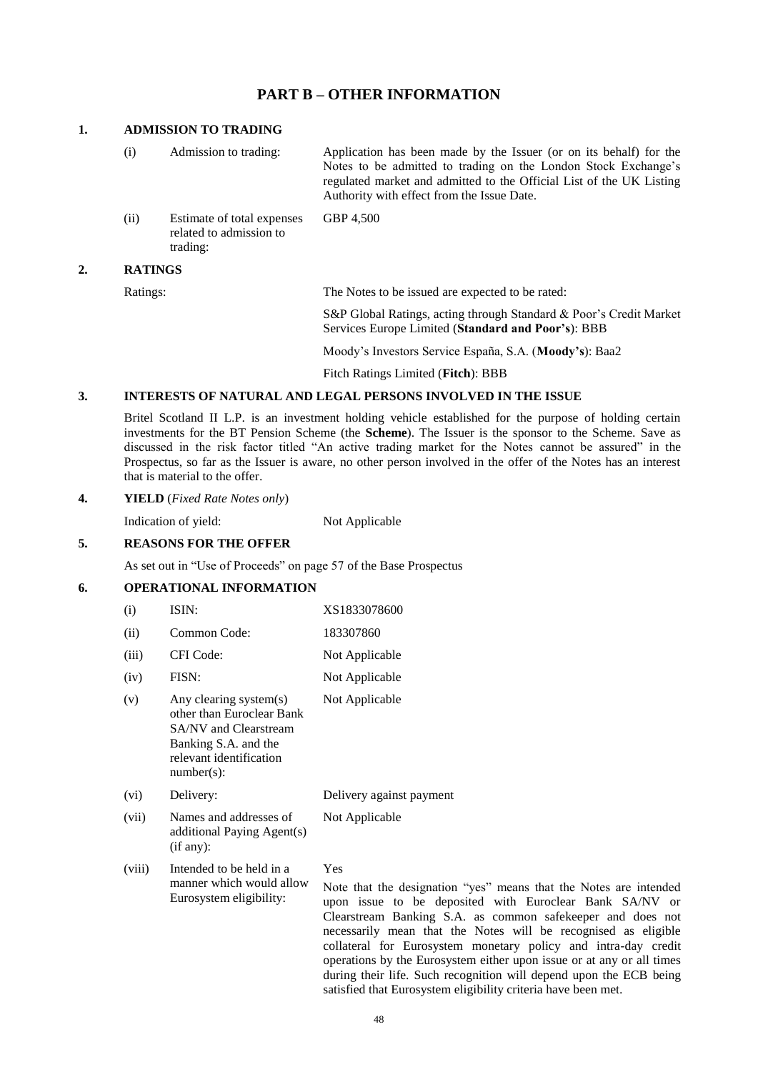# PART B – OTHER INFORMATION

## 1. ADMISSION TO TRADING

| | | |
|---|---|---|
| (i) | Admission to trading: | Application has been made by the Issuer (or on its behalf) for the Notes to be admitted to trading on the London Stock Exchange's regulated market and admitted to the Official List of the UK Listing Authority with effect from the Issue Date. |
| (ii) | Estimate of total expenses related to admission to trading: | GBP 4,500 |

## 2. RATINGS

Ratings: The Notes to be issued are expected to be rated:

S&P Global Ratings, acting through Standard & Poor's Credit Market Services Europe Limited (**Standard and Poor's**): BBB

Moody's Investors Service España, S.A. (**Moody's**): Baa2

Fitch Ratings Limited (**Fitch**): BBB

## 3. INTERESTS OF NATURAL AND LEGAL PERSONS INVOLVED IN THE ISSUE

Britel Scotland II L.P. is an investment holding vehicle established for the purpose of holding certain investments for the BT Pension Scheme (the **Scheme**). The Issuer is the sponsor to the Scheme. Save as discussed in the risk factor titled "An active trading market for the Notes cannot be assured" in the Prospectus, so far as the Issuer is aware, no other person involved in the offer of the Notes has an interest that is material to the offer.

## 4. YIELD (*Fixed Rate Notes only*)

Indication of yield: Not Applicable

## 5. REASONS FOR THE OFFER

As set out in "Use of Proceeds" on page 57 of the Base Prospectus

## 6. OPERATIONAL INFORMATION

| | | |
|---|---|---|
| (i) | ISIN: | XS1833078600 |
| (ii) | Common Code: | 183307860 |
| (iii) | CFI Code: | Not Applicable |
| (iv) | FISN: | Not Applicable |
| (v) | Any clearing system(s) other than Euroclear Bank SA/NV and Clearstream Banking S.A. and the relevant identification number(s): | Not Applicable |
| (vi) | Delivery: | Delivery against payment |
| (vii) | Names and addresses of additional Paying Agent(s) (if any): | Not Applicable |
| (viii) | Intended to be held in a manner which would allow Eurosystem eligibility: | Yes<br><br>Note that the designation "yes" means that the Notes are intended upon issue to be deposited with Euroclear Bank SA/NV or Clearstream Banking S.A. as common safekeeper and does not necessarily mean that the Notes will be recognised as eligible collateral for Eurosystem monetary policy and intra-day credit operations by the Eurosystem either upon issue or at any or all times during their life. Such recognition will depend upon the ECB being satisfied that Eurosystem eligibility criteria have been met. |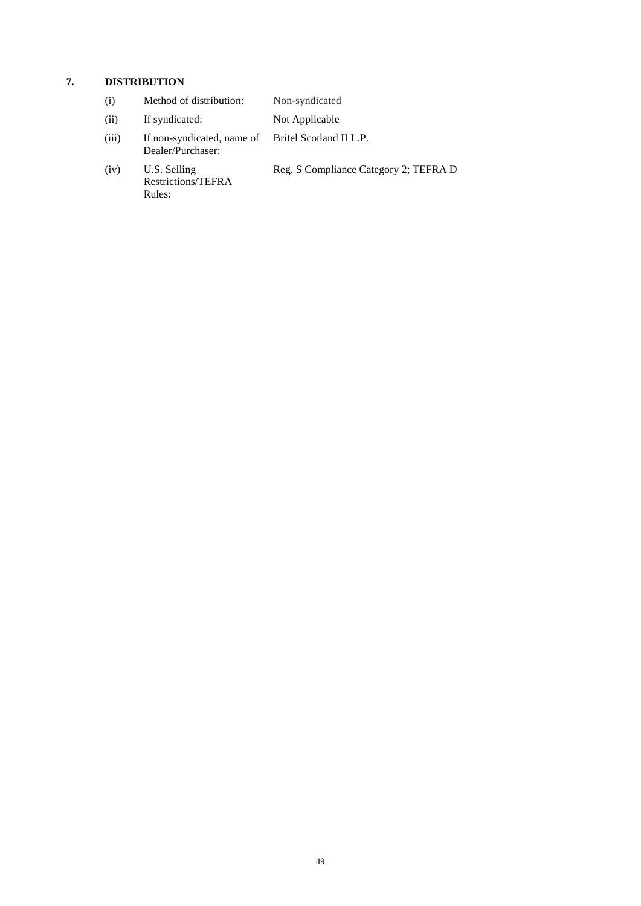## 7. DISTRIBUTION

| | | |
|---|---|---|
| (i) | Method of distribution: | Non-syndicated |
| (ii) | If syndicated: | Not Applicable |
| (iii) | If non-syndicated, name of Dealer/Purchaser: | Britel Scotland II L.P. |
| (iv) | U.S. Selling Restrictions/TEFRA Rules: | Reg. S Compliance Category 2; TEFRA D |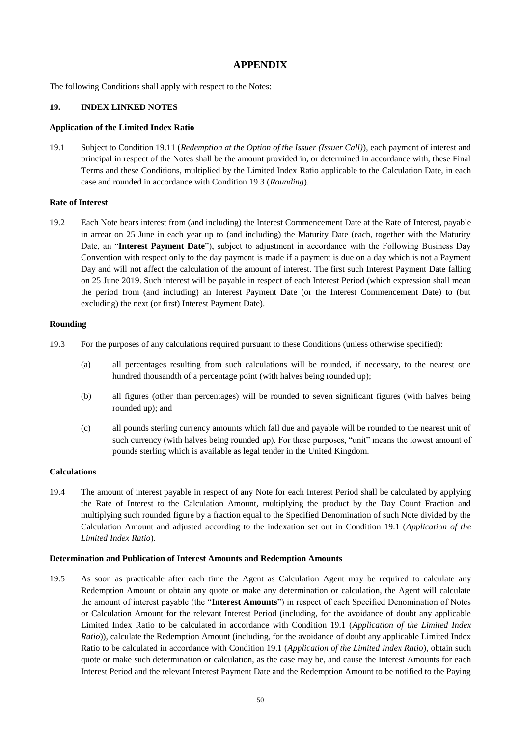# APPENDIX

The following Conditions shall apply with respect to the Notes:

## 19. INDEX LINKED NOTES

**Application of the Limited Index Ratio**

19.1 Subject to Condition 19.11 (*Redemption at the Option of the Issuer (Issuer Call)*), each payment of interest and principal in respect of the Notes shall be the amount provided in, or determined in accordance with, these Final Terms and these Conditions, multiplied by the Limited Index Ratio applicable to the Calculation Date, in each case and rounded in accordance with Condition 19.3 (*Rounding*).

**Rate of Interest**

19.2 Each Note bears interest from (and including) the Interest Commencement Date at the Rate of Interest, payable in arrear on 25 June in each year up to (and including) the Maturity Date (each, together with the Maturity Date, an "**Interest Payment Date**"), subject to adjustment in accordance with the Following Business Day Convention with respect only to the day payment is made if a payment is due on a day which is not a Payment Day and will not affect the calculation of the amount of interest. The first such Interest Payment Date falling on 25 June 2019. Such interest will be payable in respect of each Interest Period (which expression shall mean the period from (and including) an Interest Payment Date (or the Interest Commencement Date) to (but excluding) the next (or first) Interest Payment Date).

**Rounding**

19.3 For the purposes of any calculations required pursuant to these Conditions (unless otherwise specified):

(a) all percentages resulting from such calculations will be rounded, if necessary, to the nearest one hundred thousandth of a percentage point (with halves being rounded up);

(b) all figures (other than percentages) will be rounded to seven significant figures (with halves being rounded up); and

(c) all pounds sterling currency amounts which fall due and payable will be rounded to the nearest unit of such currency (with halves being rounded up). For these purposes, "unit" means the lowest amount of pounds sterling which is available as legal tender in the United Kingdom.

**Calculations**

19.4 The amount of interest payable in respect of any Note for each Interest Period shall be calculated by applying the Rate of Interest to the Calculation Amount, multiplying the product by the Day Count Fraction and multiplying such rounded figure by a fraction equal to the Specified Denomination of such Note divided by the Calculation Amount and adjusted according to the indexation set out in Condition 19.1 (*Application of the Limited Index Ratio*).

**Determination and Publication of Interest Amounts and Redemption Amounts**

19.5 As soon as practicable after each time the Agent as Calculation Agent may be required to calculate any Redemption Amount or obtain any quote or make any determination or calculation, the Agent will calculate the amount of interest payable (the "**Interest Amounts**") in respect of each Specified Denomination of Notes or Calculation Amount for the relevant Interest Period (including, for the avoidance of doubt any applicable Limited Index Ratio to be calculated in accordance with Condition 19.1 (*Application of the Limited Index Ratio*)), calculate the Redemption Amount (including, for the avoidance of doubt any applicable Limited Index Ratio to be calculated in accordance with Condition 19.1 (*Application of the Limited Index Ratio*), obtain such quote or make such determination or calculation, as the case may be, and cause the Interest Amounts for each Interest Period and the relevant Interest Payment Date and the Redemption Amount to be notified to the Paying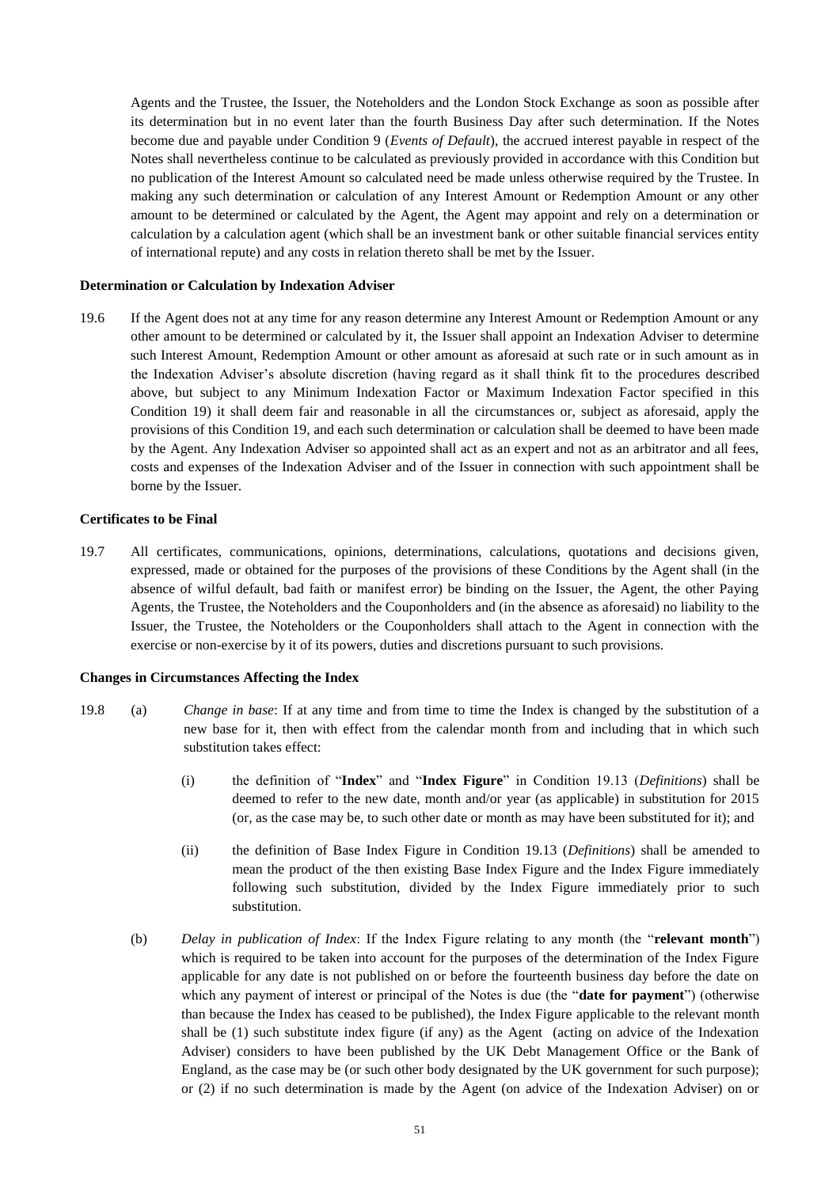Agents and the Trustee, the Issuer, the Noteholders and the London Stock Exchange as soon as possible after its determination but in no event later than the fourth Business Day after such determination. If the Notes become due and payable under Condition 9 (*Events of Default*), the accrued interest payable in respect of the Notes shall nevertheless continue to be calculated as previously provided in accordance with this Condition but no publication of the Interest Amount so calculated need be made unless otherwise required by the Trustee. In making any such determination or calculation of any Interest Amount or Redemption Amount or any other amount to be determined or calculated by the Agent, the Agent may appoint and rely on a determination or calculation by a calculation agent (which shall be an investment bank or other suitable financial services entity of international repute) and any costs in relation thereto shall be met by the Issuer.

**Determination or Calculation by Indexation Adviser**

19.6 If the Agent does not at any time for any reason determine any Interest Amount or Redemption Amount or any other amount to be determined or calculated by it, the Issuer shall appoint an Indexation Adviser to determine such Interest Amount, Redemption Amount or other amount as aforesaid at such rate or in such amount as in the Indexation Adviser's absolute discretion (having regard as it shall think fit to the procedures described above, but subject to any Minimum Indexation Factor or Maximum Indexation Factor specified in this Condition 19) it shall deem fair and reasonable in all the circumstances or, subject as aforesaid, apply the provisions of this Condition 19, and each such determination or calculation shall be deemed to have been made by the Agent. Any Indexation Adviser so appointed shall act as an expert and not as an arbitrator and all fees, costs and expenses of the Indexation Adviser and of the Issuer in connection with such appointment shall be borne by the Issuer.

**Certificates to be Final**

19.7 All certificates, communications, opinions, determinations, calculations, quotations and decisions given, expressed, made or obtained for the purposes of the provisions of these Conditions by the Agent shall (in the absence of wilful default, bad faith or manifest error) be binding on the Issuer, the Agent, the other Paying Agents, the Trustee, the Noteholders and the Couponholders and (in the absence as aforesaid) no liability to the Issuer, the Trustee, the Noteholders or the Couponholders shall attach to the Agent in connection with the exercise or non-exercise by it of its powers, duties and discretions pursuant to such provisions.

**Changes in Circumstances Affecting the Index**

19.8 (a) *Change in base*: If at any time and from time to time the Index is changed by the substitution of a new base for it, then with effect from the calendar month from and including that in which such substitution takes effect:

(i) the definition of "**Index**" and "**Index Figure**" in Condition 19.13 (*Definitions*) shall be deemed to refer to the new date, month and/or year (as applicable) in substitution for 2015 (or, as the case may be, to such other date or month as may have been substituted for it); and

(ii) the definition of Base Index Figure in Condition 19.13 (*Definitions*) shall be amended to mean the product of the then existing Base Index Figure and the Index Figure immediately following such substitution, divided by the Index Figure immediately prior to such substitution.

(b) *Delay in publication of Index*: If the Index Figure relating to any month (the "**relevant month**") which is required to be taken into account for the purposes of the determination of the Index Figure applicable for any date is not published on or before the fourteenth business day before the date on which any payment of interest or principal of the Notes is due (the "**date for payment**") (otherwise than because the Index has ceased to be published), the Index Figure applicable to the relevant month shall be (1) such substitute index figure (if any) as the Agent (acting on advice of the Indexation Adviser) considers to have been published by the UK Debt Management Office or the Bank of England, as the case may be (or such other body designated by the UK government for such purpose); or (2) if no such determination is made by the Agent (on advice of the Indexation Adviser) on or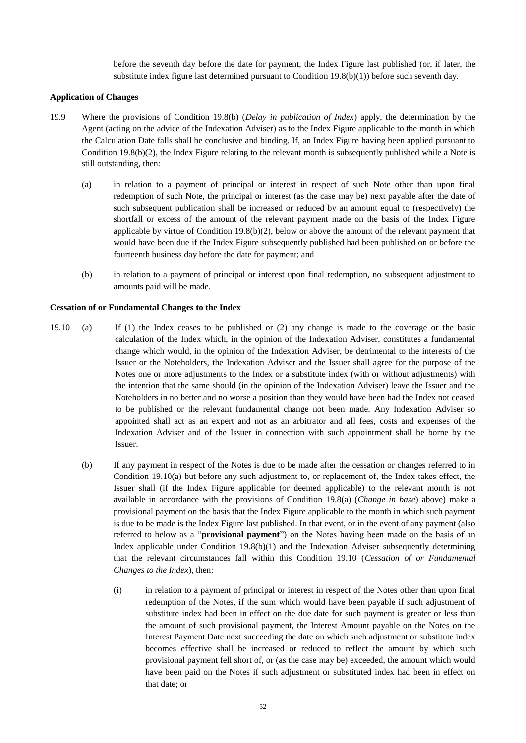before the seventh day before the date for payment, the Index Figure last published (or, if later, the substitute index figure last determined pursuant to Condition 19.8(b)(1)) before such seventh day.

**Application of Changes**

19.9 Where the provisions of Condition 19.8(b) (*Delay in publication of Index*) apply, the determination by the Agent (acting on the advice of the Indexation Adviser) as to the Index Figure applicable to the month in which the Calculation Date falls shall be conclusive and binding. If, an Index Figure having been applied pursuant to Condition 19.8(b)(2), the Index Figure relating to the relevant month is subsequently published while a Note is still outstanding, then:

(a) in relation to a payment of principal or interest in respect of such Note other than upon final redemption of such Note, the principal or interest (as the case may be) next payable after the date of such subsequent publication shall be increased or reduced by an amount equal to (respectively) the shortfall or excess of the amount of the relevant payment made on the basis of the Index Figure applicable by virtue of Condition 19.8(b)(2), below or above the amount of the relevant payment that would have been due if the Index Figure subsequently published had been published on or before the fourteenth business day before the date for payment; and

(b) in relation to a payment of principal or interest upon final redemption, no subsequent adjustment to amounts paid will be made.

**Cessation of or Fundamental Changes to the Index**

19.10 (a) If (1) the Index ceases to be published or (2) any change is made to the coverage or the basic calculation of the Index which, in the opinion of the Indexation Adviser, constitutes a fundamental change which would, in the opinion of the Indexation Adviser, be detrimental to the interests of the Issuer or the Noteholders, the Indexation Adviser and the Issuer shall agree for the purpose of the Notes one or more adjustments to the Index or a substitute index (with or without adjustments) with the intention that the same should (in the opinion of the Indexation Adviser) leave the Issuer and the Noteholders in no better and no worse a position than they would have been had the Index not ceased to be published or the relevant fundamental change not been made. Any Indexation Adviser so appointed shall act as an expert and not as an arbitrator and all fees, costs and expenses of the Indexation Adviser and of the Issuer in connection with such appointment shall be borne by the Issuer.

(b) If any payment in respect of the Notes is due to be made after the cessation or changes referred to in Condition 19.10(a) but before any such adjustment to, or replacement of, the Index takes effect, the Issuer shall (if the Index Figure applicable (or deemed applicable) to the relevant month is not available in accordance with the provisions of Condition 19.8(a) (*Change in base*) above) make a provisional payment on the basis that the Index Figure applicable to the month in which such payment is due to be made is the Index Figure last published. In that event, or in the event of any payment (also referred to below as a "**provisional payment**") on the Notes having been made on the basis of an Index applicable under Condition 19.8(b)(1) and the Indexation Adviser subsequently determining that the relevant circumstances fall within this Condition 19.10 (*Cessation of or Fundamental Changes to the Index*), then:

(i) in relation to a payment of principal or interest in respect of the Notes other than upon final redemption of the Notes, if the sum which would have been payable if such adjustment of substitute index had been in effect on the due date for such payment is greater or less than the amount of such provisional payment, the Interest Amount payable on the Notes on the Interest Payment Date next succeeding the date on which such adjustment or substitute index becomes effective shall be increased or reduced to reflect the amount by which such provisional payment fell short of, or (as the case may be) exceeded, the amount which would have been paid on the Notes if such adjustment or substituted index had been in effect on that date; or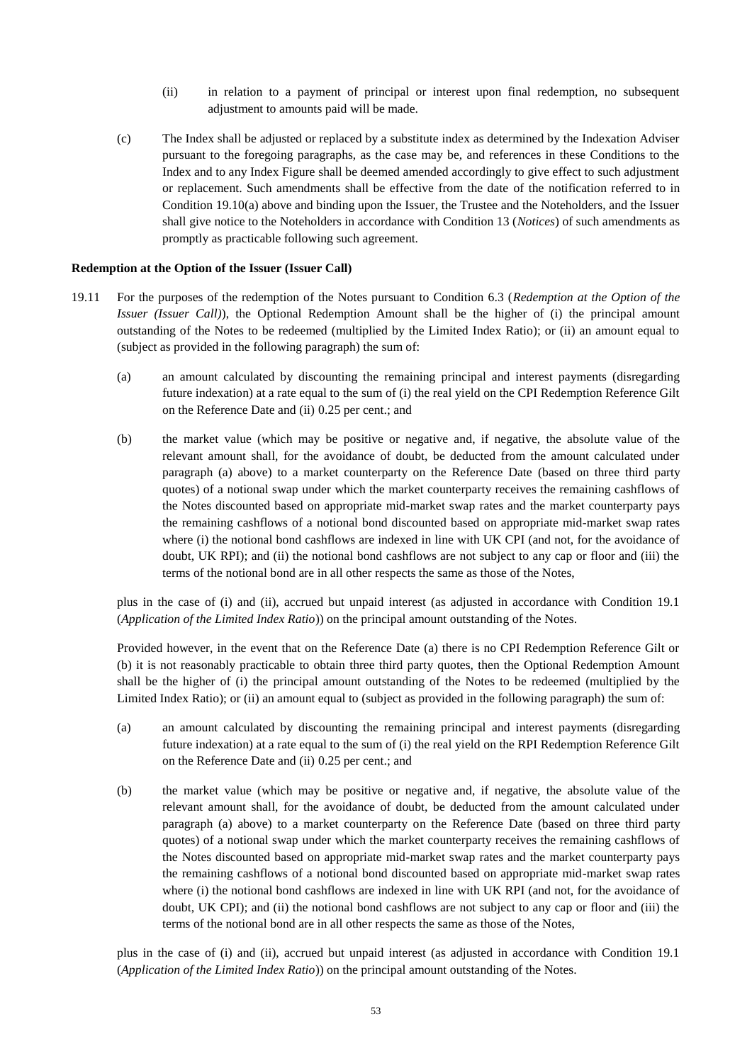(ii) in relation to a payment of principal or interest upon final redemption, no subsequent adjustment to amounts paid will be made.

(c) The Index shall be adjusted or replaced by a substitute index as determined by the Indexation Adviser pursuant to the foregoing paragraphs, as the case may be, and references in these Conditions to the Index and to any Index Figure shall be deemed amended accordingly to give effect to such adjustment or replacement. Such amendments shall be effective from the date of the notification referred to in Condition 19.10(a) above and binding upon the Issuer, the Trustee and the Noteholders, and the Issuer shall give notice to the Noteholders in accordance with Condition 13 (*Notices*) of such amendments as promptly as practicable following such agreement.

**Redemption at the Option of the Issuer (Issuer Call)**

19.11 For the purposes of the redemption of the Notes pursuant to Condition 6.3 (*Redemption at the Option of the Issuer (Issuer Call)*), the Optional Redemption Amount shall be the higher of (i) the principal amount outstanding of the Notes to be redeemed (multiplied by the Limited Index Ratio); or (ii) an amount equal to (subject as provided in the following paragraph) the sum of:

(a) an amount calculated by discounting the remaining principal and interest payments (disregarding future indexation) at a rate equal to the sum of (i) the real yield on the CPI Redemption Reference Gilt on the Reference Date and (ii) 0.25 per cent.; and

(b) the market value (which may be positive or negative and, if negative, the absolute value of the relevant amount shall, for the avoidance of doubt, be deducted from the amount calculated under paragraph (a) above) to a market counterparty on the Reference Date (based on three third party quotes) of a notional swap under which the market counterparty receives the remaining cashflows of the Notes discounted based on appropriate mid-market swap rates and the market counterparty pays the remaining cashflows of a notional bond discounted based on appropriate mid-market swap rates where (i) the notional bond cashflows are indexed in line with UK CPI (and not, for the avoidance of doubt, UK RPI); and (ii) the notional bond cashflows are not subject to any cap or floor and (iii) the terms of the notional bond are in all other respects the same as those of the Notes,

plus in the case of (i) and (ii), accrued but unpaid interest (as adjusted in accordance with Condition 19.1 (*Application of the Limited Index Ratio*)) on the principal amount outstanding of the Notes.

Provided however, in the event that on the Reference Date (a) there is no CPI Redemption Reference Gilt or (b) it is not reasonably practicable to obtain three third party quotes, then the Optional Redemption Amount shall be the higher of (i) the principal amount outstanding of the Notes to be redeemed (multiplied by the Limited Index Ratio); or (ii) an amount equal to (subject as provided in the following paragraph) the sum of:

(a) an amount calculated by discounting the remaining principal and interest payments (disregarding future indexation) at a rate equal to the sum of (i) the real yield on the RPI Redemption Reference Gilt on the Reference Date and (ii) 0.25 per cent.; and

(b) the market value (which may be positive or negative and, if negative, the absolute value of the relevant amount shall, for the avoidance of doubt, be deducted from the amount calculated under paragraph (a) above) to a market counterparty on the Reference Date (based on three third party quotes) of a notional swap under which the market counterparty receives the remaining cashflows of the Notes discounted based on appropriate mid-market swap rates and the market counterparty pays the remaining cashflows of a notional bond discounted based on appropriate mid-market swap rates where (i) the notional bond cashflows are indexed in line with UK RPI (and not, for the avoidance of doubt, UK CPI); and (ii) the notional bond cashflows are not subject to any cap or floor and (iii) the terms of the notional bond are in all other respects the same as those of the Notes,

plus in the case of (i) and (ii), accrued but unpaid interest (as adjusted in accordance with Condition 19.1 (*Application of the Limited Index Ratio*)) on the principal amount outstanding of the Notes.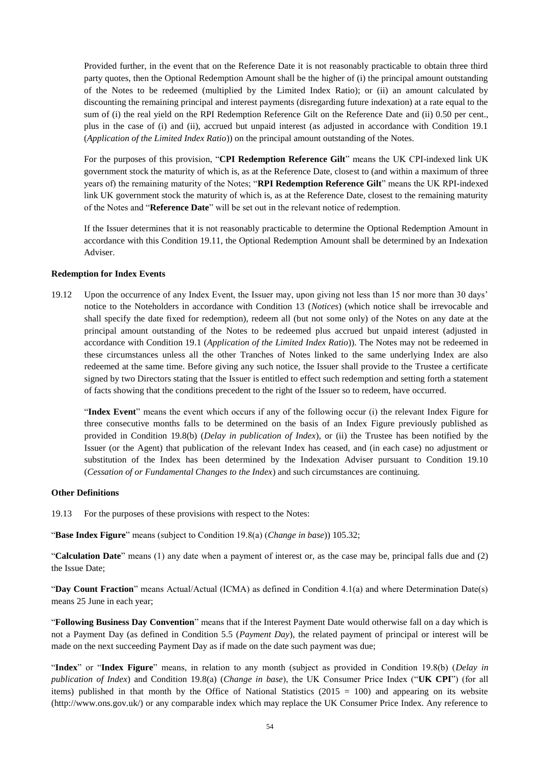Provided further, in the event that on the Reference Date it is not reasonably practicable to obtain three third party quotes, then the Optional Redemption Amount shall be the higher of (i) the principal amount outstanding of the Notes to be redeemed (multiplied by the Limited Index Ratio); or (ii) an amount calculated by discounting the remaining principal and interest payments (disregarding future indexation) at a rate equal to the sum of (i) the real yield on the RPI Redemption Reference Gilt on the Reference Date and (ii) 0.50 per cent., plus in the case of (i) and (ii), accrued but unpaid interest (as adjusted in accordance with Condition 19.1 (*Application of the Limited Index Ratio*)) on the principal amount outstanding of the Notes.

For the purposes of this provision, "**CPI Redemption Reference Gilt**" means the UK CPI-indexed link UK government stock the maturity of which is, as at the Reference Date, closest to (and within a maximum of three years of) the remaining maturity of the Notes; "**RPI Redemption Reference Gilt**" means the UK RPI-indexed link UK government stock the maturity of which is, as at the Reference Date, closest to the remaining maturity of the Notes and "**Reference Date**" will be set out in the relevant notice of redemption.

If the Issuer determines that it is not reasonably practicable to determine the Optional Redemption Amount in accordance with this Condition 19.11, the Optional Redemption Amount shall be determined by an Indexation Adviser.

**Redemption for Index Events**

19.12 Upon the occurrence of any Index Event, the Issuer may, upon giving not less than 15 nor more than 30 days' notice to the Noteholders in accordance with Condition 13 (*Notices*) (which notice shall be irrevocable and shall specify the date fixed for redemption), redeem all (but not some only) of the Notes on any date at the principal amount outstanding of the Notes to be redeemed plus accrued but unpaid interest (adjusted in accordance with Condition 19.1 (*Application of the Limited Index Ratio*)). The Notes may not be redeemed in these circumstances unless all the other Tranches of Notes linked to the same underlying Index are also redeemed at the same time. Before giving any such notice, the Issuer shall provide to the Trustee a certificate signed by two Directors stating that the Issuer is entitled to effect such redemption and setting forth a statement of facts showing that the conditions precedent to the right of the Issuer so to redeem, have occurred.

"**Index Event**" means the event which occurs if any of the following occur (i) the relevant Index Figure for three consecutive months falls to be determined on the basis of an Index Figure previously published as provided in Condition 19.8(b) (*Delay in publication of Index*), or (ii) the Trustee has been notified by the Issuer (or the Agent) that publication of the relevant Index has ceased, and (in each case) no adjustment or substitution of the Index has been determined by the Indexation Adviser pursuant to Condition 19.10 (*Cessation of or Fundamental Changes to the Index*) and such circumstances are continuing.

**Other Definitions**

19.13 For the purposes of these provisions with respect to the Notes:

"**Base Index Figure**" means (subject to Condition 19.8(a) (*Change in base*)) 105.32;

"**Calculation Date**" means (1) any date when a payment of interest or, as the case may be, principal falls due and (2) the Issue Date;

"**Day Count Fraction**" means Actual/Actual (ICMA) as defined in Condition 4.1(a) and where Determination Date(s) means 25 June in each year;

"**Following Business Day Convention**" means that if the Interest Payment Date would otherwise fall on a day which is not a Payment Day (as defined in Condition 5.5 (*Payment Day*), the related payment of principal or interest will be made on the next succeeding Payment Day as if made on the date such payment was due;

"**Index**" or "**Index Figure**" means, in relation to any month (subject as provided in Condition 19.8(b) (*Delay in publication of Index*) and Condition 19.8(a) (*Change in base*), the UK Consumer Price Index ("**UK CPI**") (for all items) published in that month by the Office of National Statistics (2015 = 100) and appearing on its website (http://www.ons.gov.uk/) or any comparable index which may replace the UK Consumer Price Index. Any reference to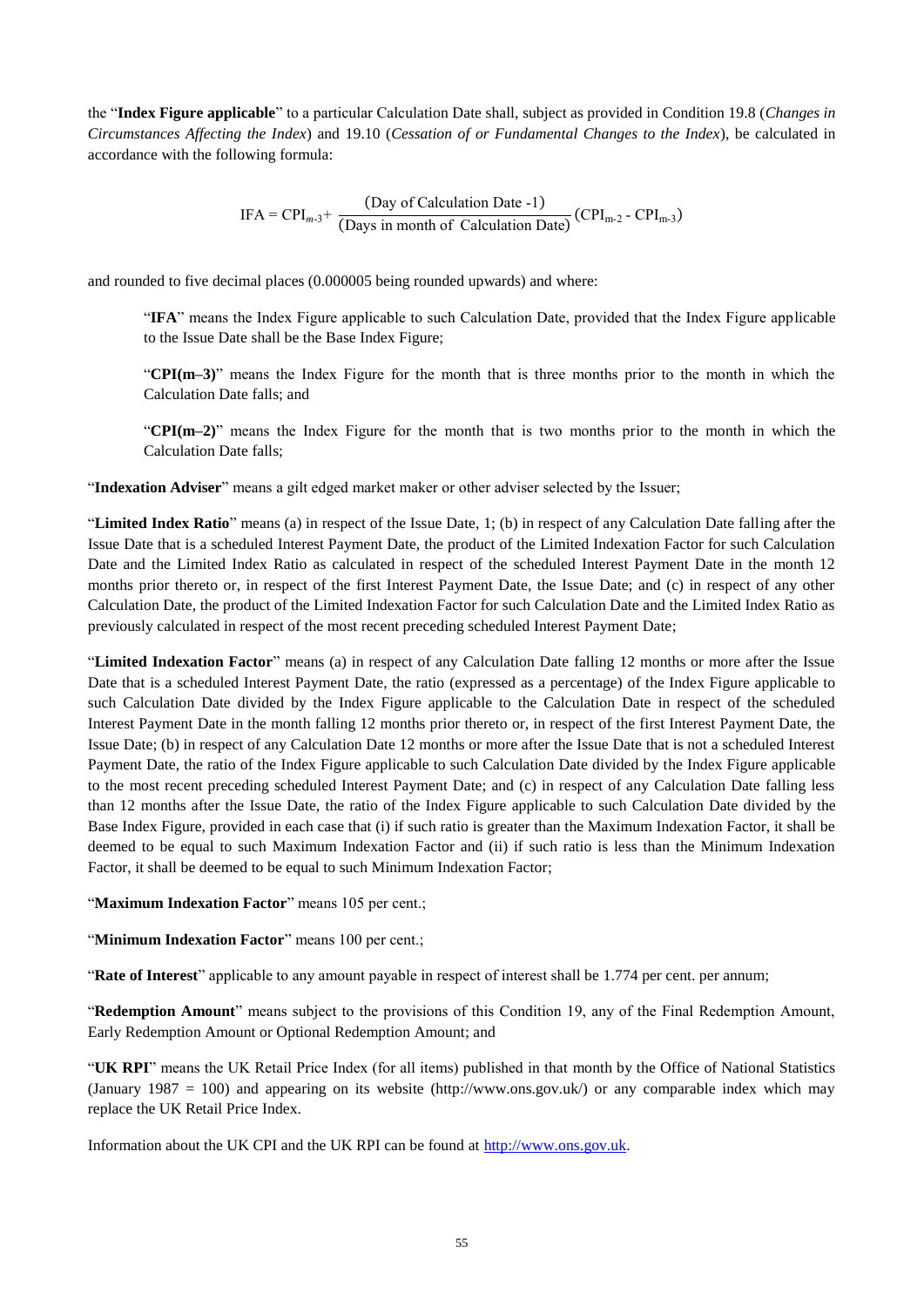the "**Index Figure applicable**" to a particular Calculation Date shall, subject as provided in Condition 19.8 (*Changes in Circumstances Affecting the Index*) and 19.10 (*Cessation of or Fundamental Changes to the Index*), be calculated in accordance with the following formula:

$$\text{IFA} = \text{CPI}_{m\text{-}3} + \frac{(\text{Day of Calculation Date -1})}{(\text{Days in month of Calculation Date})}(\text{CPI}_{\text{m-2}} - \text{CPI}_{\text{m-3}})$$

and rounded to five decimal places (0.000005 being rounded upwards) and where:

> "**IFA**" means the Index Figure applicable to such Calculation Date, provided that the Index Figure applicable to the Issue Date shall be the Base Index Figure;
>
> "**CPI(m–3)**" means the Index Figure for the month that is three months prior to the month in which the Calculation Date falls; and
>
> "**CPI(m–2)**" means the Index Figure for the month that is two months prior to the month in which the Calculation Date falls;

"**Indexation Adviser**" means a gilt edged market maker or other adviser selected by the Issuer;

"**Limited Index Ratio**" means (a) in respect of the Issue Date, 1; (b) in respect of any Calculation Date falling after the Issue Date that is a scheduled Interest Payment Date, the product of the Limited Indexation Factor for such Calculation Date and the Limited Index Ratio as calculated in respect of the scheduled Interest Payment Date in the month 12 months prior thereto or, in respect of the first Interest Payment Date, the Issue Date; and (c) in respect of any other Calculation Date, the product of the Limited Indexation Factor for such Calculation Date and the Limited Index Ratio as previously calculated in respect of the most recent preceding scheduled Interest Payment Date;

"**Limited Indexation Factor**" means (a) in respect of any Calculation Date falling 12 months or more after the Issue Date that is a scheduled Interest Payment Date, the ratio (expressed as a percentage) of the Index Figure applicable to such Calculation Date divided by the Index Figure applicable to the Calculation Date in respect of the scheduled Interest Payment Date in the month falling 12 months prior thereto or, in respect of the first Interest Payment Date, the Issue Date; (b) in respect of any Calculation Date 12 months or more after the Issue Date that is not a scheduled Interest Payment Date, the ratio of the Index Figure applicable to such Calculation Date divided by the Index Figure applicable to the most recent preceding scheduled Interest Payment Date; and (c) in respect of any Calculation Date falling less than 12 months after the Issue Date, the ratio of the Index Figure applicable to such Calculation Date divided by the Base Index Figure, provided in each case that (i) if such ratio is greater than the Maximum Indexation Factor, it shall be deemed to be equal to such Maximum Indexation Factor and (ii) if such ratio is less than the Minimum Indexation Factor, it shall be deemed to be equal to such Minimum Indexation Factor;

"**Maximum Indexation Factor**" means 105 per cent.;

"**Minimum Indexation Factor**" means 100 per cent.;

"**Rate of Interest**" applicable to any amount payable in respect of interest shall be 1.774 per cent. per annum;

"**Redemption Amount**" means subject to the provisions of this Condition 19, any of the Final Redemption Amount, Early Redemption Amount or Optional Redemption Amount; and

"**UK RPI**" means the UK Retail Price Index (for all items) published in that month by the Office of National Statistics (January 1987 = 100) and appearing on its website (http://www.ons.gov.uk/) or any comparable index which may replace the UK Retail Price Index.

Information about the UK CPI and the UK RPI can be found at http://www.ons.gov.uk.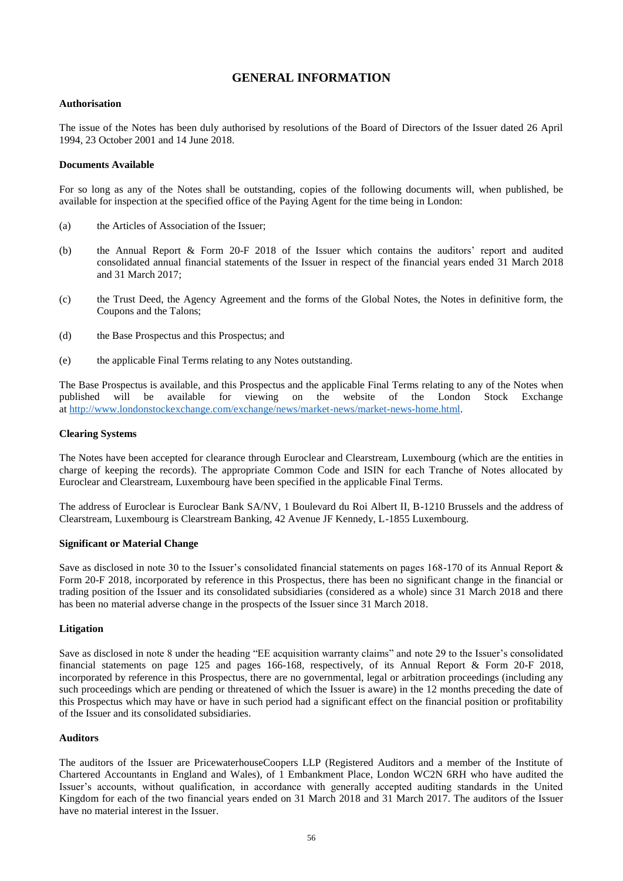# GENERAL INFORMATION

**Authorisation**

The issue of the Notes has been duly authorised by resolutions of the Board of Directors of the Issuer dated 26 April 1994, 23 October 2001 and 14 June 2018.

**Documents Available**

For so long as any of the Notes shall be outstanding, copies of the following documents will, when published, be available for inspection at the specified office of the Paying Agent for the time being in London:

(a) the Articles of Association of the Issuer;

(b) the Annual Report & Form 20-F 2018 of the Issuer which contains the auditors' report and audited consolidated annual financial statements of the Issuer in respect of the financial years ended 31 March 2018 and 31 March 2017;

(c) the Trust Deed, the Agency Agreement and the forms of the Global Notes, the Notes in definitive form, the Coupons and the Talons;

(d) the Base Prospectus and this Prospectus; and

(e) the applicable Final Terms relating to any Notes outstanding.

The Base Prospectus is available, and this Prospectus and the applicable Final Terms relating to any of the Notes when published will be available for viewing on the website of the London Stock Exchange at http://www.londonstockexchange.com/exchange/news/market-news/market-news-home.html.

**Clearing Systems**

The Notes have been accepted for clearance through Euroclear and Clearstream, Luxembourg (which are the entities in charge of keeping the records). The appropriate Common Code and ISIN for each Tranche of Notes allocated by Euroclear and Clearstream, Luxembourg have been specified in the applicable Final Terms.

The address of Euroclear is Euroclear Bank SA/NV, 1 Boulevard du Roi Albert II, B-1210 Brussels and the address of Clearstream, Luxembourg is Clearstream Banking, 42 Avenue JF Kennedy, L-1855 Luxembourg.

**Significant or Material Change**

Save as disclosed in note 30 to the Issuer's consolidated financial statements on pages 168-170 of its Annual Report & Form 20-F 2018, incorporated by reference in this Prospectus, there has been no significant change in the financial or trading position of the Issuer and its consolidated subsidiaries (considered as a whole) since 31 March 2018 and there has been no material adverse change in the prospects of the Issuer since 31 March 2018.

**Litigation**

Save as disclosed in note 8 under the heading "EE acquisition warranty claims" and note 29 to the Issuer's consolidated financial statements on page 125 and pages 166-168, respectively, of its Annual Report & Form 20-F 2018, incorporated by reference in this Prospectus, there are no governmental, legal or arbitration proceedings (including any such proceedings which are pending or threatened of which the Issuer is aware) in the 12 months preceding the date of this Prospectus which may have or have in such period had a significant effect on the financial position or profitability of the Issuer and its consolidated subsidiaries.

**Auditors**

The auditors of the Issuer are PricewaterhouseCoopers LLP (Registered Auditors and a member of the Institute of Chartered Accountants in England and Wales), of 1 Embankment Place, London WC2N 6RH who have audited the Issuer's accounts, without qualification, in accordance with generally accepted auditing standards in the United Kingdom for each of the two financial years ended on 31 March 2018 and 31 March 2017. The auditors of the Issuer have no material interest in the Issuer.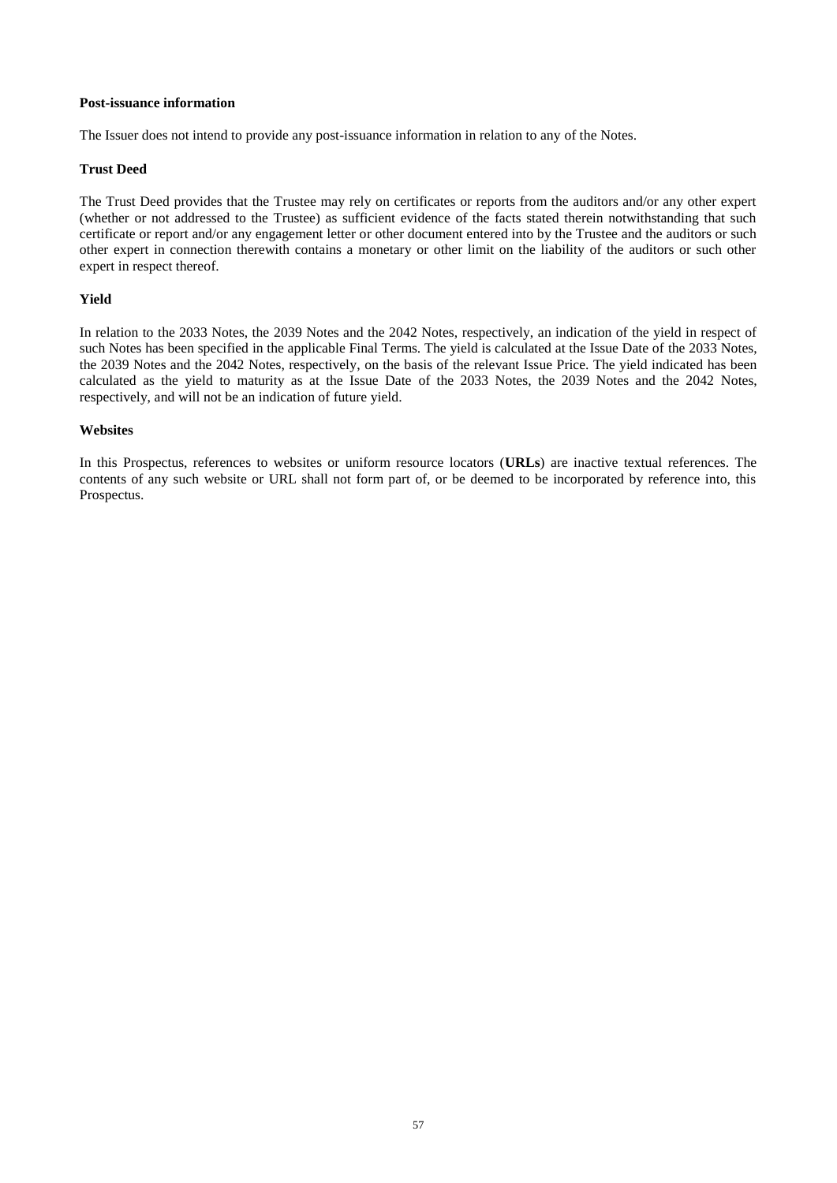**Post-issuance information**

The Issuer does not intend to provide any post-issuance information in relation to any of the Notes.

**Trust Deed**

The Trust Deed provides that the Trustee may rely on certificates or reports from the auditors and/or any other expert (whether or not addressed to the Trustee) as sufficient evidence of the facts stated therein notwithstanding that such certificate or report and/or any engagement letter or other document entered into by the Trustee and the auditors or such other expert in connection therewith contains a monetary or other limit on the liability of the auditors or such other expert in respect thereof.

**Yield**

In relation to the 2033 Notes, the 2039 Notes and the 2042 Notes, respectively, an indication of the yield in respect of such Notes has been specified in the applicable Final Terms. The yield is calculated at the Issue Date of the 2033 Notes, the 2039 Notes and the 2042 Notes, respectively, on the basis of the relevant Issue Price. The yield indicated has been calculated as the yield to maturity as at the Issue Date of the 2033 Notes, the 2039 Notes and the 2042 Notes, respectively, and will not be an indication of future yield.

**Websites**

In this Prospectus, references to websites or uniform resource locators (**URLs**) are inactive textual references. The contents of any such website or URL shall not form part of, or be deemed to be incorporated by reference into, this Prospectus.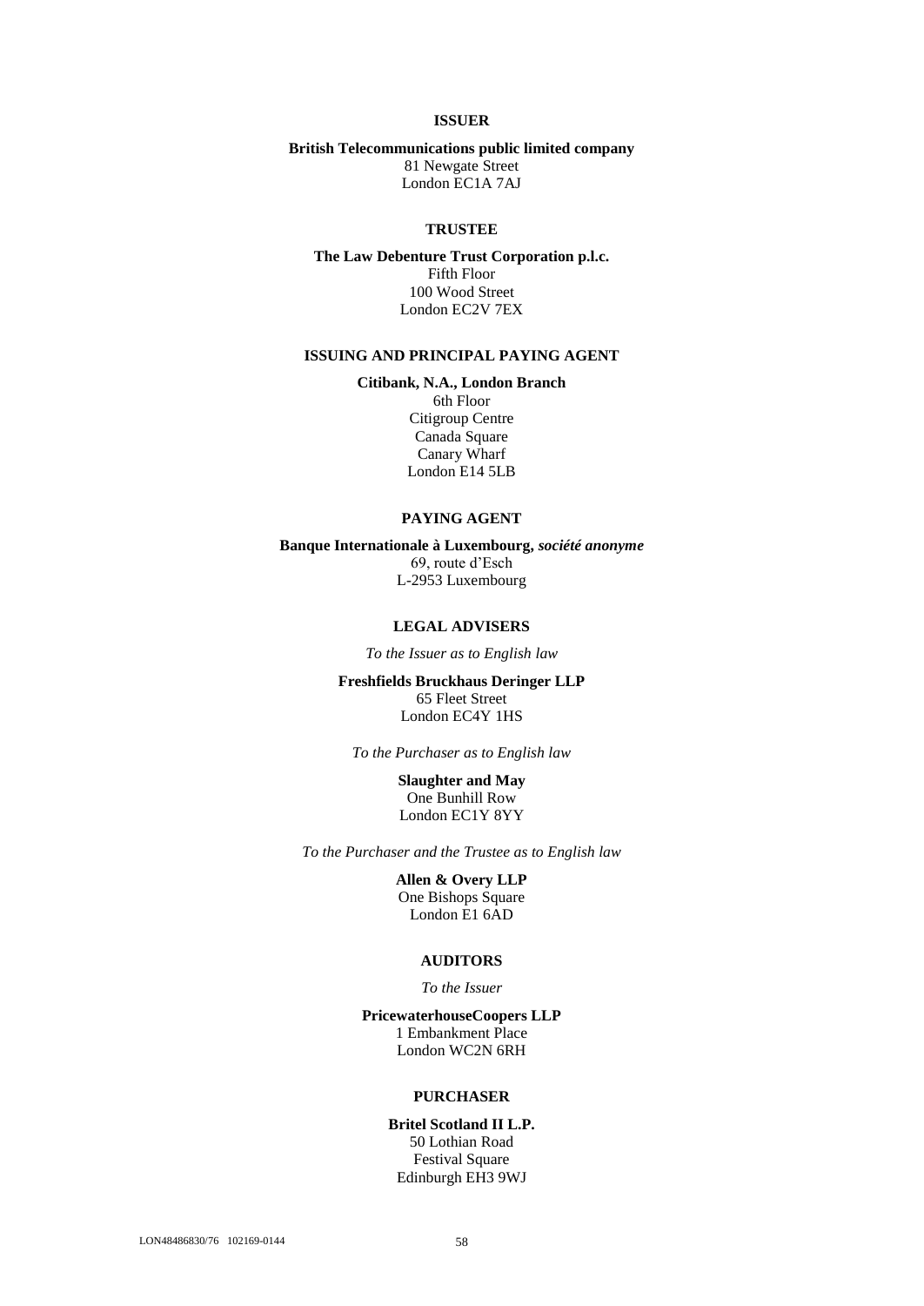**ISSUER**

**British Telecommunications public limited company**
81 Newgate Street
London EC1A 7AJ

**TRUSTEE**

**The Law Debenture Trust Corporation p.l.c.**
Fifth Floor
100 Wood Street
London EC2V 7EX

**ISSUING AND PRINCIPAL PAYING AGENT**

**Citibank, N.A., London Branch**
6th Floor
Citigroup Centre
Canada Square
Canary Wharf
London E14 5LB

**PAYING AGENT**

**Banque Internationale à Luxembourg,** ***société anonyme***
69, route d'Esch
L-2953 Luxembourg

**LEGAL ADVISERS**

*To the Issuer as to English law*

**Freshfields Bruckhaus Deringer LLP**
65 Fleet Street
London EC4Y 1HS

*To the Purchaser as to English law*

**Slaughter and May**
One Bunhill Row
London EC1Y 8YY

*To the Purchaser and the Trustee as to English law*

**Allen & Overy LLP**
One Bishops Square
London E1 6AD

**AUDITORS**

*To the Issuer*

**PricewaterhouseCoopers LLP**
1 Embankment Place
London WC2N 6RH

**PURCHASER**

**Britel Scotland II L.P.**
50 Lothian Road
Festival Square
Edinburgh EH3 9WJ

LON48486830/76 102169-0144